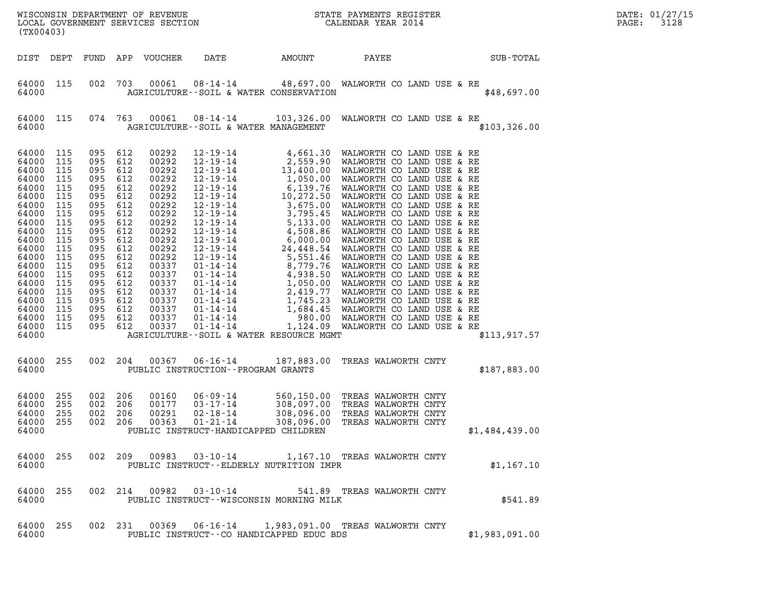WISCONSIN DEPARTMENT OF REVENUE
LOCAL GOVERNMENT SERVICES SECTION
(TX00403)

STATE PAYMENTS REGISTER
CALENDAR YEAR 2014

DATE: 01/27/15

| DIST | DEPT | FUND | APP | VOUCHER | DATE | AMOUNT | PAYEE | SUB-TOTAL |
|---|---|---|---|---|---|---|---|---|
| 64000 | 115 | 002 | 703 | 00061 | 08-14-14 | 48,697.00 | WALWORTH CO LAND USE & RE | |
| 64000 | | | | | AGRICULTURE--SOIL & WATER CONSERVATION | | | $48,697.00 |
| 64000 | 115 | 074 | 763 | 00061 | 08-14-14 | 103,326.00 | WALWORTH CO LAND USE & RE | |
| 64000 | | | | | AGRICULTURE--SOIL & WATER MANAGEMENT | | | $103,326.00 |
| 64000 | 115 | 095 | 612 | 00292 | 12-19-14 | 4,661.30 | WALWORTH CO LAND USE & RE | |
| 64000 | 115 | 095 | 612 | 00292 | 12-19-14 | 2,559.90 | WALWORTH CO LAND USE & RE | |
| 64000 | 115 | 095 | 612 | 00292 | 12-19-14 | 13,400.00 | WALWORTH CO LAND USE & RE | |
| 64000 | 115 | 095 | 612 | 00292 | 12-19-14 | 1,050.00 | WALWORTH CO LAND USE & RE | |
| 64000 | 115 | 095 | 612 | 00292 | 12-19-14 | 6,139.76 | WALWORTH CO LAND USE & RE | |
| 64000 | 115 | 095 | 612 | 00292 | 12-19-14 | 10,272.50 | WALWORTH CO LAND USE & RE | |
| 64000 | 115 | 095 | 612 | 00292 | 12-19-14 | 3,675.00 | WALWORTH CO LAND USE & RE | |
| 64000 | 115 | 095 | 612 | 00292 | 12-19-14 | 3,795.45 | WALWORTH CO LAND USE & RE | |
| 64000 | 115 | 095 | 612 | 00292 | 12-19-14 | 5,133.00 | WALWORTH CO LAND USE & RE | |
| 64000 | 115 | 095 | 612 | 00292 | 12-19-14 | 4,508.86 | WALWORTH CO LAND USE & RE | |
| 64000 | 115 | 095 | 612 | 00292 | 12-19-14 | 6,000.00 | WALWORTH CO LAND USE & RE | |
| 64000 | 115 | 095 | 612 | 00292 | 12-19-14 | 24,448.54 | WALWORTH CO LAND USE & RE | |
| 64000 | 115 | 095 | 612 | 00292 | 12-19-14 | 5,551.46 | WALWORTH CO LAND USE & RE | |
| 64000 | 115 | 095 | 612 | 00337 | 01-14-14 | 8,779.76 | WALWORTH CO LAND USE & RE | |
| 64000 | 115 | 095 | 612 | 00337 | 01-14-14 | 4,938.50 | WALWORTH CO LAND USE & RE | |
| 64000 | 115 | 095 | 612 | 00337 | 01-14-14 | 1,050.00 | WALWORTH CO LAND USE & RE | |
| 64000 | 115 | 095 | 612 | 00337 | 01-14-14 | 2,419.77 | WALWORTH CO LAND USE & RE | |
| 64000 | 115 | 095 | 612 | 00337 | 01-14-14 | 1,745.23 | WALWORTH CO LAND USE & RE | |
| 64000 | 115 | 095 | 612 | 00337 | 01-14-14 | 1,684.45 | WALWORTH CO LAND USE & RE | |
| 64000 | 115 | 095 | 612 | 00337 | 01-14-14 | 980.00 | WALWORTH CO LAND USE & RE | |
| 64000 | 115 | 095 | 612 | 00337 | 01-14-14 | 1,124.09 | WALWORTH CO LAND USE & RE | |
| 64000 | | | | | AGRICULTURE--SOIL & WATER RESOURCE MGMT | | | $113,917.57 |
| 64000 | 255 | 002 | 204 | 00367 | 06-16-14 | 187,883.00 | TREAS WALWORTH CNTY | |
| 64000 | | | | | PUBLIC INSTRUCTION--PROGRAM GRANTS | | | $187,883.00 |
| 64000 | 255 | 002 | 206 | 00160 | 06-09-14 | 560,150.00 | TREAS WALWORTH CNTY | |
| 64000 | 255 | 002 | 206 | 00177 | 03-17-14 | 308,097.00 | TREAS WALWORTH CNTY | |
| 64000 | 255 | 002 | 206 | 00291 | 02-18-14 | 308,096.00 | TREAS WALWORTH CNTY | |
| 64000 | 255 | 002 | 206 | 00363 | 01-21-14 | 308,096.00 | TREAS WALWORTH CNTY | |
| 64000 | | | | | PUBLIC INSTRUCT-HANDICAPPED CHILDREN | | | $1,484,439.00 |
| 64000 | 255 | 002 | 209 | 00983 | 03-10-14 | 1,167.10 | TREAS WALWORTH CNTY | |
| 64000 | | | | | PUBLIC INSTRUCT--ELDERLY NUTRITION IMPR | | | $1,167.10 |
| 64000 | 255 | 002 | 214 | 00982 | 03-10-14 | 541.89 | TREAS WALWORTH CNTY | |
| 64000 | | | | | PUBLIC INSTRUCT--WISCONSIN MORNING MILK | | | $541.89 |
| 64000 | 255 | 002 | 231 | 00369 | 06-16-14 | 1,983,091.00 | TREAS WALWORTH CNTY | |
| 64000 | | | | | PUBLIC INSTRUCT--CO HANDICAPPED EDUC BDS | | | $1,983,091.00 |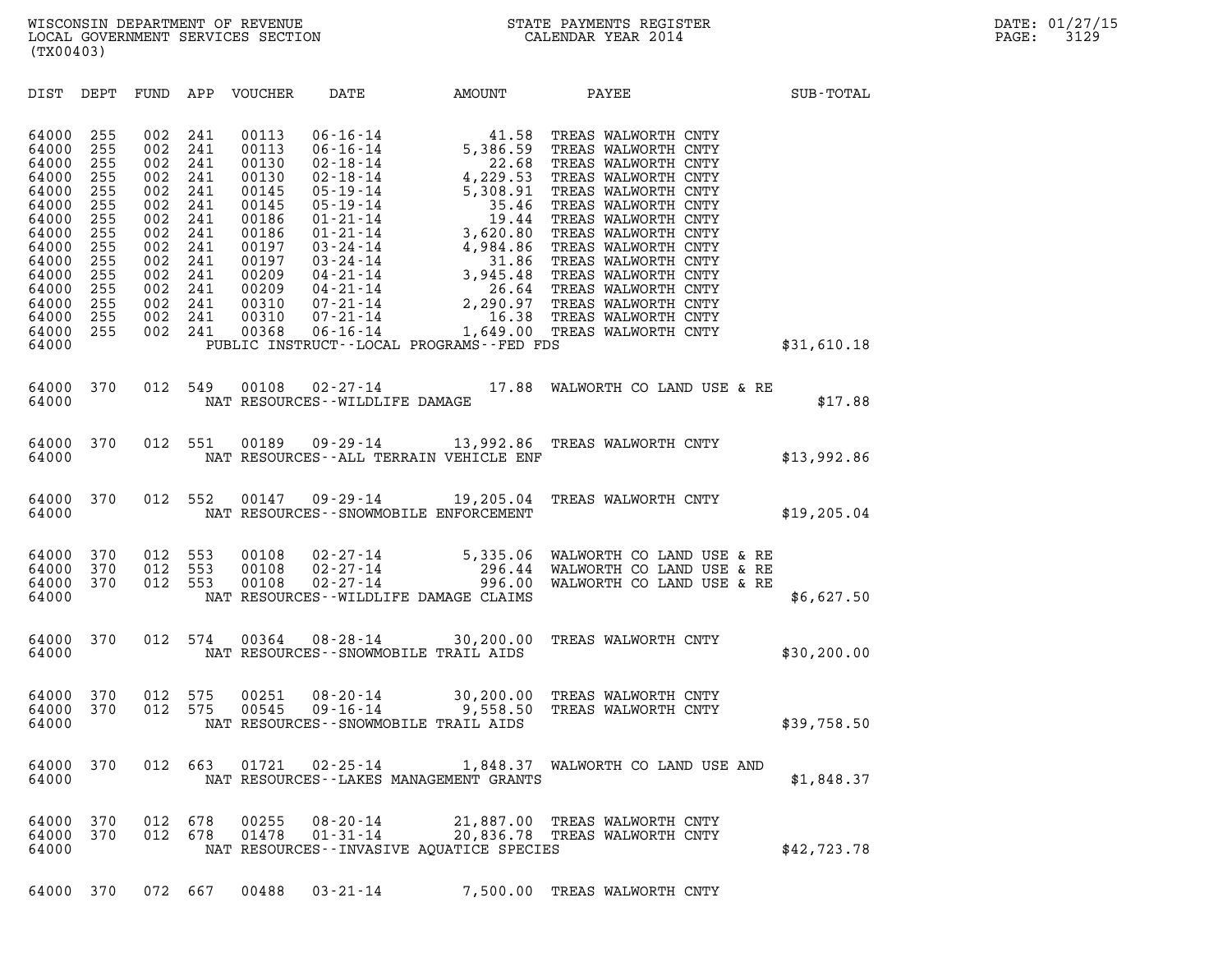WISCONSIN DEPARTMENT OF REVENUE
LOCAL GOVERNMENT SERVICES SECTION
(TX00403)

STATE PAYMENTS REGISTER
CALENDAR YEAR 2014

DATE: 01/27/15

| DIST | DEPT | FUND | APP | VOUCHER | DATE | AMOUNT | PAYEE | SUB-TOTAL |
|---|---|---|---|---|---|---|---|---|
| 64000 | 255 | 002 | 241 | 00113 | 06-16-14 | 41.58 | TREAS WALWORTH CNTY | |
| 64000 | 255 | 002 | 241 | 00113 | 06-16-14 | 5,386.59 | TREAS WALWORTH CNTY | |
| 64000 | 255 | 002 | 241 | 00130 | 02-18-14 | 22.68 | TREAS WALWORTH CNTY | |
| 64000 | 255 | 002 | 241 | 00130 | 02-18-14 | 4,229.53 | TREAS WALWORTH CNTY | |
| 64000 | 255 | 002 | 241 | 00145 | 05-19-14 | 5,308.91 | TREAS WALWORTH CNTY | |
| 64000 | 255 | 002 | 241 | 00145 | 05-19-14 | 35.46 | TREAS WALWORTH CNTY | |
| 64000 | 255 | 002 | 241 | 00186 | 01-21-14 | 19.44 | TREAS WALWORTH CNTY | |
| 64000 | 255 | 002 | 241 | 00186 | 01-21-14 | 3,620.80 | TREAS WALWORTH CNTY | |
| 64000 | 255 | 002 | 241 | 00197 | 03-24-14 | 4,984.86 | TREAS WALWORTH CNTY | |
| 64000 | 255 | 002 | 241 | 00197 | 03-24-14 | 31.86 | TREAS WALWORTH CNTY | |
| 64000 | 255 | 002 | 241 | 00209 | 04-21-14 | 3,945.48 | TREAS WALWORTH CNTY | |
| 64000 | 255 | 002 | 241 | 00209 | 04-21-14 | 26.64 | TREAS WALWORTH CNTY | |
| 64000 | 255 | 002 | 241 | 00310 | 07-21-14 | 2,290.97 | TREAS WALWORTH CNTY | |
| 64000 | 255 | 002 | 241 | 00310 | 07-21-14 | 16.38 | TREAS WALWORTH CNTY | |
| 64000 | 255 | 002 | 241 | 00368 | 06-16-14 | 1,649.00 | TREAS WALWORTH CNTY | |
| 64000 | | | | | PUBLIC INSTRUCT--LOCAL PROGRAMS--FED FDS | | | $31,610.18 |
| 64000 | 370 | 012 | 549 | 00108 | 02-27-14 | 17.88 | WALWORTH CO LAND USE & RE | |
| 64000 | | | | | NAT RESOURCES--WILDLIFE DAMAGE | | | $17.88 |
| 64000 | 370 | 012 | 551 | 00189 | 09-29-14 | 13,992.86 | TREAS WALWORTH CNTY | |
| 64000 | | | | | NAT RESOURCES--ALL TERRAIN VEHICLE ENF | | | $13,992.86 |
| 64000 | 370 | 012 | 552 | 00147 | 09-29-14 | 19,205.04 | TREAS WALWORTH CNTY | |
| 64000 | | | | | NAT RESOURCES--SNOWMOBILE ENFORCEMENT | | | $19,205.04 |
| 64000 | 370 | 012 | 553 | 00108 | 02-27-14 | 5,335.06 | WALWORTH CO LAND USE & RE | |
| 64000 | 370 | 012 | 553 | 00108 | 02-27-14 | 296.44 | WALWORTH CO LAND USE & RE | |
| 64000 | 370 | 012 | 553 | 00108 | 02-27-14 | 996.00 | WALWORTH CO LAND USE & RE | |
| 64000 | | | | | NAT RESOURCES--WILDLIFE DAMAGE CLAIMS | | | $6,627.50 |
| 64000 | 370 | 012 | 574 | 00364 | 08-28-14 | 30,200.00 | TREAS WALWORTH CNTY | |
| 64000 | | | | | NAT RESOURCES--SNOWMOBILE TRAIL AIDS | | | $30,200.00 |
| 64000 | 370 | 012 | 575 | 00251 | 08-20-14 | 30,200.00 | TREAS WALWORTH CNTY | |
| 64000 | 370 | 012 | 575 | 00545 | 09-16-14 | 9,558.50 | TREAS WALWORTH CNTY | |
| 64000 | | | | | NAT RESOURCES--SNOWMOBILE TRAIL AIDS | | | $39,758.50 |
| 64000 | 370 | 012 | 663 | 01721 | 02-25-14 | 1,848.37 | WALWORTH CO LAND USE AND | |
| 64000 | | | | | NAT RESOURCES--LAKES MANAGEMENT GRANTS | | | $1,848.37 |
| 64000 | 370 | 012 | 678 | 00255 | 08-20-14 | 21,887.00 | TREAS WALWORTH CNTY | |
| 64000 | 370 | 012 | 678 | 01478 | 01-31-14 | 20,836.78 | TREAS WALWORTH CNTY | |
| 64000 | | | | | NAT RESOURCES--INVASIVE AQUATICE SPECIES | | | $42,723.78 |
| 64000 | 370 | 072 | 667 | 00488 | 03-21-14 | 7,500.00 | TREAS WALWORTH CNTY | |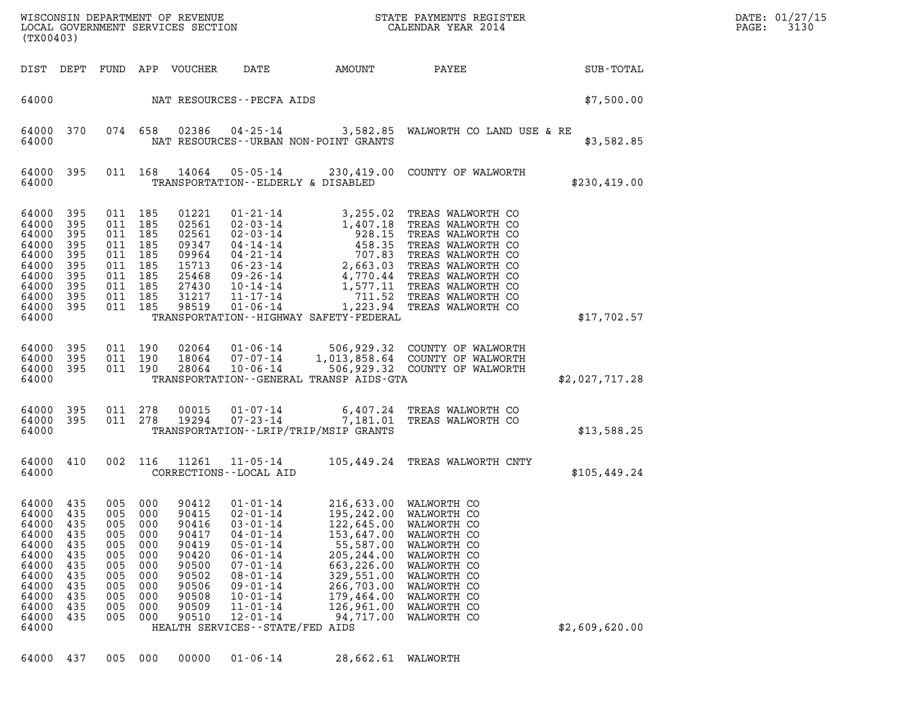WISCONSIN DEPARTMENT OF REVENUE
LOCAL GOVERNMENT SERVICES SECTION
(TX00403)

STATE PAYMENTS REGISTER
CALENDAR YEAR 2014

DATE: 01/27/15

| DIST | DEPT | FUND | APP | VOUCHER | DATE | AMOUNT | PAYEE | SUB-TOTAL |
|---|---|---|---|---|---|---|---|---|
| 64000 | | | | NAT RESOURCES--PECFA AIDS | | | | $7,500.00 |
| 64000 | 370 | 074 | 658 | 02386 | 04-25-14 | 3,582.85 | WALWORTH CO LAND USE & RE | |
| 64000 | | | | NAT RESOURCES--URBAN NON-POINT GRANTS | | | | $3,582.85 |
| 64000 | 395 | 011 | 168 | 14064 | 05-05-14 | 230,419.00 | COUNTY OF WALWORTH | |
| 64000 | | | | TRANSPORTATION--ELDERLY & DISABLED | | | | $230,419.00 |
| 64000 | 395 | 011 | 185 | 01221 | 01-21-14 | 3,255.02 | TREAS WALWORTH CO | |
| 64000 | 395 | 011 | 185 | 02561 | 02-03-14 | 1,407.18 | TREAS WALWORTH CO | |
| 64000 | 395 | 011 | 185 | 02561 | 02-03-14 | 928.15 | TREAS WALWORTH CO | |
| 64000 | 395 | 011 | 185 | 09347 | 04-14-14 | 458.35 | TREAS WALWORTH CO | |
| 64000 | 395 | 011 | 185 | 09964 | 04-21-14 | 707.83 | TREAS WALWORTH CO | |
| 64000 | 395 | 011 | 185 | 15713 | 06-23-14 | 2,663.03 | TREAS WALWORTH CO | |
| 64000 | 395 | 011 | 185 | 25468 | 09-26-14 | 4,770.44 | TREAS WALWORTH CO | |
| 64000 | 395 | 011 | 185 | 27430 | 10-14-14 | 1,577.11 | TREAS WALWORTH CO | |
| 64000 | 395 | 011 | 185 | 31217 | 11-17-14 | 711.52 | TREAS WALWORTH CO | |
| 64000 | 395 | 011 | 185 | 98519 | 01-06-14 | 1,223.94 | TREAS WALWORTH CO | |
| 64000 | | | | TRANSPORTATION--HIGHWAY SAFETY-FEDERAL | | | | $17,702.57 |
| 64000 | 395 | 011 | 190 | 02064 | 01-06-14 | 506,929.32 | COUNTY OF WALWORTH | |
| 64000 | 395 | 011 | 190 | 18064 | 07-07-14 | 1,013,858.64 | COUNTY OF WALWORTH | |
| 64000 | 395 | 011 | 190 | 28064 | 10-06-14 | 506,929.32 | COUNTY OF WALWORTH | |
| 64000 | | | | TRANSPORTATION--GENERAL TRANSP AIDS-GTA | | | | $2,027,717.28 |
| 64000 | 395 | 011 | 278 | 00015 | 01-07-14 | 6,407.24 | TREAS WALWORTH CO | |
| 64000 | 395 | 011 | 278 | 19294 | 07-23-14 | 7,181.01 | TREAS WALWORTH CO | |
| 64000 | | | | TRANSPORTATION--LRIP/TRIP/MSIP GRANTS | | | | $13,588.25 |
| 64000 | 410 | 002 | 116 | 11261 | 11-05-14 | 105,449.24 | TREAS WALWORTH CNTY | |
| 64000 | | | | CORRECTIONS--LOCAL AID | | | | $105,449.24 |
| 64000 | 435 | 005 | 000 | 90412 | 01-01-14 | 216,633.00 | WALWORTH CO | |
| 64000 | 435 | 005 | 000 | 90415 | 02-01-14 | 195,242.00 | WALWORTH CO | |
| 64000 | 435 | 005 | 000 | 90416 | 03-01-14 | 122,645.00 | WALWORTH CO | |
| 64000 | 435 | 005 | 000 | 90417 | 04-01-14 | 153,647.00 | WALWORTH CO | |
| 64000 | 435 | 005 | 000 | 90419 | 05-01-14 | 55,587.00 | WALWORTH CO | |
| 64000 | 435 | 005 | 000 | 90420 | 06-01-14 | 205,244.00 | WALWORTH CO | |
| 64000 | 435 | 005 | 000 | 90500 | 07-01-14 | 663,226.00 | WALWORTH CO | |
| 64000 | 435 | 005 | 000 | 90502 | 08-01-14 | 329,551.00 | WALWORTH CO | |
| 64000 | 435 | 005 | 000 | 90506 | 09-01-14 | 266,703.00 | WALWORTH CO | |
| 64000 | 435 | 005 | 000 | 90508 | 10-01-14 | 179,464.00 | WALWORTH CO | |
| 64000 | 435 | 005 | 000 | 90509 | 11-01-14 | 126,961.00 | WALWORTH CO | |
| 64000 | 435 | 005 | 000 | 90510 | 12-01-14 | 94,717.00 | WALWORTH CO | |
| 64000 | | | | HEALTH SERVICES--STATE/FED AIDS | | | | $2,609,620.00 |
| 64000 | 437 | 005 | 000 | 00000 | 01-06-14 | 28,662.61 | WALWORTH | |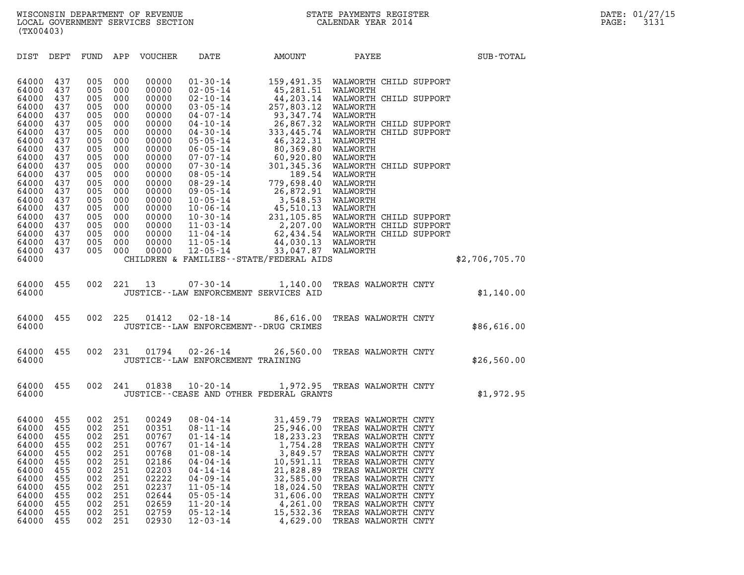WISCONSIN DEPARTMENT OF REVENUE
LOCAL GOVERNMENT SERVICES SECTION
(TX00403)

STATE PAYMENTS REGISTER
CALENDAR YEAR 2014

DATE: 01/27/15
PAGE: 3131

| DIST | DEPT | FUND | APP | VOUCHER | DATE | AMOUNT | PAYEE | SUB-TOTAL |
|---|---|---|---|---|---|---|---|---|
| 64000 | 437 | 005 | 000 | 00000 | 01-30-14 | 159,491.35 | WALWORTH CHILD SUPPORT | |
| 64000 | 437 | 005 | 000 | 00000 | 02-05-14 | 45,281.51 | WALWORTH | |
| 64000 | 437 | 005 | 000 | 00000 | 02-10-14 | 44,203.14 | WALWORTH CHILD SUPPORT | |
| 64000 | 437 | 005 | 000 | 00000 | 03-05-14 | 257,803.12 | WALWORTH | |
| 64000 | 437 | 005 | 000 | 00000 | 04-07-14 | 93,347.74 | WALWORTH | |
| 64000 | 437 | 005 | 000 | 00000 | 04-10-14 | 26,867.32 | WALWORTH CHILD SUPPORT | |
| 64000 | 437 | 005 | 000 | 00000 | 04-30-14 | 333,445.74 | WALWORTH CHILD SUPPORT | |
| 64000 | 437 | 005 | 000 | 00000 | 05-05-14 | 46,322.31 | WALWORTH | |
| 64000 | 437 | 005 | 000 | 00000 | 06-05-14 | 80,369.80 | WALWORTH | |
| 64000 | 437 | 005 | 000 | 00000 | 07-07-14 | 60,920.80 | WALWORTH | |
| 64000 | 437 | 005 | 000 | 00000 | 07-30-14 | 301,345.36 | WALWORTH CHILD SUPPORT | |
| 64000 | 437 | 005 | 000 | 00000 | 08-05-14 | 189.54 | WALWORTH | |
| 64000 | 437 | 005 | 000 | 00000 | 08-29-14 | 779,698.40 | WALWORTH | |
| 64000 | 437 | 005 | 000 | 00000 | 09-05-14 | 26,872.91 | WALWORTH | |
| 64000 | 437 | 005 | 000 | 00000 | 10-05-14 | 3,548.53 | WALWORTH | |
| 64000 | 437 | 005 | 000 | 00000 | 10-06-14 | 45,510.13 | WALWORTH | |
| 64000 | 437 | 005 | 000 | 00000 | 10-30-14 | 231,105.85 | WALWORTH CHILD SUPPORT | |
| 64000 | 437 | 005 | 000 | 00000 | 11-03-14 | 2,207.00 | WALWORTH CHILD SUPPORT | |
| 64000 | 437 | 005 | 000 | 00000 | 11-04-14 | 62,434.54 | WALWORTH CHILD SUPPORT | |
| 64000 | 437 | 005 | 000 | 00000 | 11-05-14 | 44,030.13 | WALWORTH | |
| 64000 | 437 | 005 | 000 | 00000 | 12-05-14 | 33,047.87 | WALWORTH | |
| 64000 | | | | | CHILDREN & FAMILIES--STATE/FEDERAL AIDS | | | $2,706,705.70 |
| 64000 | 455 | 002 | 221 | 13 | 07-30-14 | 1,140.00 | TREAS WALWORTH CNTY | |
| 64000 | | | | | JUSTICE--LAW ENFORCEMENT SERVICES AID | | | $1,140.00 |
| 64000 | 455 | 002 | 225 | 01412 | 02-18-14 | 86,616.00 | TREAS WALWORTH CNTY | |
| 64000 | | | | | JUSTICE--LAW ENFORCEMENT--DRUG CRIMES | | | $86,616.00 |
| 64000 | 455 | 002 | 231 | 01794 | 02-26-14 | 26,560.00 | TREAS WALWORTH CNTY | |
| 64000 | | | | | JUSTICE--LAW ENFORCEMENT TRAINING | | | $26,560.00 |
| 64000 | 455 | 002 | 241 | 01838 | 10-20-14 | 1,972.95 | TREAS WALWORTH CNTY | |
| 64000 | | | | | JUSTICE--CEASE AND OTHER FEDERAL GRANTS | | | $1,972.95 |
| 64000 | 455 | 002 | 251 | 00249 | 08-04-14 | 31,459.79 | TREAS WALWORTH CNTY | |
| 64000 | 455 | 002 | 251 | 00351 | 08-11-14 | 25,946.00 | TREAS WALWORTH CNTY | |
| 64000 | 455 | 002 | 251 | 00767 | 01-14-14 | 18,233.23 | TREAS WALWORTH CNTY | |
| 64000 | 455 | 002 | 251 | 00767 | 01-14-14 | 1,754.28 | TREAS WALWORTH CNTY | |
| 64000 | 455 | 002 | 251 | 00768 | 01-08-14 | 3,849.57 | TREAS WALWORTH CNTY | |
| 64000 | 455 | 002 | 251 | 02186 | 04-04-14 | 10,591.11 | TREAS WALWORTH CNTY | |
| 64000 | 455 | 002 | 251 | 02203 | 04-14-14 | 21,828.89 | TREAS WALWORTH CNTY | |
| 64000 | 455 | 002 | 251 | 02222 | 04-09-14 | 32,585.00 | TREAS WALWORTH CNTY | |
| 64000 | 455 | 002 | 251 | 02237 | 11-05-14 | 18,024.50 | TREAS WALWORTH CNTY | |
| 64000 | 455 | 002 | 251 | 02644 | 05-05-14 | 31,606.00 | TREAS WALWORTH CNTY | |
| 64000 | 455 | 002 | 251 | 02659 | 11-20-14 | 4,261.00 | TREAS WALWORTH CNTY | |
| 64000 | 455 | 002 | 251 | 02759 | 05-12-14 | 15,532.36 | TREAS WALWORTH CNTY | |
| 64000 | 455 | 002 | 251 | 02930 | 12-03-14 | 4,629.00 | TREAS WALWORTH CNTY | |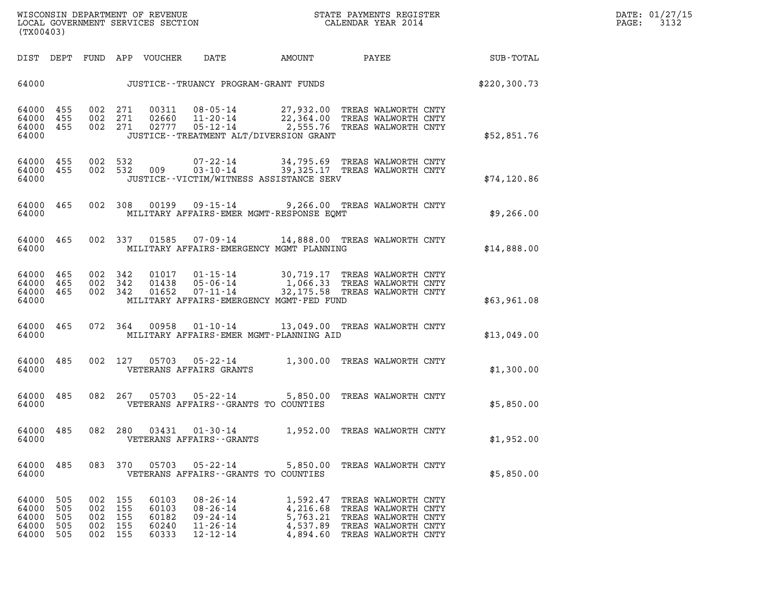WISCONSIN DEPARTMENT OF REVENUE
LOCAL GOVERNMENT SERVICES SECTION
(TX00403)

STATE PAYMENTS REGISTER
CALENDAR YEAR 2014

DATE: 01/27/15
PAGE: 3132

| DIST | DEPT | FUND | APP | VOUCHER | DATE | AMOUNT | PAYEE | SUB-TOTAL |
|---|---|---|---|---|---|---|---|---|
| 64000 | | | | | JUSTICE--TRUANCY PROGRAM-GRANT FUNDS | | | $220,300.73 |
| 64000 | 455 | 002 | 271 | 00311 | 08-05-14 | 27,932.00 | TREAS WALWORTH CNTY | |
| 64000 | 455 | 002 | 271 | 02660 | 11-20-14 | 22,364.00 | TREAS WALWORTH CNTY | |
| 64000 | 455 | 002 | 271 | 02777 | 05-12-14 | 2,555.76 | TREAS WALWORTH CNTY | |
| 64000 | | | | | JUSTICE--TREATMENT ALT/DIVERSION GRANT | | | $52,851.76 |
| 64000 | 455 | 002 | 532 | | 07-22-14 | 34,795.69 | TREAS WALWORTH CNTY | |
| 64000 | 455 | 002 | 532 | 009 | 03-10-14 | 39,325.17 | TREAS WALWORTH CNTY | |
| 64000 | | | | | JUSTICE--VICTIM/WITNESS ASSISTANCE SERV | | | $74,120.86 |
| 64000 | 465 | 002 | 308 | 00199 | 09-15-14 | 9,266.00 | TREAS WALWORTH CNTY | |
| 64000 | | | | | MILITARY AFFAIRS-EMER MGMT-RESPONSE EQMT | | | $9,266.00 |
| 64000 | 465 | 002 | 337 | 01585 | 07-09-14 | 14,888.00 | TREAS WALWORTH CNTY | |
| 64000 | | | | | MILITARY AFFAIRS-EMERGENCY MGMT PLANNING | | | $14,888.00 |
| 64000 | 465 | 002 | 342 | 01017 | 01-15-14 | 30,719.17 | TREAS WALWORTH CNTY | |
| 64000 | 465 | 002 | 342 | 01438 | 05-06-14 | 1,066.33 | TREAS WALWORTH CNTY | |
| 64000 | 465 | 002 | 342 | 01652 | 07-11-14 | 32,175.58 | TREAS WALWORTH CNTY | |
| 64000 | | | | | MILITARY AFFAIRS-EMERGENCY MGMT-FED FUND | | | $63,961.08 |
| 64000 | 465 | 072 | 364 | 00958 | 01-10-14 | 13,049.00 | TREAS WALWORTH CNTY | |
| 64000 | | | | | MILITARY AFFAIRS-EMER MGMT-PLANNING AID | | | $13,049.00 |
| 64000 | 485 | 002 | 127 | 05703 | 05-22-14 | 1,300.00 | TREAS WALWORTH CNTY | |
| 64000 | | | | | VETERANS AFFAIRS GRANTS | | | $1,300.00 |
| 64000 | 485 | 082 | 267 | 05703 | 05-22-14 | 5,850.00 | TREAS WALWORTH CNTY | |
| 64000 | | | | | VETERANS AFFAIRS--GRANTS TO COUNTIES | | | $5,850.00 |
| 64000 | 485 | 082 | 280 | 03431 | 01-30-14 | 1,952.00 | TREAS WALWORTH CNTY | |
| 64000 | | | | | VETERANS AFFAIRS--GRANTS | | | $1,952.00 |
| 64000 | 485 | 083 | 370 | 05703 | 05-22-14 | 5,850.00 | TREAS WALWORTH CNTY | |
| 64000 | | | | | VETERANS AFFAIRS--GRANTS TO COUNTIES | | | $5,850.00 |
| 64000 | 505 | 002 | 155 | 60103 | 08-26-14 | 1,592.47 | TREAS WALWORTH CNTY | |
| 64000 | 505 | 002 | 155 | 60103 | 08-26-14 | 4,216.68 | TREAS WALWORTH CNTY | |
| 64000 | 505 | 002 | 155 | 60182 | 09-24-14 | 5,763.21 | TREAS WALWORTH CNTY | |
| 64000 | 505 | 002 | 155 | 60240 | 11-26-14 | 4,537.89 | TREAS WALWORTH CNTY | |
| 64000 | 505 | 002 | 155 | 60333 | 12-12-14 | 4,894.60 | TREAS WALWORTH CNTY | |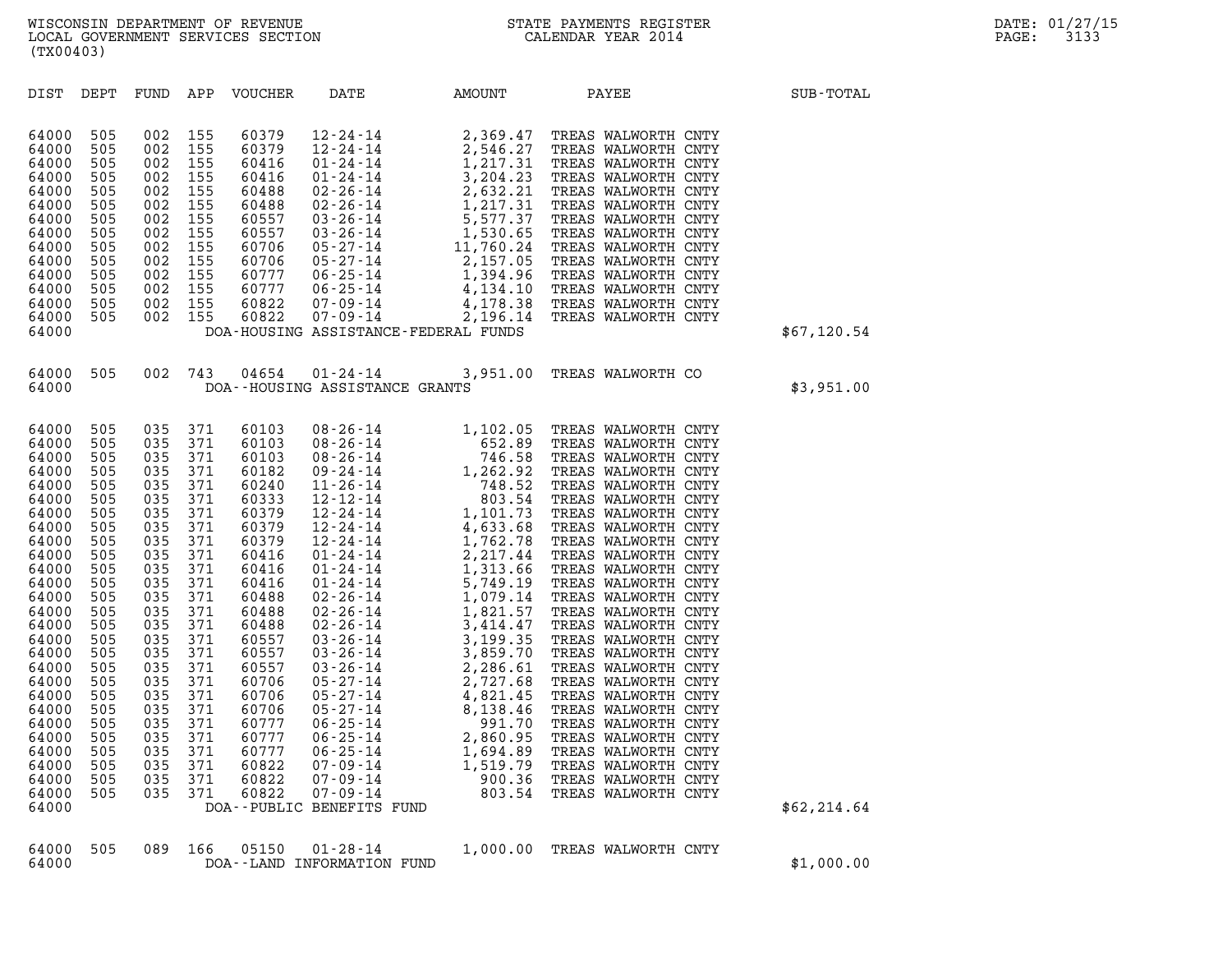WISCONSIN DEPARTMENT OF REVENUE
LOCAL GOVERNMENT SERVICES SECTION
(TX00403)

STATE PAYMENTS REGISTER
CALENDAR YEAR 2014

DATE: 01/27/15

| DIST | DEPT | FUND | APP | VOUCHER | DATE | AMOUNT | PAYEE | SUB-TOTAL |
|---|---|---|---|---|---|---|---|---|
| 64000 | 505 | 002 | 155 | 60379 | 12-24-14 | 2,369.47 | TREAS WALWORTH CNTY | |
| 64000 | 505 | 002 | 155 | 60379 | 12-24-14 | 2,546.27 | TREAS WALWORTH CNTY | |
| 64000 | 505 | 002 | 155 | 60416 | 01-24-14 | 1,217.31 | TREAS WALWORTH CNTY | |
| 64000 | 505 | 002 | 155 | 60416 | 01-24-14 | 3,204.23 | TREAS WALWORTH CNTY | |
| 64000 | 505 | 002 | 155 | 60488 | 02-26-14 | 2,632.21 | TREAS WALWORTH CNTY | |
| 64000 | 505 | 002 | 155 | 60488 | 02-26-14 | 1,217.31 | TREAS WALWORTH CNTY | |
| 64000 | 505 | 002 | 155 | 60557 | 03-26-14 | 5,577.37 | TREAS WALWORTH CNTY | |
| 64000 | 505 | 002 | 155 | 60557 | 03-26-14 | 1,530.65 | TREAS WALWORTH CNTY | |
| 64000 | 505 | 002 | 155 | 60706 | 05-27-14 | 11,760.24 | TREAS WALWORTH CNTY | |
| 64000 | 505 | 002 | 155 | 60706 | 05-27-14 | 2,157.05 | TREAS WALWORTH CNTY | |
| 64000 | 505 | 002 | 155 | 60777 | 06-25-14 | 1,394.96 | TREAS WALWORTH CNTY | |
| 64000 | 505 | 002 | 155 | 60777 | 06-25-14 | 4,134.10 | TREAS WALWORTH CNTY | |
| 64000 | 505 | 002 | 155 | 60822 | 07-09-14 | 4,178.38 | TREAS WALWORTH CNTY | |
| 64000 | 505 | 002 | 155 | 60822 | 07-09-14 | 2,196.14 | TREAS WALWORTH CNTY | |
| 64000 | | | | | DOA-HOUSING ASSISTANCE-FEDERAL FUNDS | | | $67,120.54 |
| 64000 | 505 | 002 | 743 | 04654 | 01-24-14 | 3,951.00 | TREAS WALWORTH CO | |
| 64000 | | | | | DOA--HOUSING ASSISTANCE GRANTS | | | $3,951.00 |
| 64000 | 505 | 035 | 371 | 60103 | 08-26-14 | 1,102.05 | TREAS WALWORTH CNTY | |
| 64000 | 505 | 035 | 371 | 60103 | 08-26-14 | 652.89 | TREAS WALWORTH CNTY | |
| 64000 | 505 | 035 | 371 | 60103 | 08-26-14 | 746.58 | TREAS WALWORTH CNTY | |
| 64000 | 505 | 035 | 371 | 60182 | 09-24-14 | 1,262.92 | TREAS WALWORTH CNTY | |
| 64000 | 505 | 035 | 371 | 60240 | 11-26-14 | 748.52 | TREAS WALWORTH CNTY | |
| 64000 | 505 | 035 | 371 | 60333 | 12-12-14 | 803.54 | TREAS WALWORTH CNTY | |
| 64000 | 505 | 035 | 371 | 60379 | 12-24-14 | 1,101.73 | TREAS WALWORTH CNTY | |
| 64000 | 505 | 035 | 371 | 60379 | 12-24-14 | 4,633.68 | TREAS WALWORTH CNTY | |
| 64000 | 505 | 035 | 371 | 60379 | 12-24-14 | 1,762.78 | TREAS WALWORTH CNTY | |
| 64000 | 505 | 035 | 371 | 60416 | 01-24-14 | 2,217.44 | TREAS WALWORTH CNTY | |
| 64000 | 505 | 035 | 371 | 60416 | 01-24-14 | 1,313.66 | TREAS WALWORTH CNTY | |
| 64000 | 505 | 035 | 371 | 60416 | 01-24-14 | 5,749.19 | TREAS WALWORTH CNTY | |
| 64000 | 505 | 035 | 371 | 60488 | 02-26-14 | 1,079.14 | TREAS WALWORTH CNTY | |
| 64000 | 505 | 035 | 371 | 60488 | 02-26-14 | 1,821.57 | TREAS WALWORTH CNTY | |
| 64000 | 505 | 035 | 371 | 60488 | 02-26-14 | 3,414.47 | TREAS WALWORTH CNTY | |
| 64000 | 505 | 035 | 371 | 60557 | 03-26-14 | 3,199.35 | TREAS WALWORTH CNTY | |
| 64000 | 505 | 035 | 371 | 60557 | 03-26-14 | 3,859.70 | TREAS WALWORTH CNTY | |
| 64000 | 505 | 035 | 371 | 60557 | 03-26-14 | 2,286.61 | TREAS WALWORTH CNTY | |
| 64000 | 505 | 035 | 371 | 60706 | 05-27-14 | 2,727.68 | TREAS WALWORTH CNTY | |
| 64000 | 505 | 035 | 371 | 60706 | 05-27-14 | 4,821.45 | TREAS WALWORTH CNTY | |
| 64000 | 505 | 035 | 371 | 60706 | 05-27-14 | 8,138.46 | TREAS WALWORTH CNTY | |
| 64000 | 505 | 035 | 371 | 60777 | 06-25-14 | 991.70 | TREAS WALWORTH CNTY | |
| 64000 | 505 | 035 | 371 | 60777 | 06-25-14 | 2,860.95 | TREAS WALWORTH CNTY | |
| 64000 | 505 | 035 | 371 | 60777 | 06-25-14 | 1,694.89 | TREAS WALWORTH CNTY | |
| 64000 | 505 | 035 | 371 | 60822 | 07-09-14 | 1,519.79 | TREAS WALWORTH CNTY | |
| 64000 | 505 | 035 | 371 | 60822 | 07-09-14 | 900.36 | TREAS WALWORTH CNTY | |
| 64000 | 505 | 035 | 371 | 60822 | 07-09-14 | 803.54 | TREAS WALWORTH CNTY | |
| 64000 | | | | | DOA--PUBLIC BENEFITS FUND | | | $62,214.64 |
| 64000 | 505 | 089 | 166 | 05150 | 01-28-14 | 1,000.00 | TREAS WALWORTH CNTY | |
| 64000 | | | | | DOA--LAND INFORMATION FUND | | | $1,000.00 |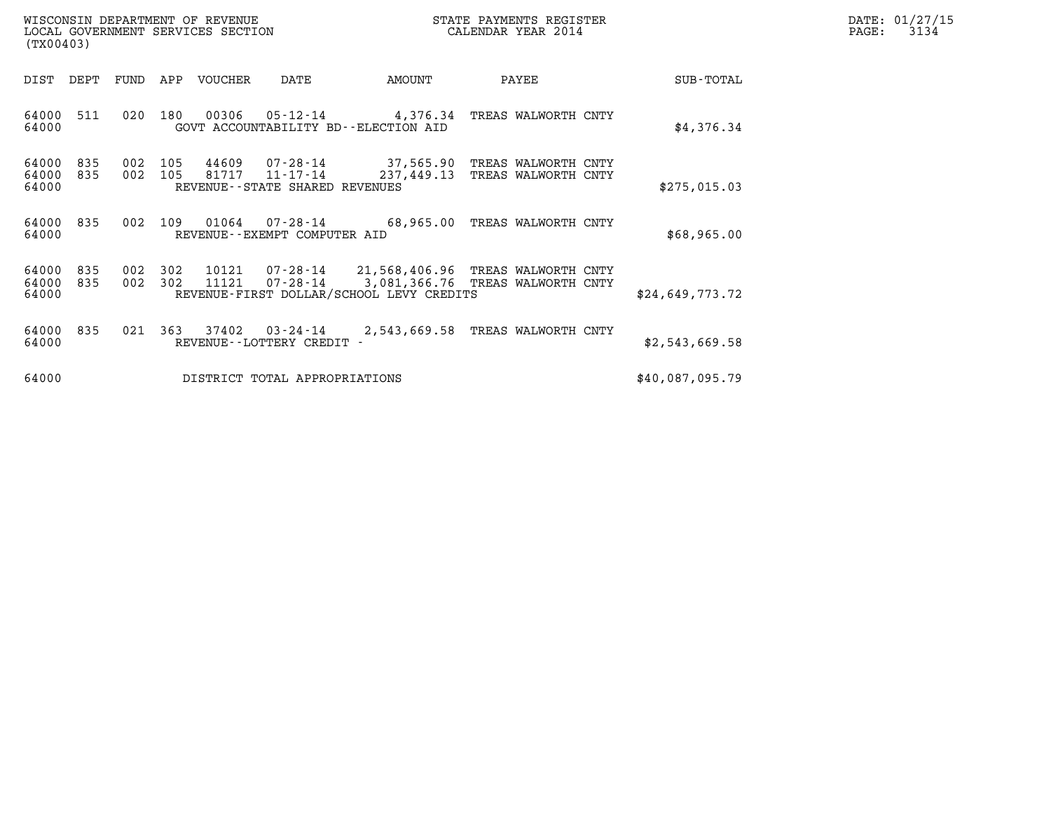WISCONSIN DEPARTMENT OF REVENUE
LOCAL GOVERNMENT SERVICES SECTION
(TX00403)

STATE PAYMENTS REGISTER
CALENDAR YEAR 2014

| DIST | DEPT | FUND | APP | VOUCHER | DATE | AMOUNT | PAYEE | SUB-TOTAL |
|---|---|---|---|---|---|---|---|---|
| 64000 | 511 | 020 | 180 | 00306 | 05-12-14 | 4,376.34 | TREAS WALWORTH CNTY | |
| 64000 | | | | GOVT ACCOUNTABILITY BD--ELECTION AID | | | | $4,376.34 |
| 64000 | 835 | 002 | 105 | 44609 | 07-28-14 | 37,565.90 | TREAS WALWORTH CNTY | |
| 64000 | 835 | 002 | 105 | 81717 | 11-17-14 | 237,449.13 | TREAS WALWORTH CNTY | |
| 64000 | | | | REVENUE--STATE SHARED REVENUES | | | | $275,015.03 |
| 64000 | 835 | 002 | 109 | 01064 | 07-28-14 | 68,965.00 | TREAS WALWORTH CNTY | |
| 64000 | | | | REVENUE--EXEMPT COMPUTER AID | | | | $68,965.00 |
| 64000 | 835 | 002 | 302 | 10121 | 07-28-14 | 21,568,406.96 | TREAS WALWORTH CNTY | |
| 64000 | 835 | 002 | 302 | 11121 | 07-28-14 | 3,081,366.76 | TREAS WALWORTH CNTY | |
| 64000 | | | | REVENUE-FIRST DOLLAR/SCHOOL LEVY CREDITS | | | | $24,649,773.72 |
| 64000 | 835 | 021 | 363 | 37402 | 03-24-14 | 2,543,669.58 | TREAS WALWORTH CNTY | |
| 64000 | | | | REVENUE--LOTTERY CREDIT - | | | | $2,543,669.58 |
| 64000 | | | | DISTRICT TOTAL APPROPRIATIONS | | | | $40,087,095.79 |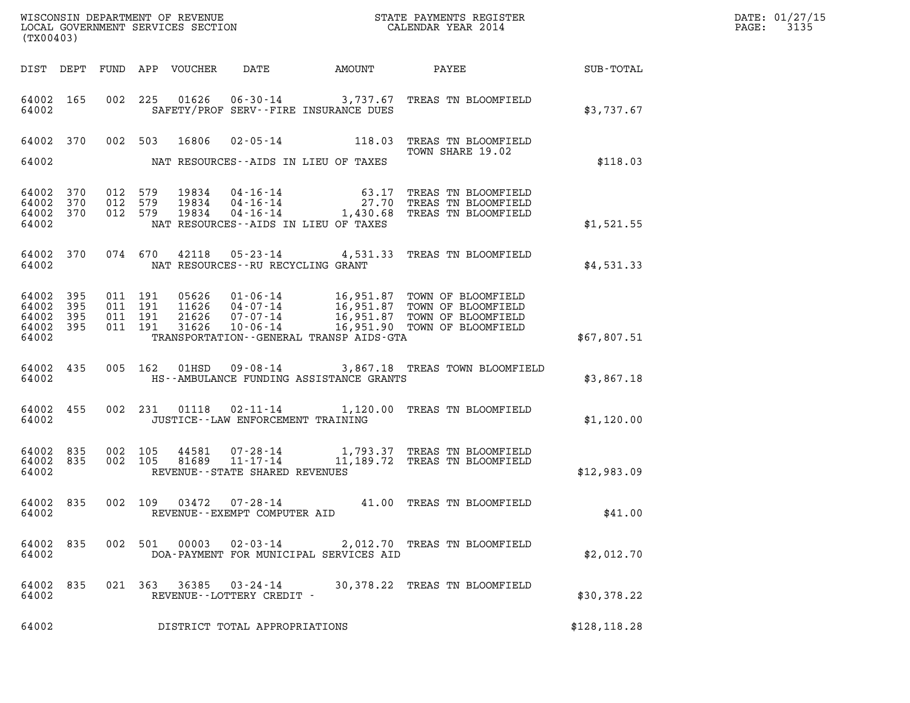WISCONSIN DEPARTMENT OF REVENUE
LOCAL GOVERNMENT SERVICES SECTION
(TX00403)

STATE PAYMENTS REGISTER
CALENDAR YEAR 2014

DATE: 01/27/15
PAGE: 3135

| DIST | DEPT | FUND | APP | VOUCHER | DATE | AMOUNT | PAYEE | SUB-TOTAL |
|---|---|---|---|---|---|---|---|---|
| 64002 | 165 | 002 | 225 | 01626 | 06-30-14 | 3,737.67 | TREAS TN BLOOMFIELD | |
| 64002 | | | | | SAFETY/PROF SERV--FIRE INSURANCE DUES | | | $3,737.67 |
| 64002 | 370 | 002 | 503 | 16806 | 02-05-14 | 118.03 | TREAS TN BLOOMFIELD TOWN SHARE 19.02 | |
| 64002 | | | | | NAT RESOURCES--AIDS IN LIEU OF TAXES | | | $118.03 |
| 64002 | 370 | 012 | 579 | 19834 | 04-16-14 | 63.17 | TREAS TN BLOOMFIELD | |
| 64002 | 370 | 012 | 579 | 19834 | 04-16-14 | 27.70 | TREAS TN BLOOMFIELD | |
| 64002 | 370 | 012 | 579 | 19834 | 04-16-14 | 1,430.68 | TREAS TN BLOOMFIELD | |
| 64002 | | | | | NAT RESOURCES--AIDS IN LIEU OF TAXES | | | $1,521.55 |
| 64002 | 370 | 074 | 670 | 42118 | 05-23-14 | 4,531.33 | TREAS TN BLOOMFIELD | |
| 64002 | | | | | NAT RESOURCES--RU RECYCLING GRANT | | | $4,531.33 |
| 64002 | 395 | 011 | 191 | 05626 | 01-06-14 | 16,951.87 | TOWN OF BLOOMFIELD | |
| 64002 | 395 | 011 | 191 | 11626 | 04-07-14 | 16,951.87 | TOWN OF BLOOMFIELD | |
| 64002 | 395 | 011 | 191 | 21626 | 07-07-14 | 16,951.87 | TOWN OF BLOOMFIELD | |
| 64002 | 395 | 011 | 191 | 31626 | 10-06-14 | 16,951.90 | TOWN OF BLOOMFIELD | |
| 64002 | | | | | TRANSPORTATION--GENERAL TRANSP AIDS-GTA | | | $67,807.51 |
| 64002 | 435 | 005 | 162 | 01HSD | 09-08-14 | 3,867.18 | TREAS TOWN BLOOMFIELD | |
| 64002 | | | | | HS--AMBULANCE FUNDING ASSISTANCE GRANTS | | | $3,867.18 |
| 64002 | 455 | 002 | 231 | 01118 | 02-11-14 | 1,120.00 | TREAS TN BLOOMFIELD | |
| 64002 | | | | | JUSTICE--LAW ENFORCEMENT TRAINING | | | $1,120.00 |
| 64002 | 835 | 002 | 105 | 44581 | 07-28-14 | 1,793.37 | TREAS TN BLOOMFIELD | |
| 64002 | 835 | 002 | 105 | 81689 | 11-17-14 | 11,189.72 | TREAS TN BLOOMFIELD | |
| 64002 | | | | | REVENUE--STATE SHARED REVENUES | | | $12,983.09 |
| 64002 | 835 | 002 | 109 | 03472 | 07-28-14 | 41.00 | TREAS TN BLOOMFIELD | |
| 64002 | | | | | REVENUE--EXEMPT COMPUTER AID | | | $41.00 |
| 64002 | 835 | 002 | 501 | 00003 | 02-03-14 | 2,012.70 | TREAS TN BLOOMFIELD | |
| 64002 | | | | | DOA-PAYMENT FOR MUNICIPAL SERVICES AID | | | $2,012.70 |
| 64002 | 835 | 021 | 363 | 36385 | 03-24-14 | 30,378.22 | TREAS TN BLOOMFIELD | |
| 64002 | | | | | REVENUE--LOTTERY CREDIT - | | | $30,378.22 |
| 64002 | | | | | DISTRICT TOTAL APPROPRIATIONS | | | $128,118.28 |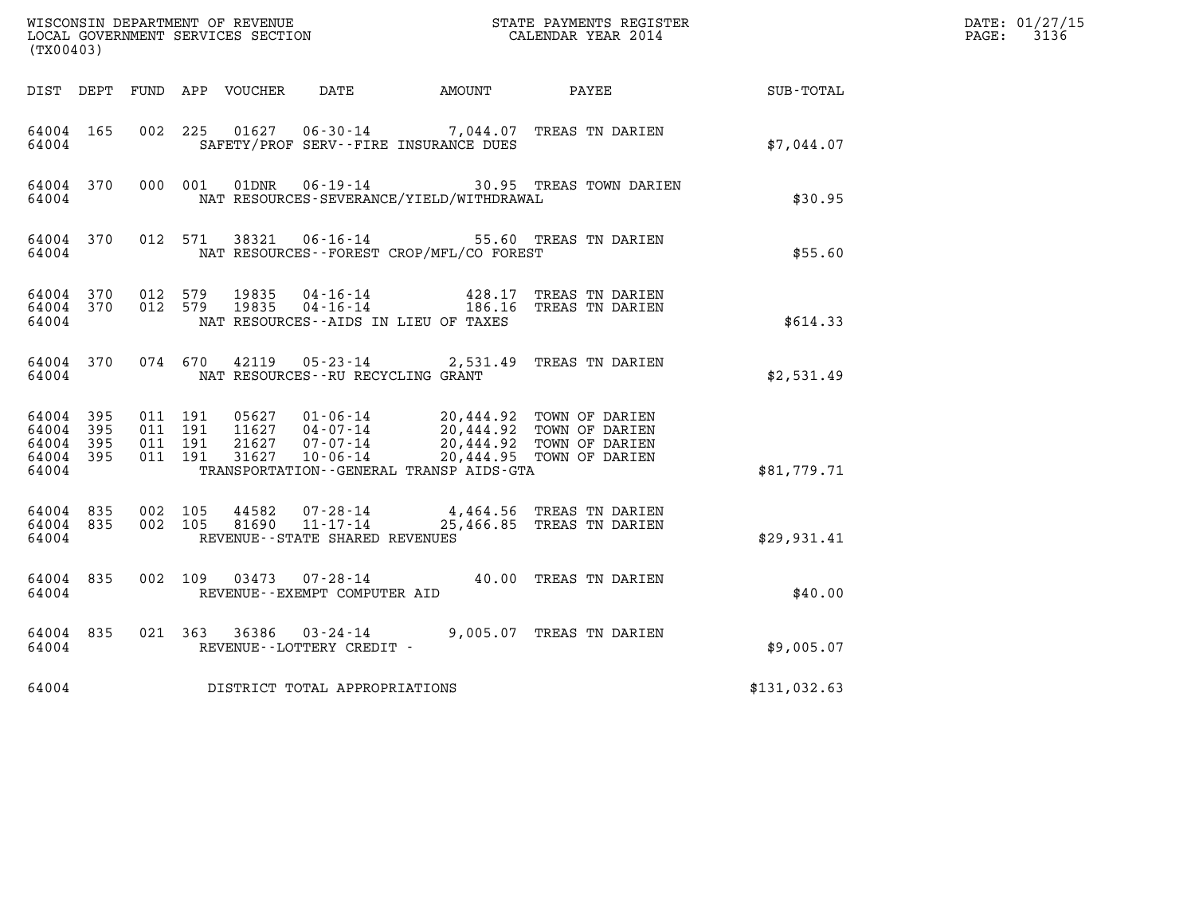WISCONSIN DEPARTMENT OF REVENUE
LOCAL GOVERNMENT SERVICES SECTION
(TX00403)

STATE PAYMENTS REGISTER
CALENDAR YEAR 2014

DATE: 01/27/15

| DIST | DEPT | FUND | APP | VOUCHER | DATE | AMOUNT | PAYEE | SUB-TOTAL |
|---|---|---|---|---|---|---|---|---|
| 64004 | 165 | 002 | 225 | 01627 | 06-30-14 | 7,044.07 | TREAS TN DARIEN | |
| 64004 | | | | | SAFETY/PROF SERV--FIRE INSURANCE DUES | | | $7,044.07 |
| 64004 | 370 | 000 | 001 | 01DNR | 06-19-14 | 30.95 | TREAS TOWN DARIEN | |
| 64004 | | | | | NAT RESOURCES-SEVERANCE/YIELD/WITHDRAWAL | | | $30.95 |
| 64004 | 370 | 012 | 571 | 38321 | 06-16-14 | 55.60 | TREAS TN DARIEN | |
| 64004 | | | | | NAT RESOURCES--FOREST CROP/MFL/CO FOREST | | | $55.60 |
| 64004 | 370 | 012 | 579 | 19835 | 04-16-14 | 428.17 | TREAS TN DARIEN | |
| 64004 | 370 | 012 | 579 | 19835 | 04-16-14 | 186.16 | TREAS TN DARIEN | |
| 64004 | | | | | NAT RESOURCES--AIDS IN LIEU OF TAXES | | | $614.33 |
| 64004 | 370 | 074 | 670 | 42119 | 05-23-14 | 2,531.49 | TREAS TN DARIEN | |
| 64004 | | | | | NAT RESOURCES--RU RECYCLING GRANT | | | $2,531.49 |
| 64004 | 395 | 011 | 191 | 05627 | 01-06-14 | 20,444.92 | TOWN OF DARIEN | |
| 64004 | 395 | 011 | 191 | 11627 | 04-07-14 | 20,444.92 | TOWN OF DARIEN | |
| 64004 | 395 | 011 | 191 | 21627 | 07-07-14 | 20,444.92 | TOWN OF DARIEN | |
| 64004 | 395 | 011 | 191 | 31627 | 10-06-14 | 20,444.95 | TOWN OF DARIEN | |
| 64004 | | | | | TRANSPORTATION--GENERAL TRANSP AIDS-GTA | | | $81,779.71 |
| 64004 | 835 | 002 | 105 | 44582 | 07-28-14 | 4,464.56 | TREAS TN DARIEN | |
| 64004 | 835 | 002 | 105 | 81690 | 11-17-14 | 25,466.85 | TREAS TN DARIEN | |
| 64004 | | | | | REVENUE--STATE SHARED REVENUES | | | $29,931.41 |
| 64004 | 835 | 002 | 109 | 03473 | 07-28-14 | 40.00 | TREAS TN DARIEN | |
| 64004 | | | | | REVENUE--EXEMPT COMPUTER AID | | | $40.00 |
| 64004 | 835 | 021 | 363 | 36386 | 03-24-14 | 9,005.07 | TREAS TN DARIEN | |
| 64004 | | | | | REVENUE--LOTTERY CREDIT - | | | $9,005.07 |
| 64004 | | | | | DISTRICT TOTAL APPROPRIATIONS | | | $131,032.63 |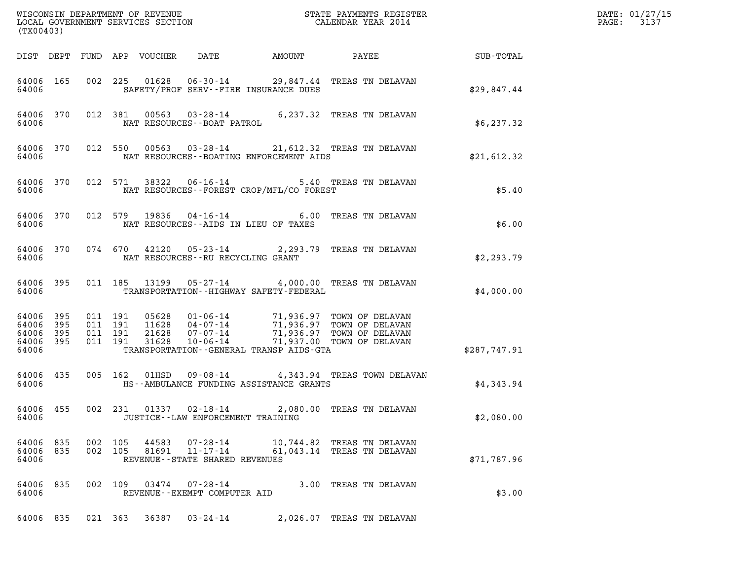WISCONSIN DEPARTMENT OF REVENUE
LOCAL GOVERNMENT SERVICES SECTION
(TX00403)

STATE PAYMENTS REGISTER
CALENDAR YEAR 2014

DATE: 01/27/15
PAGE: 3137

| DIST | DEPT | FUND | APP | VOUCHER | DATE | AMOUNT | PAYEE | SUB-TOTAL |
|---|---|---|---|---|---|---|---|---|
| 64006 | 165 | 002 | 225 | 01628 | 06-30-14 | 29,847.44 | TREAS TN DELAVAN | |
| 64006 | | | | | SAFETY/PROF SERV--FIRE INSURANCE DUES | | | $29,847.44 |
| 64006 | 370 | 012 | 381 | 00563 | 03-28-14 | 6,237.32 | TREAS TN DELAVAN | |
| 64006 | | | | | NAT RESOURCES--BOAT PATROL | | | $6,237.32 |
| 64006 | 370 | 012 | 550 | 00563 | 03-28-14 | 21,612.32 | TREAS TN DELAVAN | |
| 64006 | | | | | NAT RESOURCES--BOATING ENFORCEMENT AIDS | | | $21,612.32 |
| 64006 | 370 | 012 | 571 | 38322 | 06-16-14 | 5.40 | TREAS TN DELAVAN | |
| 64006 | | | | | NAT RESOURCES--FOREST CROP/MFL/CO FOREST | | | $5.40 |
| 64006 | 370 | 012 | 579 | 19836 | 04-16-14 | 6.00 | TREAS TN DELAVAN | |
| 64006 | | | | | NAT RESOURCES--AIDS IN LIEU OF TAXES | | | $6.00 |
| 64006 | 370 | 074 | 670 | 42120 | 05-23-14 | 2,293.79 | TREAS TN DELAVAN | |
| 64006 | | | | | NAT RESOURCES--RU RECYCLING GRANT | | | $2,293.79 |
| 64006 | 395 | 011 | 185 | 13199 | 05-27-14 | 4,000.00 | TREAS TN DELAVAN | |
| 64006 | | | | | TRANSPORTATION--HIGHWAY SAFETY-FEDERAL | | | $4,000.00 |
| 64006 | 395 | 011 | 191 | 05628 | 01-06-14 | 71,936.97 | TOWN OF DELAVAN | |
| 64006 | 395 | 011 | 191 | 11628 | 04-07-14 | 71,936.97 | TOWN OF DELAVAN | |
| 64006 | 395 | 011 | 191 | 21628 | 07-07-14 | 71,936.97 | TOWN OF DELAVAN | |
| 64006 | 395 | 011 | 191 | 31628 | 10-06-14 | 71,937.00 | TOWN OF DELAVAN | |
| 64006 | | | | | TRANSPORTATION--GENERAL TRANSP AIDS-GTA | | | $287,747.91 |
| 64006 | 435 | 005 | 162 | 01HSD | 09-08-14 | 4,343.94 | TREAS TOWN DELAVAN | |
| 64006 | | | | | HS--AMBULANCE FUNDING ASSISTANCE GRANTS | | | $4,343.94 |
| 64006 | 455 | 002 | 231 | 01337 | 02-18-14 | 2,080.00 | TREAS TN DELAVAN | |
| 64006 | | | | | JUSTICE--LAW ENFORCEMENT TRAINING | | | $2,080.00 |
| 64006 | 835 | 002 | 105 | 44583 | 07-28-14 | 10,744.82 | TREAS TN DELAVAN | |
| 64006 | 835 | 002 | 105 | 81691 | 11-17-14 | 61,043.14 | TREAS TN DELAVAN | |
| 64006 | | | | | REVENUE--STATE SHARED REVENUES | | | $71,787.96 |
| 64006 | 835 | 002 | 109 | 03474 | 07-28-14 | 3.00 | TREAS TN DELAVAN | |
| 64006 | | | | | REVENUE--EXEMPT COMPUTER AID | | | $3.00 |
| 64006 | 835 | 021 | 363 | 36387 | 03-24-14 | 2,026.07 | TREAS TN DELAVAN | |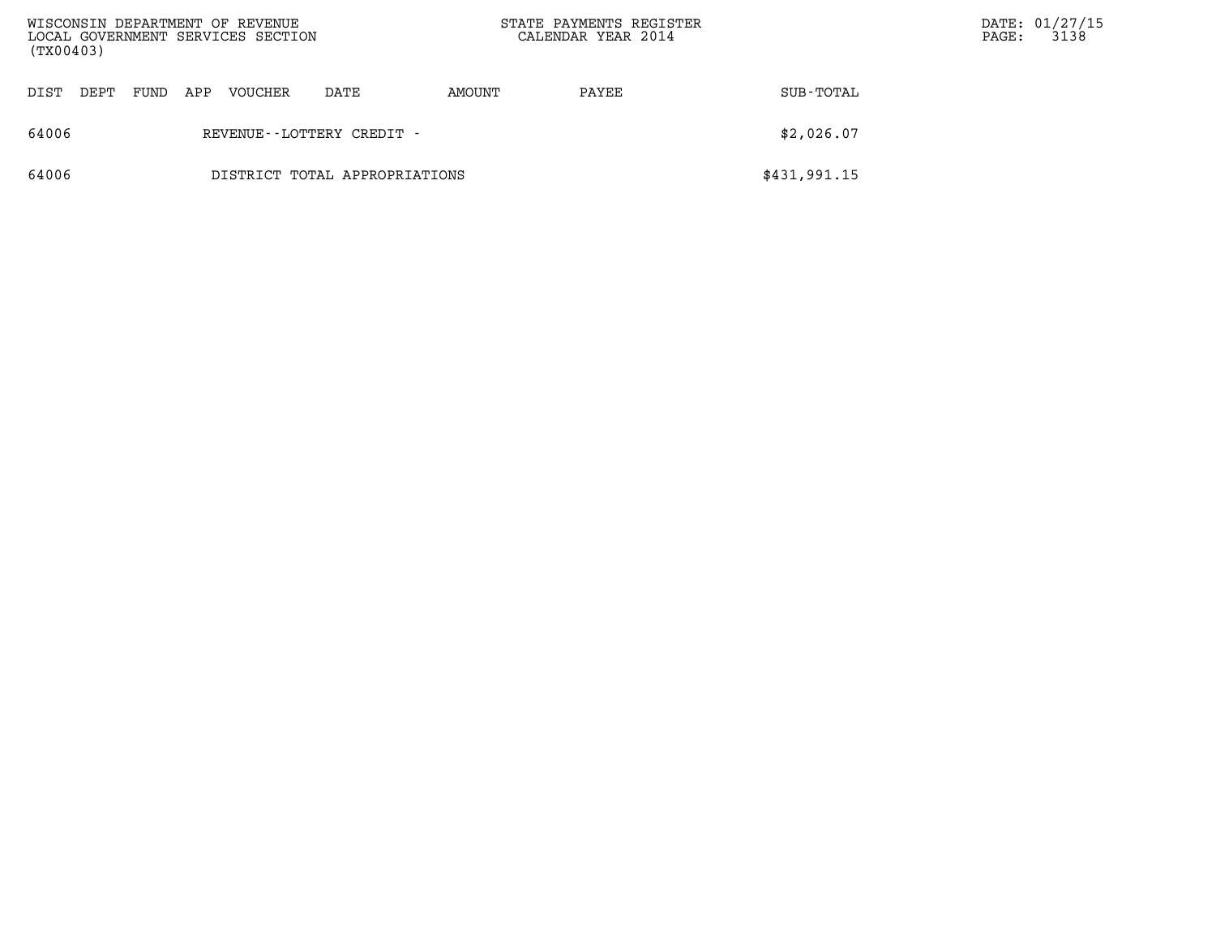| DIST | DEPT | FUND | APP | VOUCHER | DATE | AMOUNT | PAYEE | SUB-TOTAL |
|---|---|---|---|---|---|---|---|---|
| 64006 | | | | REVENUE--LOTTERY CREDIT - | | | | $2,026.07 |
| 64006 | | | | DISTRICT TOTAL APPROPRIATIONS | | | | $431,991.15 |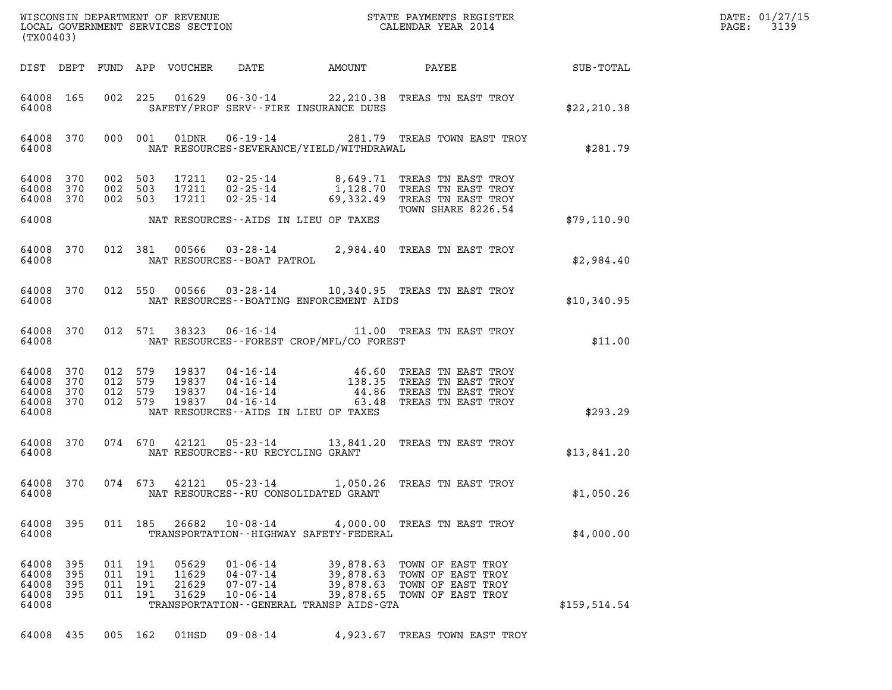WISCONSIN DEPARTMENT OF REVENUE
LOCAL GOVERNMENT SERVICES SECTION
(TX00403)

STATE PAYMENTS REGISTER
CALENDAR YEAR 2014

DATE: 01/27/15
PAGE: 3139

| DIST | DEPT | FUND | APP | VOUCHER | DATE | AMOUNT | PAYEE | SUB-TOTAL |
|---|---|---|---|---|---|---|---|---|
| 64008 | 165 | 002 | 225 | 01629 | 06-30-14 | 22,210.38 | TREAS TN EAST TROY | |
| 64008 | | | | | SAFETY/PROF SERV--FIRE INSURANCE DUES | | | $22,210.38 |
| 64008 | 370 | 000 | 001 | 01DNR | 06-19-14 | 281.79 | TREAS TOWN EAST TROY | |
| 64008 | | | | | NAT RESOURCES-SEVERANCE/YIELD/WITHDRAWAL | | | $281.79 |
| 64008 | 370 | 002 | 503 | 17211 | 02-25-14 | 8,649.71 | TREAS TN EAST TROY | |
| 64008 | 370 | 002 | 503 | 17211 | 02-25-14 | 1,128.70 | TREAS TN EAST TROY | |
| 64008 | 370 | 002 | 503 | 17211 | 02-25-14 | 69,332.49 | TREAS TN EAST TROY TOWN SHARE 8226.54 | |
| 64008 | | | | | NAT RESOURCES--AIDS IN LIEU OF TAXES | | | $79,110.90 |
| 64008 | 370 | 012 | 381 | 00566 | 03-28-14 | 2,984.40 | TREAS TN EAST TROY | |
| 64008 | | | | | NAT RESOURCES--BOAT PATROL | | | $2,984.40 |
| 64008 | 370 | 012 | 550 | 00566 | 03-28-14 | 10,340.95 | TREAS TN EAST TROY | |
| 64008 | | | | | NAT RESOURCES--BOATING ENFORCEMENT AIDS | | | $10,340.95 |
| 64008 | 370 | 012 | 571 | 38323 | 06-16-14 | 11.00 | TREAS TN EAST TROY | |
| 64008 | | | | | NAT RESOURCES--FOREST CROP/MFL/CO FOREST | | | $11.00 |
| 64008 | 370 | 012 | 579 | 19837 | 04-16-14 | 46.60 | TREAS TN EAST TROY | |
| 64008 | 370 | 012 | 579 | 19837 | 04-16-14 | 138.35 | TREAS TN EAST TROY | |
| 64008 | 370 | 012 | 579 | 19837 | 04-16-14 | 44.86 | TREAS TN EAST TROY | |
| 64008 | 370 | 012 | 579 | 19837 | 04-16-14 | 63.48 | TREAS TN EAST TROY | |
| 64008 | | | | | NAT RESOURCES--AIDS IN LIEU OF TAXES | | | $293.29 |
| 64008 | 370 | 074 | 670 | 42121 | 05-23-14 | 13,841.20 | TREAS TN EAST TROY | |
| 64008 | | | | | NAT RESOURCES--RU RECYCLING GRANT | | | $13,841.20 |
| 64008 | 370 | 074 | 673 | 42121 | 05-23-14 | 1,050.26 | TREAS TN EAST TROY | |
| 64008 | | | | | NAT RESOURCES--RU CONSOLIDATED GRANT | | | $1,050.26 |
| 64008 | 395 | 011 | 185 | 26682 | 10-08-14 | 4,000.00 | TREAS TN EAST TROY | |
| 64008 | | | | | TRANSPORTATION--HIGHWAY SAFETY-FEDERAL | | | $4,000.00 |
| 64008 | 395 | 011 | 191 | 05629 | 01-06-14 | 39,878.63 | TOWN OF EAST TROY | |
| 64008 | 395 | 011 | 191 | 11629 | 04-07-14 | 39,878.63 | TOWN OF EAST TROY | |
| 64008 | 395 | 011 | 191 | 21629 | 07-07-14 | 39,878.63 | TOWN OF EAST TROY | |
| 64008 | 395 | 011 | 191 | 31629 | 10-06-14 | 39,878.65 | TOWN OF EAST TROY | |
| 64008 | | | | | TRANSPORTATION--GENERAL TRANSP AIDS-GTA | | | $159,514.54 |
| 64008 | 435 | 005 | 162 | 01HSD | 09-08-14 | 4,923.67 | TREAS TOWN EAST TROY | |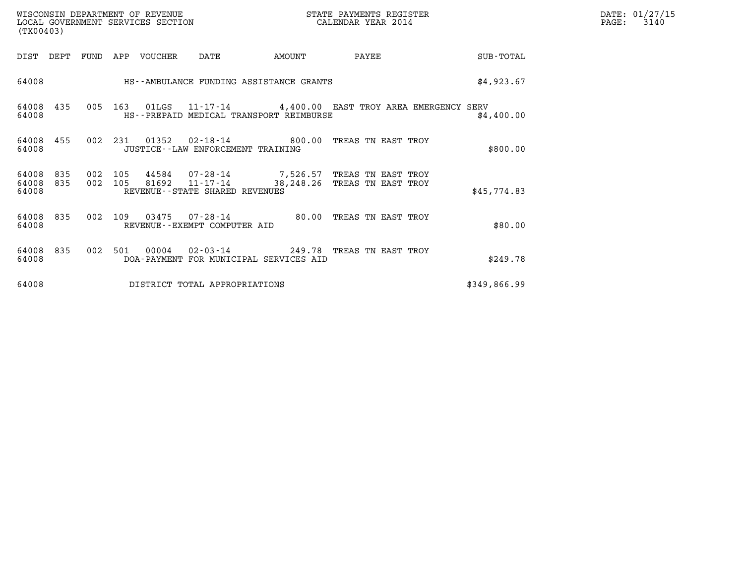WISCONSIN DEPARTMENT OF REVENUE
LOCAL GOVERNMENT SERVICES SECTION
(TX00403)

STATE PAYMENTS REGISTER
CALENDAR YEAR 2014

DATE: 01/27/15
PAGE: 3140

| DIST | DEPT | FUND | APP | VOUCHER | DATE | AMOUNT | PAYEE | SUB-TOTAL |
|---|---|---|---|---|---|---|---|---|
| 64008 | | | | | HS--AMBULANCE FUNDING ASSISTANCE GRANTS | | | $4,923.67 |
| 64008 | 435 | 005 | 163 | 01LGS | 11-17-14 | 4,400.00 | EAST TROY AREA EMERGENCY SERV | |
| 64008 | | | | | HS--PREPAID MEDICAL TRANSPORT REIMBURSE | | | $4,400.00 |
| 64008 | 455 | 002 | 231 | 01352 | 02-18-14 | 800.00 | TREAS TN EAST TROY | |
| 64008 | | | | | JUSTICE--LAW ENFORCEMENT TRAINING | | | $800.00 |
| 64008 | 835 | 002 | 105 | 44584 | 07-28-14 | 7,526.57 | TREAS TN EAST TROY | |
| 64008 | 835 | 002 | 105 | 81692 | 11-17-14 | 38,248.26 | TREAS TN EAST TROY | |
| 64008 | | | | | REVENUE--STATE SHARED REVENUES | | | $45,774.83 |
| 64008 | 835 | 002 | 109 | 03475 | 07-28-14 | 80.00 | TREAS TN EAST TROY | |
| 64008 | | | | | REVENUE--EXEMPT COMPUTER AID | | | $80.00 |
| 64008 | 835 | 002 | 501 | 00004 | 02-03-14 | 249.78 | TREAS TN EAST TROY | |
| 64008 | | | | | DOA-PAYMENT FOR MUNICIPAL SERVICES AID | | | $249.78 |
| 64008 | | | | | DISTRICT TOTAL APPROPRIATIONS | | | $349,866.99 |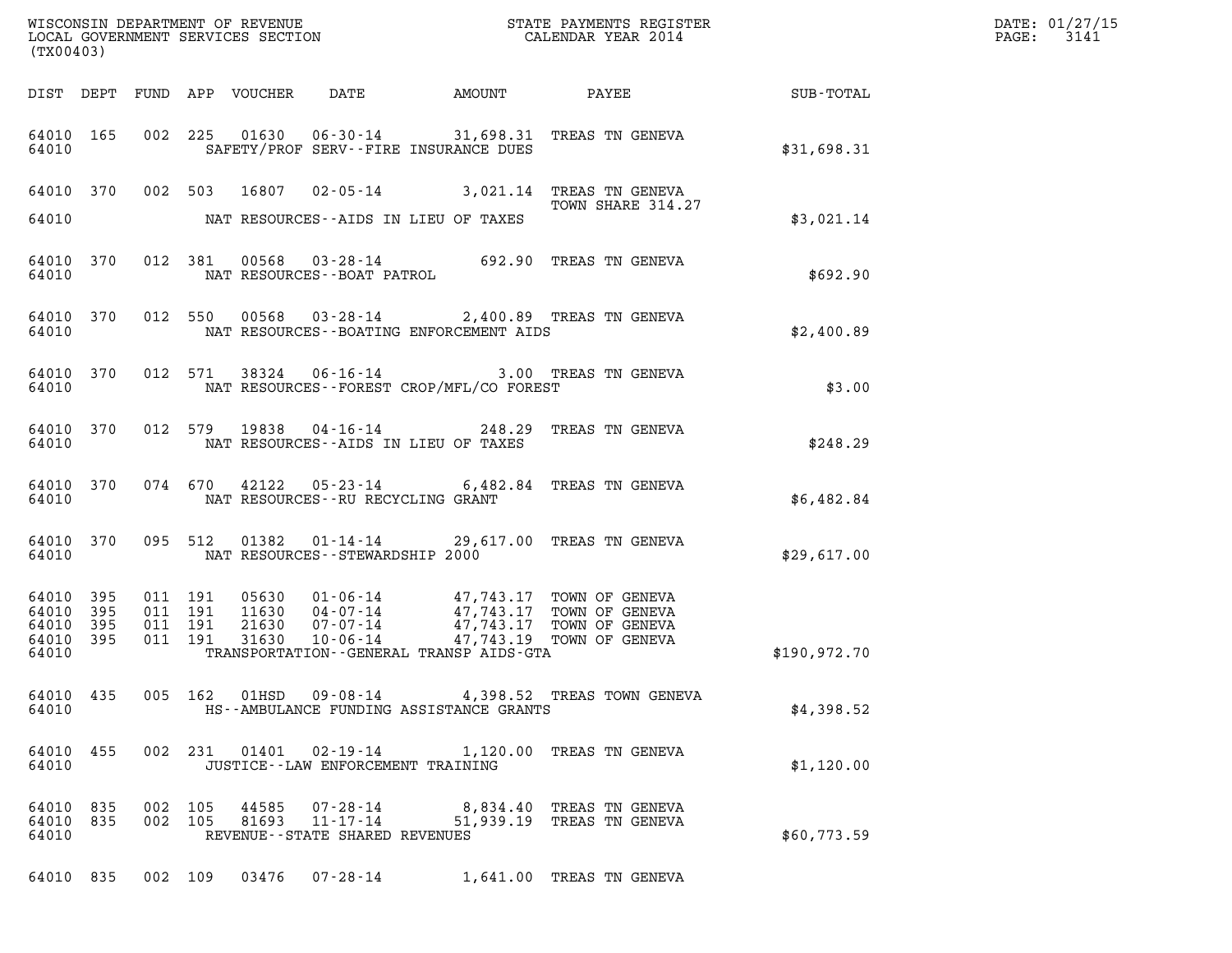WISCONSIN DEPARTMENT OF REVENUE
LOCAL GOVERNMENT SERVICES SECTION
(TX00403)

STATE PAYMENTS REGISTER
CALENDAR YEAR 2014

DATE: 01/27/15
PAGE: 3141

| DIST | DEPT | FUND | APP | VOUCHER | DATE | AMOUNT | PAYEE | SUB-TOTAL |
|---|---|---|---|---|---|---|---|---|
| 64010 | 165 | 002 | 225 | 01630 | 06-30-14 | 31,698.31 | TREAS TN GENEVA | |
| 64010 | | | | | SAFETY/PROF SERV--FIRE INSURANCE DUES | | | $31,698.31 |
| 64010 | 370 | 002 | 503 | 16807 | 02-05-14 | 3,021.14 | TREAS TN GENEVA TOWN SHARE 314.27 | |
| 64010 | | | | | NAT RESOURCES--AIDS IN LIEU OF TAXES | | | $3,021.14 |
| 64010 | 370 | 012 | 381 | 00568 | 03-28-14 | 692.90 | TREAS TN GENEVA | |
| 64010 | | | | | NAT RESOURCES--BOAT PATROL | | | $692.90 |
| 64010 | 370 | 012 | 550 | 00568 | 03-28-14 | 2,400.89 | TREAS TN GENEVA | |
| 64010 | | | | | NAT RESOURCES--BOATING ENFORCEMENT AIDS | | | $2,400.89 |
| 64010 | 370 | 012 | 571 | 38324 | 06-16-14 | 3.00 | TREAS TN GENEVA | |
| 64010 | | | | | NAT RESOURCES--FOREST CROP/MFL/CO FOREST | | | $3.00 |
| 64010 | 370 | 012 | 579 | 19838 | 04-16-14 | 248.29 | TREAS TN GENEVA | |
| 64010 | | | | | NAT RESOURCES--AIDS IN LIEU OF TAXES | | | $248.29 |
| 64010 | 370 | 074 | 670 | 42122 | 05-23-14 | 6,482.84 | TREAS TN GENEVA | |
| 64010 | | | | | NAT RESOURCES--RU RECYCLING GRANT | | | $6,482.84 |
| 64010 | 370 | 095 | 512 | 01382 | 01-14-14 | 29,617.00 | TREAS TN GENEVA | |
| 64010 | | | | | NAT RESOURCES--STEWARDSHIP 2000 | | | $29,617.00 |
| 64010 | 395 | 011 | 191 | 05630 | 01-06-14 | 47,743.17 | TOWN OF GENEVA | |
| 64010 | 395 | 011 | 191 | 11630 | 04-07-14 | 47,743.17 | TOWN OF GENEVA | |
| 64010 | 395 | 011 | 191 | 21630 | 07-07-14 | 47,743.17 | TOWN OF GENEVA | |
| 64010 | 395 | 011 | 191 | 31630 | 10-06-14 | 47,743.19 | TOWN OF GENEVA | |
| 64010 | | | | | TRANSPORTATION--GENERAL TRANSP AIDS-GTA | | | $190,972.70 |
| 64010 | 435 | 005 | 162 | 01HSD | 09-08-14 | 4,398.52 | TREAS TOWN GENEVA | |
| 64010 | | | | | HS--AMBULANCE FUNDING ASSISTANCE GRANTS | | | $4,398.52 |
| 64010 | 455 | 002 | 231 | 01401 | 02-19-14 | 1,120.00 | TREAS TN GENEVA | |
| 64010 | | | | | JUSTICE--LAW ENFORCEMENT TRAINING | | | $1,120.00 |
| 64010 | 835 | 002 | 105 | 44585 | 07-28-14 | 8,834.40 | TREAS TN GENEVA | |
| 64010 | 835 | 002 | 105 | 81693 | 11-17-14 | 51,939.19 | TREAS TN GENEVA | |
| 64010 | | | | | REVENUE--STATE SHARED REVENUES | | | $60,773.59 |
| 64010 | 835 | 002 | 109 | 03476 | 07-28-14 | 1,641.00 | TREAS TN GENEVA | |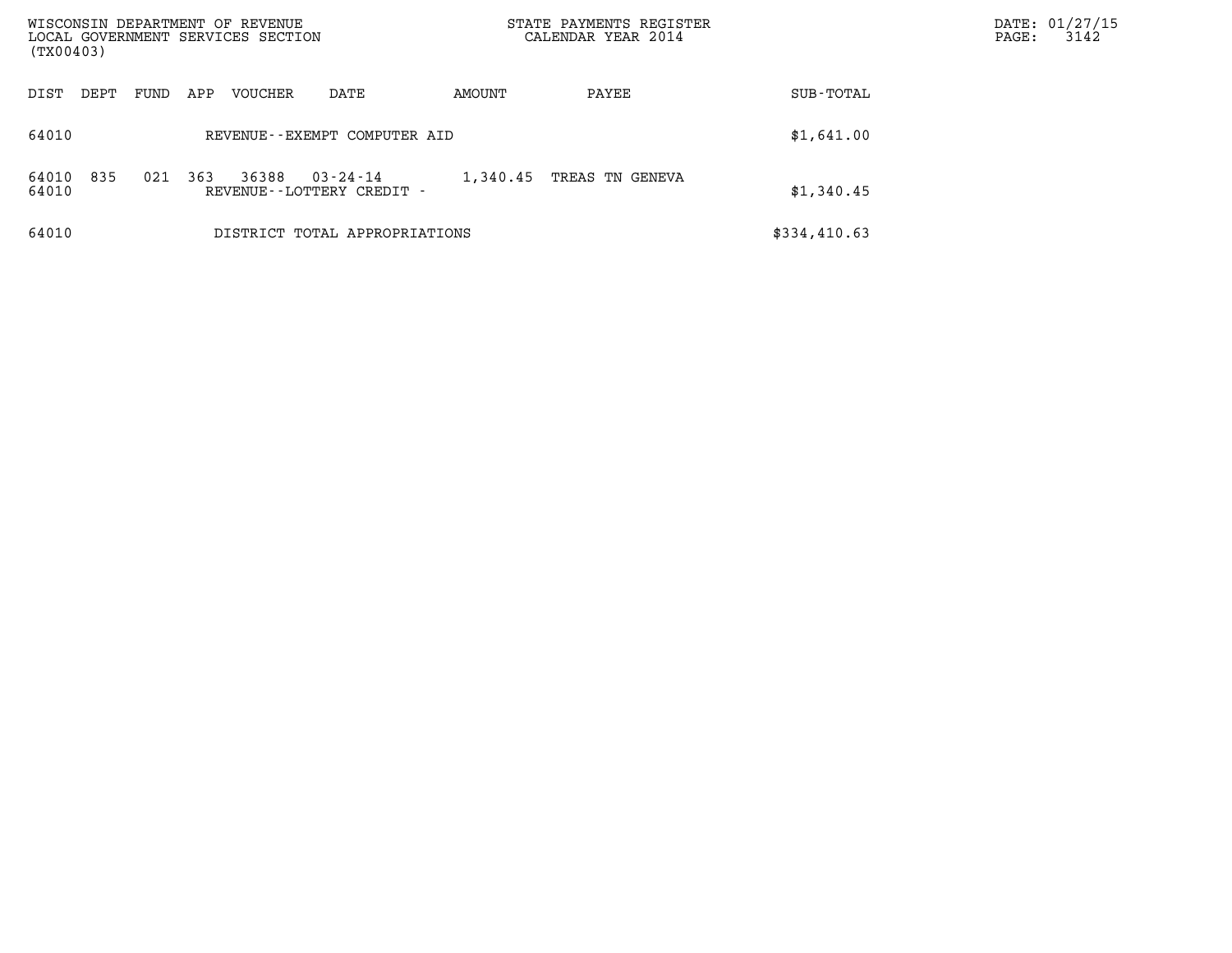| DIST | DEPT | FUND | APP | VOUCHER | DATE | AMOUNT | PAYEE | SUB-TOTAL |
|---|---|---|---|---|---|---|---|---|
| 64010 | | | | REVENUE--EXEMPT COMPUTER AID | | | | $1,641.00 |
| 64010 | 835 | 021 | 363 | 36388 | 03-24-14 | 1,340.45 | TREAS TN GENEVA | |
| 64010 | | | | REVENUE--LOTTERY CREDIT - | | | | $1,340.45 |
| 64010 | | | | DISTRICT TOTAL APPROPRIATIONS | | | | $334,410.63 |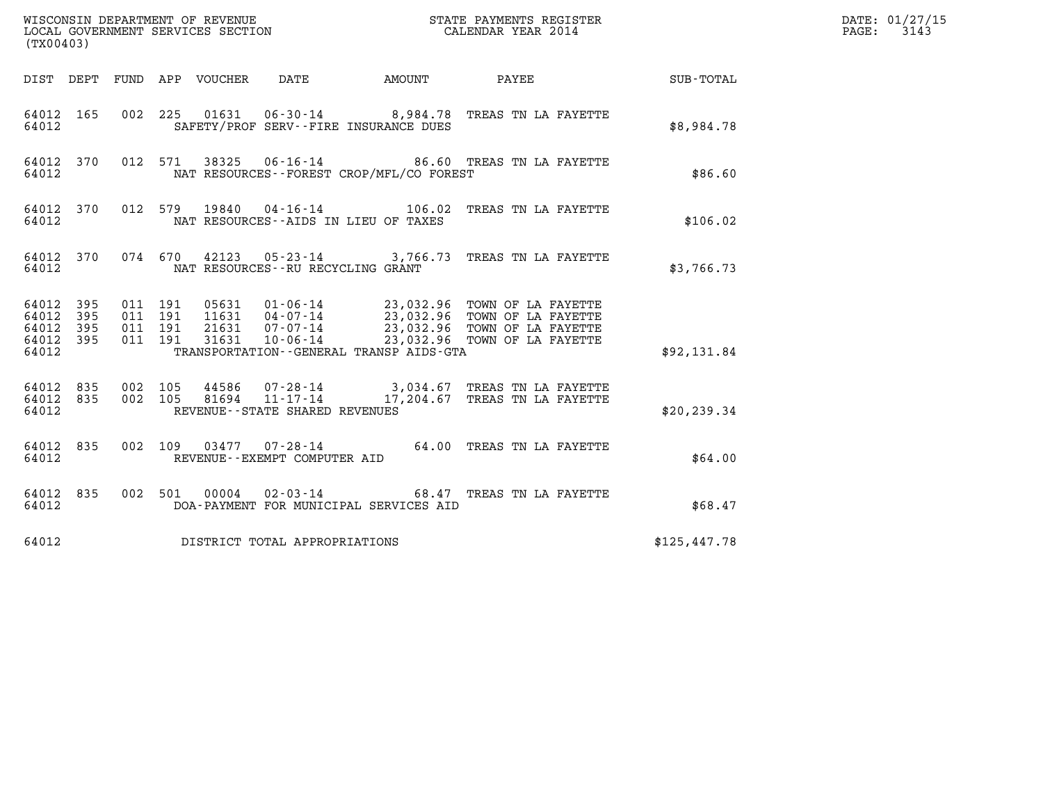WISCONSIN DEPARTMENT OF REVENUE
LOCAL GOVERNMENT SERVICES SECTION
(TX00403)

STATE PAYMENTS REGISTER
CALENDAR YEAR 2014

DATE: 01/27/15
PAGE: 3143

| DIST | DEPT | FUND | APP | VOUCHER | DATE | AMOUNT | PAYEE | SUB-TOTAL |
|---|---|---|---|---|---|---|---|---|
| 64012 | 165 | 002 | 225 | 01631 | 06-30-14 | 8,984.78 | TREAS TN LA FAYETTE | |
| 64012 | | | | | SAFETY/PROF SERV--FIRE INSURANCE DUES | | | $8,984.78 |
| 64012 | 370 | 012 | 571 | 38325 | 06-16-14 | 86.60 | TREAS TN LA FAYETTE | |
| 64012 | | | | | NAT RESOURCES--FOREST CROP/MFL/CO FOREST | | | $86.60 |
| 64012 | 370 | 012 | 579 | 19840 | 04-16-14 | 106.02 | TREAS TN LA FAYETTE | |
| 64012 | | | | | NAT RESOURCES--AIDS IN LIEU OF TAXES | | | $106.02 |
| 64012 | 370 | 074 | 670 | 42123 | 05-23-14 | 3,766.73 | TREAS TN LA FAYETTE | |
| 64012 | | | | | NAT RESOURCES--RU RECYCLING GRANT | | | $3,766.73 |
| 64012 | 395 | 011 | 191 | 05631 | 01-06-14 | 23,032.96 | TOWN OF LA FAYETTE | |
| 64012 | 395 | 011 | 191 | 11631 | 04-07-14 | 23,032.96 | TOWN OF LA FAYETTE | |
| 64012 | 395 | 011 | 191 | 21631 | 07-07-14 | 23,032.96 | TOWN OF LA FAYETTE | |
| 64012 | 395 | 011 | 191 | 31631 | 10-06-14 | 23,032.96 | TOWN OF LA FAYETTE | |
| 64012 | | | | | TRANSPORTATION--GENERAL TRANSP AIDS-GTA | | | $92,131.84 |
| 64012 | 835 | 002 | 105 | 44586 | 07-28-14 | 3,034.67 | TREAS TN LA FAYETTE | |
| 64012 | 835 | 002 | 105 | 81694 | 11-17-14 | 17,204.67 | TREAS TN LA FAYETTE | |
| 64012 | | | | | REVENUE--STATE SHARED REVENUES | | | $20,239.34 |
| 64012 | 835 | 002 | 109 | 03477 | 07-28-14 | 64.00 | TREAS TN LA FAYETTE | |
| 64012 | | | | | REVENUE--EXEMPT COMPUTER AID | | | $64.00 |
| 64012 | 835 | 002 | 501 | 00004 | 02-03-14 | 68.47 | TREAS TN LA FAYETTE | |
| 64012 | | | | | DOA-PAYMENT FOR MUNICIPAL SERVICES AID | | | $68.47 |
| 64012 | | | | | DISTRICT TOTAL APPROPRIATIONS | | | $125,447.78 |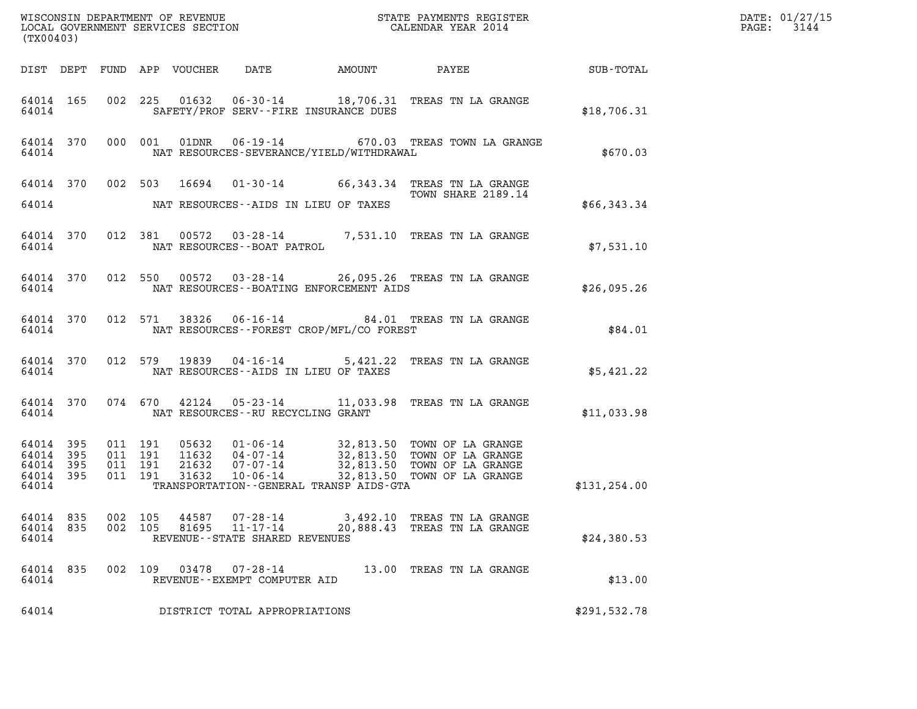WISCONSIN DEPARTMENT OF REVENUE
LOCAL GOVERNMENT SERVICES SECTION
(TX00403)

STATE PAYMENTS REGISTER
CALENDAR YEAR 2014

DATE: 01/27/15
PAGE: 3144

| DIST | DEPT | FUND | APP | VOUCHER | DATE | AMOUNT | PAYEE | SUB-TOTAL |
|---|---|---|---|---|---|---|---|---|
| 64014 | 165 | 002 | 225 | 01632 | 06-30-14 | 18,706.31 | TREAS TN LA GRANGE | |
| 64014 | | | | SAFETY/PROF SERV--FIRE INSURANCE DUES | | | | $18,706.31 |
| 64014 | 370 | 000 | 001 | 01DNR | 06-19-14 | 670.03 | TREAS TOWN LA GRANGE | |
| 64014 | | | | NAT RESOURCES-SEVERANCE/YIELD/WITHDRAWAL | | | | $670.03 |
| 64014 | 370 | 002 | 503 | 16694 | 01-30-14 | 66,343.34 | TREAS TN LA GRANGE TOWN SHARE 2189.14 | |
| 64014 | | | | NAT RESOURCES--AIDS IN LIEU OF TAXES | | | | $66,343.34 |
| 64014 | 370 | 012 | 381 | 00572 | 03-28-14 | 7,531.10 | TREAS TN LA GRANGE | |
| 64014 | | | | NAT RESOURCES--BOAT PATROL | | | | $7,531.10 |
| 64014 | 370 | 012 | 550 | 00572 | 03-28-14 | 26,095.26 | TREAS TN LA GRANGE | |
| 64014 | | | | NAT RESOURCES--BOATING ENFORCEMENT AIDS | | | | $26,095.26 |
| 64014 | 370 | 012 | 571 | 38326 | 06-16-14 | 84.01 | TREAS TN LA GRANGE | |
| 64014 | | | | NAT RESOURCES--FOREST CROP/MFL/CO FOREST | | | | $84.01 |
| 64014 | 370 | 012 | 579 | 19839 | 04-16-14 | 5,421.22 | TREAS TN LA GRANGE | |
| 64014 | | | | NAT RESOURCES--AIDS IN LIEU OF TAXES | | | | $5,421.22 |
| 64014 | 370 | 074 | 670 | 42124 | 05-23-14 | 11,033.98 | TREAS TN LA GRANGE | |
| 64014 | | | | NAT RESOURCES--RU RECYCLING GRANT | | | | $11,033.98 |
| 64014 | 395 | 011 | 191 | 05632 | 01-06-14 | 32,813.50 | TOWN OF LA GRANGE | |
| 64014 | 395 | 011 | 191 | 11632 | 04-07-14 | 32,813.50 | TOWN OF LA GRANGE | |
| 64014 | 395 | 011 | 191 | 21632 | 07-07-14 | 32,813.50 | TOWN OF LA GRANGE | |
| 64014 | 395 | 011 | 191 | 31632 | 10-06-14 | 32,813.50 | TOWN OF LA GRANGE | |
| 64014 | | | | TRANSPORTATION--GENERAL TRANSP AIDS-GTA | | | | $131,254.00 |
| 64014 | 835 | 002 | 105 | 44587 | 07-28-14 | 3,492.10 | TREAS TN LA GRANGE | |
| 64014 | 835 | 002 | 105 | 81695 | 11-17-14 | 20,888.43 | TREAS TN LA GRANGE | |
| 64014 | | | | REVENUE--STATE SHARED REVENUES | | | | $24,380.53 |
| 64014 | 835 | 002 | 109 | 03478 | 07-28-14 | 13.00 | TREAS TN LA GRANGE | |
| 64014 | | | | REVENUE--EXEMPT COMPUTER AID | | | | $13.00 |
| 64014 | | | | DISTRICT TOTAL APPROPRIATIONS | | | | $291,532.78 |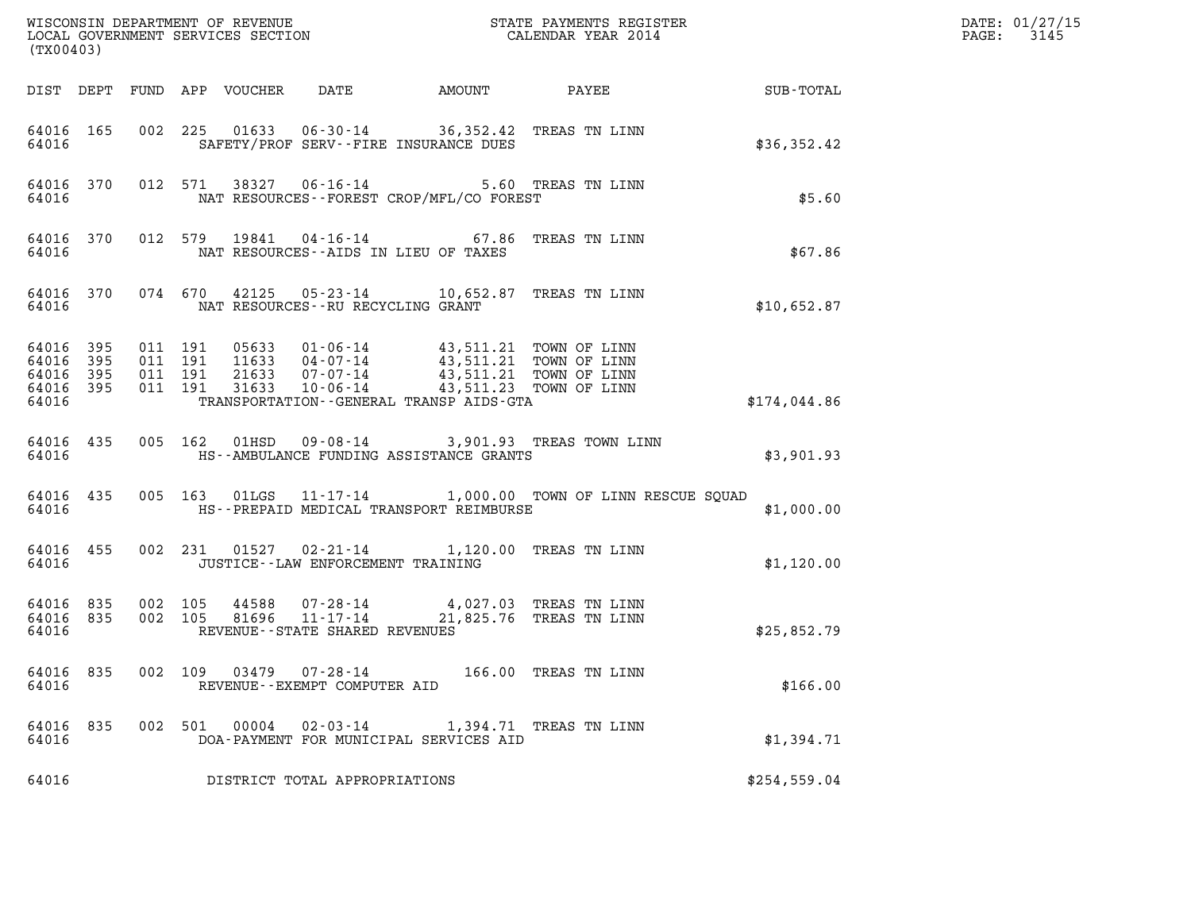WISCONSIN DEPARTMENT OF REVENUE
LOCAL GOVERNMENT SERVICES SECTION
(TX00403)

STATE PAYMENTS REGISTER
CALENDAR YEAR 2014

DATE: 01/27/15
PAGE: 3145

| DIST | DEPT | FUND | APP | VOUCHER | DATE | AMOUNT | PAYEE | SUB-TOTAL |
|---|---|---|---|---|---|---|---|---|
| 64016 | 165 | 002 | 225 | 01633 | 06-30-14 | 36,352.42 | TREAS TN LINN | |
| 64016 | | | | SAFETY/PROF SERV--FIRE INSURANCE DUES | | | | $36,352.42 |
| 64016 | 370 | 012 | 571 | 38327 | 06-16-14 | 5.60 | TREAS TN LINN | |
| 64016 | | | | NAT RESOURCES--FOREST CROP/MFL/CO FOREST | | | | $5.60 |
| 64016 | 370 | 012 | 579 | 19841 | 04-16-14 | 67.86 | TREAS TN LINN | |
| 64016 | | | | NAT RESOURCES--AIDS IN LIEU OF TAXES | | | | $67.86 |
| 64016 | 370 | 074 | 670 | 42125 | 05-23-14 | 10,652.87 | TREAS TN LINN | |
| 64016 | | | | NAT RESOURCES--RU RECYCLING GRANT | | | | $10,652.87 |
| 64016 | 395 | 011 | 191 | 05633 | 01-06-14 | 43,511.21 | TOWN OF LINN | |
| 64016 | 395 | 011 | 191 | 11633 | 04-07-14 | 43,511.21 | TOWN OF LINN | |
| 64016 | 395 | 011 | 191 | 21633 | 07-07-14 | 43,511.21 | TOWN OF LINN | |
| 64016 | 395 | 011 | 191 | 31633 | 10-06-14 | 43,511.23 | TOWN OF LINN | |
| 64016 | | | | TRANSPORTATION--GENERAL TRANSP AIDS-GTA | | | | $174,044.86 |
| 64016 | 435 | 005 | 162 | 01HSD | 09-08-14 | 3,901.93 | TREAS TOWN LINN | |
| 64016 | | | | HS--AMBULANCE FUNDING ASSISTANCE GRANTS | | | | $3,901.93 |
| 64016 | 435 | 005 | 163 | 01LGS | 11-17-14 | 1,000.00 | TOWN OF LINN RESCUE SQUAD | |
| 64016 | | | | HS--PREPAID MEDICAL TRANSPORT REIMBURSE | | | | $1,000.00 |
| 64016 | 455 | 002 | 231 | 01527 | 02-21-14 | 1,120.00 | TREAS TN LINN | |
| 64016 | | | | JUSTICE--LAW ENFORCEMENT TRAINING | | | | $1,120.00 |
| 64016 | 835 | 002 | 105 | 44588 | 07-28-14 | 4,027.03 | TREAS TN LINN | |
| 64016 | 835 | 002 | 105 | 81696 | 11-17-14 | 21,825.76 | TREAS TN LINN | |
| 64016 | | | | REVENUE--STATE SHARED REVENUES | | | | $25,852.79 |
| 64016 | 835 | 002 | 109 | 03479 | 07-28-14 | 166.00 | TREAS TN LINN | |
| 64016 | | | | REVENUE--EXEMPT COMPUTER AID | | | | $166.00 |
| 64016 | 835 | 002 | 501 | 00004 | 02-03-14 | 1,394.71 | TREAS TN LINN | |
| 64016 | | | | DOA-PAYMENT FOR MUNICIPAL SERVICES AID | | | | $1,394.71 |
| 64016 | | | | DISTRICT TOTAL APPROPRIATIONS | | | | $254,559.04 |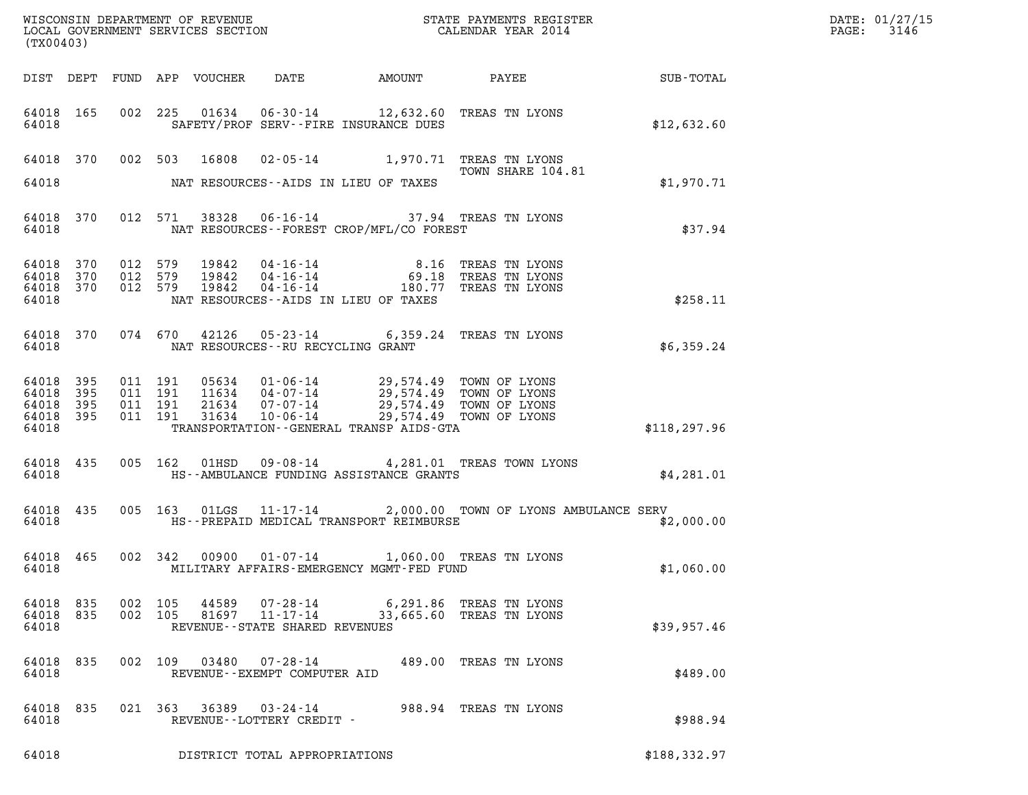WISCONSIN DEPARTMENT OF REVENUE
LOCAL GOVERNMENT SERVICES SECTION
(TX00403)

STATE PAYMENTS REGISTER
CALENDAR YEAR 2014

DATE: 01/27/15
PAGE: 3146

| DIST | DEPT | FUND | APP | VOUCHER | DATE | AMOUNT | PAYEE | SUB-TOTAL |
|---|---|---|---|---|---|---|---|---|
| 64018 | 165 | 002 | 225 | 01634 | 06-30-14 | 12,632.60 | TREAS TN LYONS | |
| 64018 | | | | SAFETY/PROF SERV--FIRE INSURANCE DUES | | | | $12,632.60 |
| 64018 | 370 | 002 | 503 | 16808 | 02-05-14 | 1,970.71 | TREAS TN LYONS TOWN SHARE 104.81 | |
| 64018 | | | | NAT RESOURCES--AIDS IN LIEU OF TAXES | | | | $1,970.71 |
| 64018 | 370 | 012 | 571 | 38328 | 06-16-14 | 37.94 | TREAS TN LYONS | |
| 64018 | | | | NAT RESOURCES--FOREST CROP/MFL/CO FOREST | | | | $37.94 |
| 64018 | 370 | 012 | 579 | 19842 | 04-16-14 | 8.16 | TREAS TN LYONS | |
| 64018 | 370 | 012 | 579 | 19842 | 04-16-14 | 69.18 | TREAS TN LYONS | |
| 64018 | 370 | 012 | 579 | 19842 | 04-16-14 | 180.77 | TREAS TN LYONS | |
| 64018 | | | | NAT RESOURCES--AIDS IN LIEU OF TAXES | | | | $258.11 |
| 64018 | 370 | 074 | 670 | 42126 | 05-23-14 | 6,359.24 | TREAS TN LYONS | |
| 64018 | | | | NAT RESOURCES--RU RECYCLING GRANT | | | | $6,359.24 |
| 64018 | 395 | 011 | 191 | 05634 | 01-06-14 | 29,574.49 | TOWN OF LYONS | |
| 64018 | 395 | 011 | 191 | 11634 | 04-07-14 | 29,574.49 | TOWN OF LYONS | |
| 64018 | 395 | 011 | 191 | 21634 | 07-07-14 | 29,574.49 | TOWN OF LYONS | |
| 64018 | 395 | 011 | 191 | 31634 | 10-06-14 | 29,574.49 | TOWN OF LYONS | |
| 64018 | | | | TRANSPORTATION--GENERAL TRANSP AIDS-GTA | | | | $118,297.96 |
| 64018 | 435 | 005 | 162 | 01HSD | 09-08-14 | 4,281.01 | TREAS TOWN LYONS | |
| 64018 | | | | HS--AMBULANCE FUNDING ASSISTANCE GRANTS | | | | $4,281.01 |
| 64018 | 435 | 005 | 163 | 01LGS | 11-17-14 | 2,000.00 | TOWN OF LYONS AMBULANCE SERV | |
| 64018 | | | | HS--PREPAID MEDICAL TRANSPORT REIMBURSE | | | | $2,000.00 |
| 64018 | 465 | 002 | 342 | 00900 | 01-07-14 | 1,060.00 | TREAS TN LYONS | |
| 64018 | | | | MILITARY AFFAIRS-EMERGENCY MGMT-FED FUND | | | | $1,060.00 |
| 64018 | 835 | 002 | 105 | 44589 | 07-28-14 | 6,291.86 | TREAS TN LYONS | |
| 64018 | 835 | 002 | 105 | 81697 | 11-17-14 | 33,665.60 | TREAS TN LYONS | |
| 64018 | | | | REVENUE--STATE SHARED REVENUES | | | | $39,957.46 |
| 64018 | 835 | 002 | 109 | 03480 | 07-28-14 | 489.00 | TREAS TN LYONS | |
| 64018 | | | | REVENUE--EXEMPT COMPUTER AID | | | | $489.00 |
| 64018 | 835 | 021 | 363 | 36389 | 03-24-14 | 988.94 | TREAS TN LYONS | |
| 64018 | | | | REVENUE--LOTTERY CREDIT - | | | | $988.94 |
| 64018 | | | | DISTRICT TOTAL APPROPRIATIONS | | | | $188,332.97 |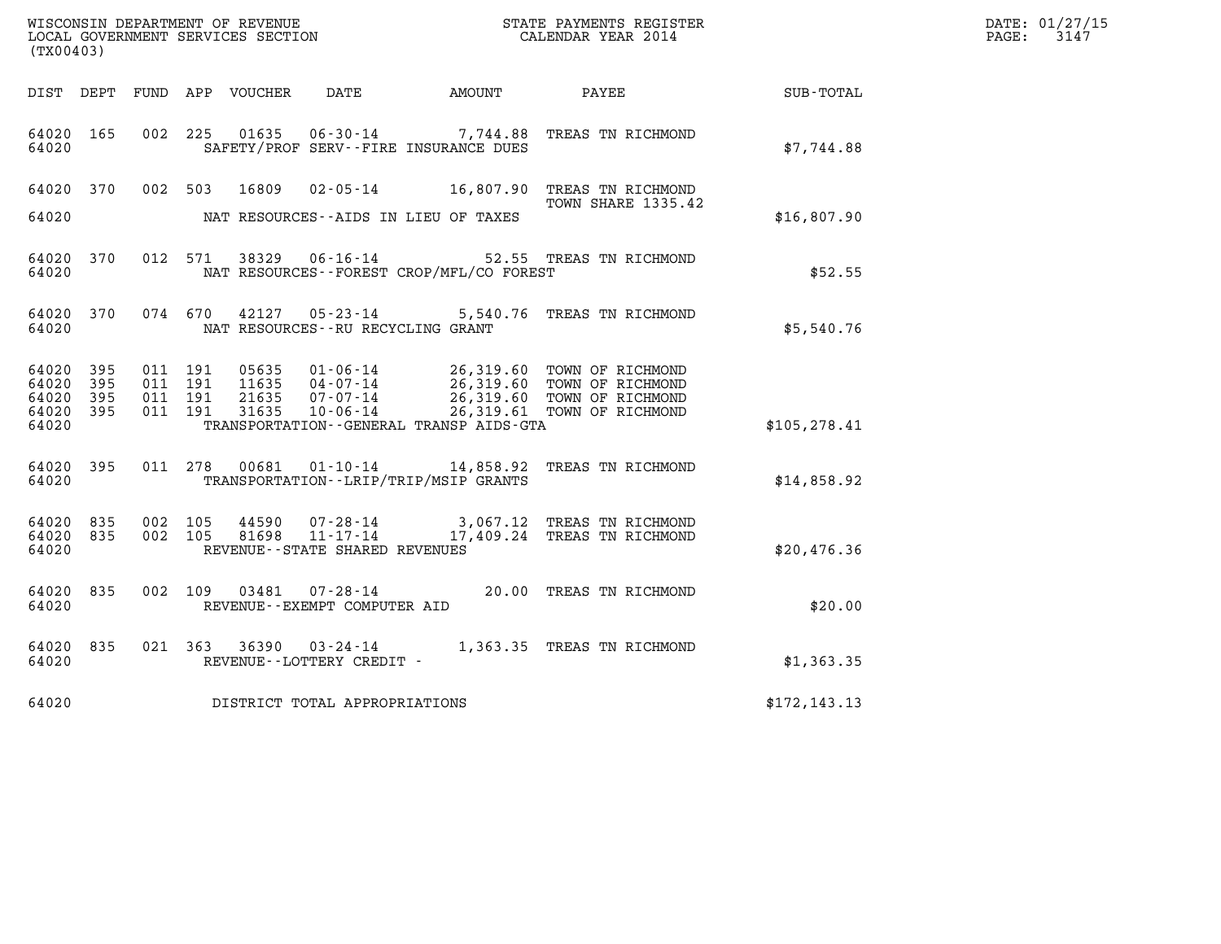WISCONSIN DEPARTMENT OF REVENUE
LOCAL GOVERNMENT SERVICES SECTION
(TX00403)

STATE PAYMENTS REGISTER
CALENDAR YEAR 2014

DATE: 01/27/15
PAGE: 3147

| DIST | DEPT | FUND | APP | VOUCHER | DATE | AMOUNT | PAYEE | SUB-TOTAL |
|---|---|---|---|---|---|---|---|---|
| 64020 | 165 | 002 | 225 | 01635 | 06-30-14 | 7,744.88 | TREAS TN RICHMOND | |
| 64020 | | | | | SAFETY/PROF SERV--FIRE INSURANCE DUES | | | $7,744.88 |
| 64020 | 370 | 002 | 503 | 16809 | 02-05-14 | 16,807.90 | TREAS TN RICHMOND TOWN SHARE 1335.42 | |
| 64020 | | | | | NAT RESOURCES--AIDS IN LIEU OF TAXES | | | $16,807.90 |
| 64020 | 370 | 012 | 571 | 38329 | 06-16-14 | 52.55 | TREAS TN RICHMOND | |
| 64020 | | | | | NAT RESOURCES--FOREST CROP/MFL/CO FOREST | | | $52.55 |
| 64020 | 370 | 074 | 670 | 42127 | 05-23-14 | 5,540.76 | TREAS TN RICHMOND | |
| 64020 | | | | | NAT RESOURCES--RU RECYCLING GRANT | | | $5,540.76 |
| 64020 | 395 | 011 | 191 | 05635 | 01-06-14 | 26,319.60 | TOWN OF RICHMOND | |
| 64020 | 395 | 011 | 191 | 11635 | 04-07-14 | 26,319.60 | TOWN OF RICHMOND | |
| 64020 | 395 | 011 | 191 | 21635 | 07-07-14 | 26,319.60 | TOWN OF RICHMOND | |
| 64020 | 395 | 011 | 191 | 31635 | 10-06-14 | 26,319.61 | TOWN OF RICHMOND | |
| 64020 | | | | | TRANSPORTATION--GENERAL TRANSP AIDS-GTA | | | $105,278.41 |
| 64020 | 395 | 011 | 278 | 00681 | 01-10-14 | 14,858.92 | TREAS TN RICHMOND | |
| 64020 | | | | | TRANSPORTATION--LRIP/TRIP/MSIP GRANTS | | | $14,858.92 |
| 64020 | 835 | 002 | 105 | 44590 | 07-28-14 | 3,067.12 | TREAS TN RICHMOND | |
| 64020 | 835 | 002 | 105 | 81698 | 11-17-14 | 17,409.24 | TREAS TN RICHMOND | |
| 64020 | | | | | REVENUE--STATE SHARED REVENUES | | | $20,476.36 |
| 64020 | 835 | 002 | 109 | 03481 | 07-28-14 | 20.00 | TREAS TN RICHMOND | |
| 64020 | | | | | REVENUE--EXEMPT COMPUTER AID | | | $20.00 |
| 64020 | 835 | 021 | 363 | 36390 | 03-24-14 | 1,363.35 | TREAS TN RICHMOND | |
| 64020 | | | | | REVENUE--LOTTERY CREDIT - | | | $1,363.35 |
| 64020 | | | | | DISTRICT TOTAL APPROPRIATIONS | | | $172,143.13 |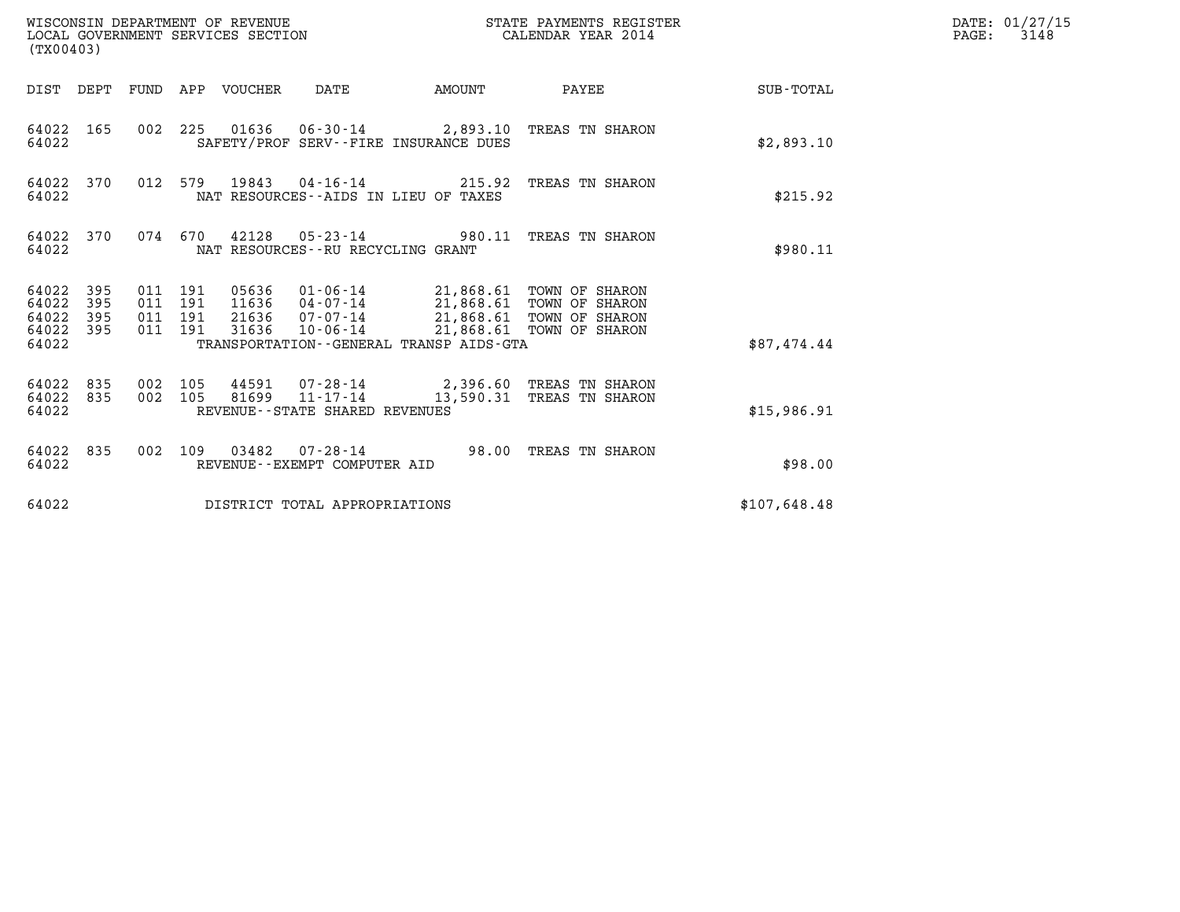WISCONSIN DEPARTMENT OF REVENUE
LOCAL GOVERNMENT SERVICES SECTION
(TX00403)

STATE PAYMENTS REGISTER
CALENDAR YEAR 2014

DATE: 01/27/15
PAGE: 3148

| DIST | DEPT | FUND | APP | VOUCHER | DATE | AMOUNT | PAYEE | SUB-TOTAL |
|---|---|---|---|---|---|---|---|---|
| 64022 | 165 | 002 | 225 | 01636 | 06-30-14 | 2,893.10 | TREAS TN SHARON | |
| 64022 | | | | SAFETY/PROF SERV--FIRE INSURANCE DUES | | | | $2,893.10 |
| 64022 | 370 | 012 | 579 | 19843 | 04-16-14 | 215.92 | TREAS TN SHARON | |
| 64022 | | | | NAT RESOURCES--AIDS IN LIEU OF TAXES | | | | $215.92 |
| 64022 | 370 | 074 | 670 | 42128 | 05-23-14 | 980.11 | TREAS TN SHARON | |
| 64022 | | | | NAT RESOURCES--RU RECYCLING GRANT | | | | $980.11 |
| 64022 | 395 | 011 | 191 | 05636 | 01-06-14 | 21,868.61 | TOWN OF SHARON | |
| 64022 | 395 | 011 | 191 | 11636 | 04-07-14 | 21,868.61 | TOWN OF SHARON | |
| 64022 | 395 | 011 | 191 | 21636 | 07-07-14 | 21,868.61 | TOWN OF SHARON | |
| 64022 | 395 | 011 | 191 | 31636 | 10-06-14 | 21,868.61 | TOWN OF SHARON | |
| 64022 | | | | TRANSPORTATION--GENERAL TRANSP AIDS-GTA | | | | $87,474.44 |
| 64022 | 835 | 002 | 105 | 44591 | 07-28-14 | 2,396.60 | TREAS TN SHARON | |
| 64022 | 835 | 002 | 105 | 81699 | 11-17-14 | 13,590.31 | TREAS TN SHARON | |
| 64022 | | | | REVENUE--STATE SHARED REVENUES | | | | $15,986.91 |
| 64022 | 835 | 002 | 109 | 03482 | 07-28-14 | 98.00 | TREAS TN SHARON | |
| 64022 | | | | REVENUE--EXEMPT COMPUTER AID | | | | $98.00 |
| 64022 | | | | DISTRICT TOTAL APPROPRIATIONS | | | | $107,648.48 |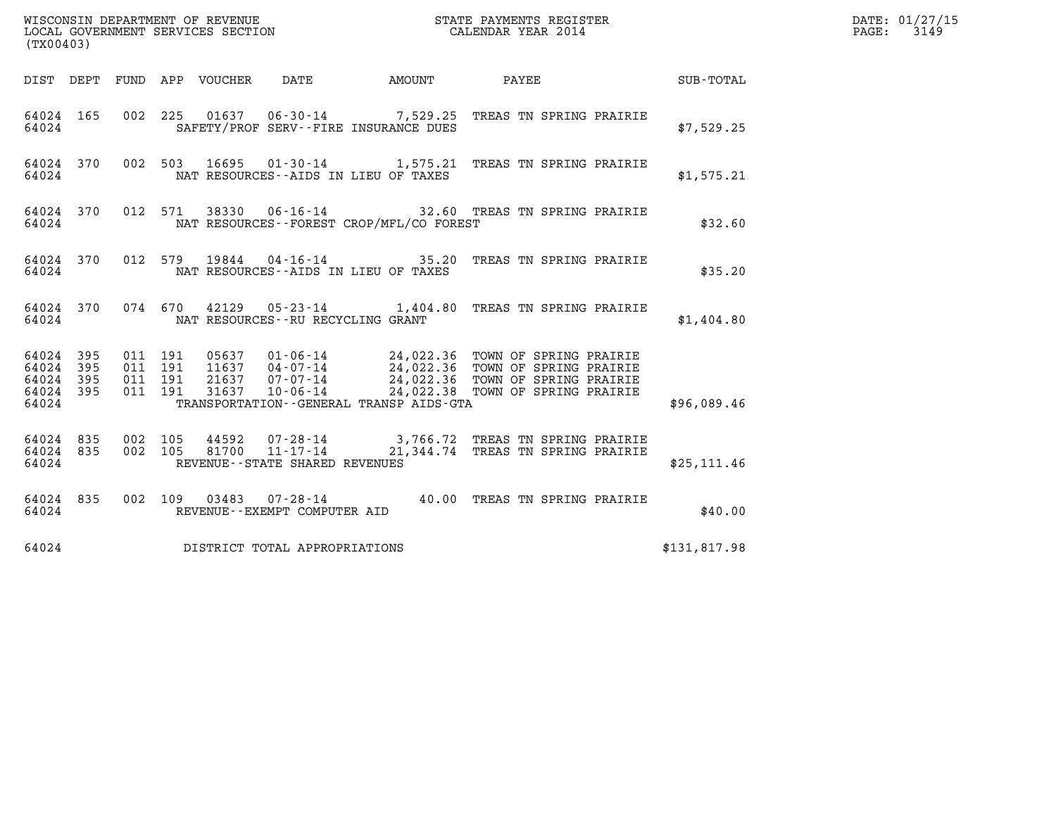WISCONSIN DEPARTMENT OF REVENUE
LOCAL GOVERNMENT SERVICES SECTION
(TX00403)

STATE PAYMENTS REGISTER
CALENDAR YEAR 2014

DATE: 01/27/15
PAGE: 3149

| DIST | DEPT | FUND | APP | VOUCHER | DATE | AMOUNT | PAYEE | SUB-TOTAL |
|---|---|---|---|---|---|---|---|---|
| 64024 | 165 | 002 | 225 | 01637 | 06-30-14 | 7,529.25 | TREAS TN SPRING PRAIRIE | |
| 64024 | | | | SAFETY/PROF SERV--FIRE INSURANCE DUES | | | | $7,529.25 |
| 64024 | 370 | 002 | 503 | 16695 | 01-30-14 | 1,575.21 | TREAS TN SPRING PRAIRIE | |
| 64024 | | | | NAT RESOURCES--AIDS IN LIEU OF TAXES | | | | $1,575.21 |
| 64024 | 370 | 012 | 571 | 38330 | 06-16-14 | 32.60 | TREAS TN SPRING PRAIRIE | |
| 64024 | | | | NAT RESOURCES--FOREST CROP/MFL/CO FOREST | | | | $32.60 |
| 64024 | 370 | 012 | 579 | 19844 | 04-16-14 | 35.20 | TREAS TN SPRING PRAIRIE | |
| 64024 | | | | NAT RESOURCES--AIDS IN LIEU OF TAXES | | | | $35.20 |
| 64024 | 370 | 074 | 670 | 42129 | 05-23-14 | 1,404.80 | TREAS TN SPRING PRAIRIE | |
| 64024 | | | | NAT RESOURCES--RU RECYCLING GRANT | | | | $1,404.80 |
| 64024 | 395 | 011 | 191 | 05637 | 01-06-14 | 24,022.36 | TOWN OF SPRING PRAIRIE | |
| 64024 | 395 | 011 | 191 | 11637 | 04-07-14 | 24,022.36 | TOWN OF SPRING PRAIRIE | |
| 64024 | 395 | 011 | 191 | 21637 | 07-07-14 | 24,022.36 | TOWN OF SPRING PRAIRIE | |
| 64024 | 395 | 011 | 191 | 31637 | 10-06-14 | 24,022.38 | TOWN OF SPRING PRAIRIE | |
| 64024 | | | | TRANSPORTATION--GENERAL TRANSP AIDS-GTA | | | | $96,089.46 |
| 64024 | 835 | 002 | 105 | 44592 | 07-28-14 | 3,766.72 | TREAS TN SPRING PRAIRIE | |
| 64024 | 835 | 002 | 105 | 81700 | 11-17-14 | 21,344.74 | TREAS TN SPRING PRAIRIE | |
| 64024 | | | | REVENUE--STATE SHARED REVENUES | | | | $25,111.46 |
| 64024 | 835 | 002 | 109 | 03483 | 07-28-14 | 40.00 | TREAS TN SPRING PRAIRIE | |
| 64024 | | | | REVENUE--EXEMPT COMPUTER AID | | | | $40.00 |
| 64024 | | | | DISTRICT TOTAL APPROPRIATIONS | | | | $131,817.98 |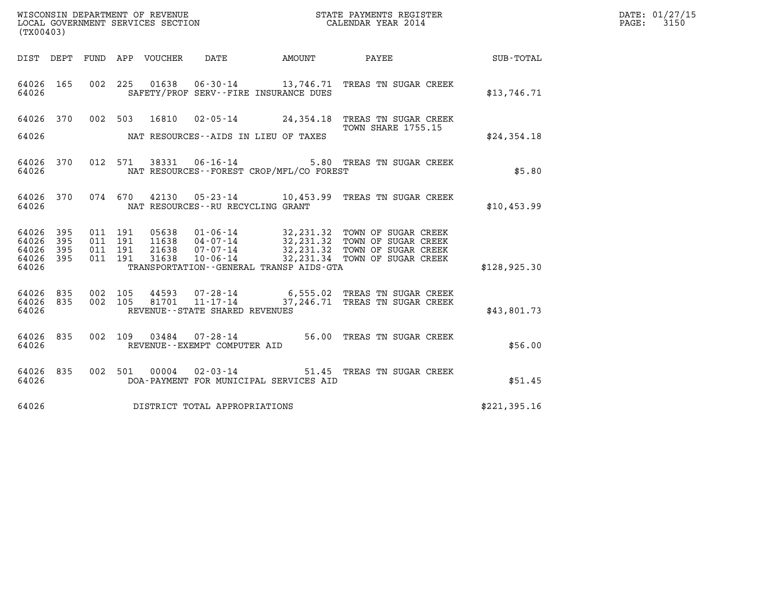WISCONSIN DEPARTMENT OF REVENUE
LOCAL GOVERNMENT SERVICES SECTION
(TX00403)

STATE PAYMENTS REGISTER
CALENDAR YEAR 2014

DATE: 01/27/15

| DIST | DEPT | FUND | APP | VOUCHER | DATE | AMOUNT | PAYEE | SUB-TOTAL |
|---|---|---|---|---|---|---|---|---|
| 64026 | 165 | 002 | 225 | 01638 | 06-30-14 | 13,746.71 | TREAS TN SUGAR CREEK | |
| 64026 | | | | | SAFETY/PROF SERV--FIRE INSURANCE DUES | | | $13,746.71 |
| 64026 | 370 | 002 | 503 | 16810 | 02-05-14 | 24,354.18 | TREAS TN SUGAR CREEK TOWN SHARE 1755.15 | |
| 64026 | | | | | NAT RESOURCES--AIDS IN LIEU OF TAXES | | | $24,354.18 |
| 64026 | 370 | 012 | 571 | 38331 | 06-16-14 | 5.80 | TREAS TN SUGAR CREEK | |
| 64026 | | | | | NAT RESOURCES--FOREST CROP/MFL/CO FOREST | | | $5.80 |
| 64026 | 370 | 074 | 670 | 42130 | 05-23-14 | 10,453.99 | TREAS TN SUGAR CREEK | |
| 64026 | | | | | NAT RESOURCES--RU RECYCLING GRANT | | | $10,453.99 |
| 64026 | 395 | 011 | 191 | 05638 | 01-06-14 | 32,231.32 | TOWN OF SUGAR CREEK | |
| 64026 | 395 | 011 | 191 | 11638 | 04-07-14 | 32,231.32 | TOWN OF SUGAR CREEK | |
| 64026 | 395 | 011 | 191 | 21638 | 07-07-14 | 32,231.32 | TOWN OF SUGAR CREEK | |
| 64026 | 395 | 011 | 191 | 31638 | 10-06-14 | 32,231.34 | TOWN OF SUGAR CREEK | |
| 64026 | | | | | TRANSPORTATION--GENERAL TRANSP AIDS-GTA | | | $128,925.30 |
| 64026 | 835 | 002 | 105 | 44593 | 07-28-14 | 6,555.02 | TREAS TN SUGAR CREEK | |
| 64026 | 835 | 002 | 105 | 81701 | 11-17-14 | 37,246.71 | TREAS TN SUGAR CREEK | |
| 64026 | | | | | REVENUE--STATE SHARED REVENUES | | | $43,801.73 |
| 64026 | 835 | 002 | 109 | 03484 | 07-28-14 | 56.00 | TREAS TN SUGAR CREEK | |
| 64026 | | | | | REVENUE--EXEMPT COMPUTER AID | | | $56.00 |
| 64026 | 835 | 002 | 501 | 00004 | 02-03-14 | 51.45 | TREAS TN SUGAR CREEK | |
| 64026 | | | | | DOA-PAYMENT FOR MUNICIPAL SERVICES AID | | | $51.45 |
| 64026 | | | | | DISTRICT TOTAL APPROPRIATIONS | | | $221,395.16 |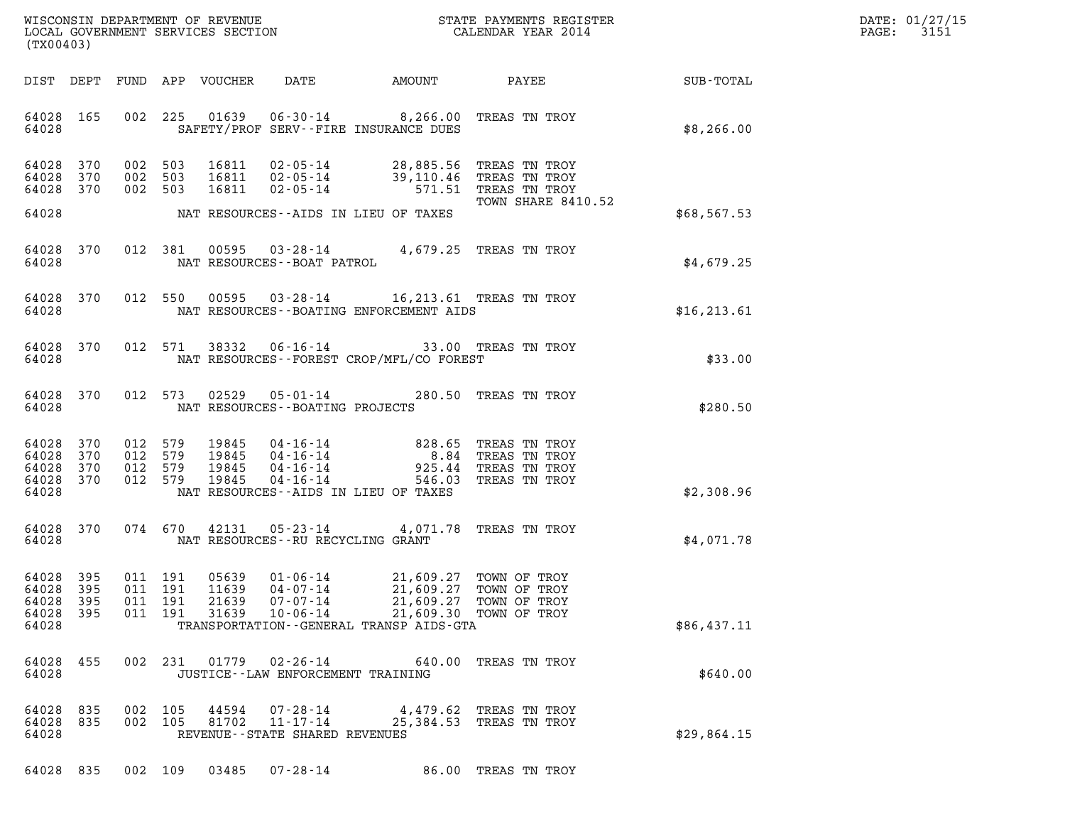WISCONSIN DEPARTMENT OF REVENUE
LOCAL GOVERNMENT SERVICES SECTION
(TX00403)

STATE PAYMENTS REGISTER
CALENDAR YEAR 2014

DATE: 01/27/15
PAGE: 3151

| DIST | DEPT | FUND | APP | VOUCHER | DATE | AMOUNT | PAYEE | SUB-TOTAL |
|---|---|---|---|---|---|---|---|---|
| 64028 | 165 | 002 | 225 | 01639 | 06-30-14 | 8,266.00 | TREAS TN TROY | |
| 64028 | | | | | SAFETY/PROF SERV--FIRE INSURANCE DUES | | | $8,266.00 |
| 64028 | 370 | 002 | 503 | 16811 | 02-05-14 | 28,885.56 | TREAS TN TROY | |
| 64028 | 370 | 002 | 503 | 16811 | 02-05-14 | 39,110.46 | TREAS TN TROY | |
| 64028 | 370 | 002 | 503 | 16811 | 02-05-14 | 571.51 | TREAS TN TROY TOWN SHARE 8410.52 | |
| 64028 | | | | | NAT RESOURCES--AIDS IN LIEU OF TAXES | | | $68,567.53 |
| 64028 | 370 | 012 | 381 | 00595 | 03-28-14 | 4,679.25 | TREAS TN TROY | |
| 64028 | | | | | NAT RESOURCES--BOAT PATROL | | | $4,679.25 |
| 64028 | 370 | 012 | 550 | 00595 | 03-28-14 | 16,213.61 | TREAS TN TROY | |
| 64028 | | | | | NAT RESOURCES--BOATING ENFORCEMENT AIDS | | | $16,213.61 |
| 64028 | 370 | 012 | 571 | 38332 | 06-16-14 | 33.00 | TREAS TN TROY | |
| 64028 | | | | | NAT RESOURCES--FOREST CROP/MFL/CO FOREST | | | $33.00 |
| 64028 | 370 | 012 | 573 | 02529 | 05-01-14 | 280.50 | TREAS TN TROY | |
| 64028 | | | | | NAT RESOURCES--BOATING PROJECTS | | | $280.50 |
| 64028 | 370 | 012 | 579 | 19845 | 04-16-14 | 828.65 | TREAS TN TROY | |
| 64028 | 370 | 012 | 579 | 19845 | 04-16-14 | 8.84 | TREAS TN TROY | |
| 64028 | 370 | 012 | 579 | 19845 | 04-16-14 | 925.44 | TREAS TN TROY | |
| 64028 | 370 | 012 | 579 | 19845 | 04-16-14 | 546.03 | TREAS TN TROY | |
| 64028 | | | | | NAT RESOURCES--AIDS IN LIEU OF TAXES | | | $2,308.96 |
| 64028 | 370 | 074 | 670 | 42131 | 05-23-14 | 4,071.78 | TREAS TN TROY | |
| 64028 | | | | | NAT RESOURCES--RU RECYCLING GRANT | | | $4,071.78 |
| 64028 | 395 | 011 | 191 | 05639 | 01-06-14 | 21,609.27 | TOWN OF TROY | |
| 64028 | 395 | 011 | 191 | 11639 | 04-07-14 | 21,609.27 | TOWN OF TROY | |
| 64028 | 395 | 011 | 191 | 21639 | 07-07-14 | 21,609.27 | TOWN OF TROY | |
| 64028 | 395 | 011 | 191 | 31639 | 10-06-14 | 21,609.30 | TOWN OF TROY | |
| 64028 | | | | | TRANSPORTATION--GENERAL TRANSP AIDS-GTA | | | $86,437.11 |
| 64028 | 455 | 002 | 231 | 01779 | 02-26-14 | 640.00 | TREAS TN TROY | |
| 64028 | | | | | JUSTICE--LAW ENFORCEMENT TRAINING | | | $640.00 |
| 64028 | 835 | 002 | 105 | 44594 | 07-28-14 | 4,479.62 | TREAS TN TROY | |
| 64028 | 835 | 002 | 105 | 81702 | 11-17-14 | 25,384.53 | TREAS TN TROY | |
| 64028 | | | | | REVENUE--STATE SHARED REVENUES | | | $29,864.15 |
| 64028 | 835 | 002 | 109 | 03485 | 07-28-14 | 86.00 | TREAS TN TROY | |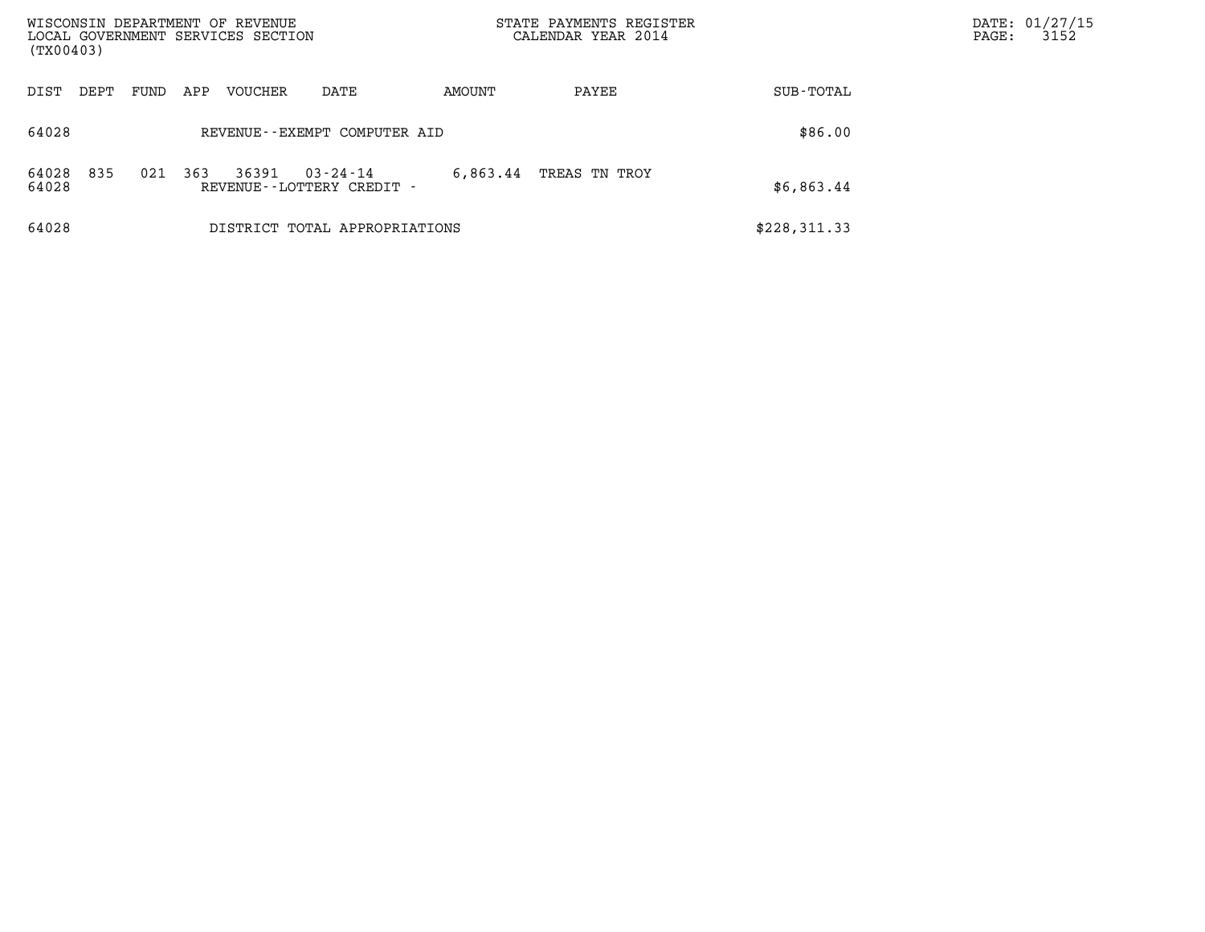| DIST | DEPT | FUND | APP | VOUCHER | DATE | AMOUNT | PAYEE | SUB-TOTAL |
|---|---|---|---|---|---|---|---|---|
| 64028 | | | | REVENUE--EXEMPT COMPUTER AID | | | | $86.00 |
| 64028 | 835 | 021 | 363 | 36391 | 03-24-14 | 6,863.44 | TREAS TN TROY | |
| 64028 | | | | REVENUE--LOTTERY CREDIT - | | | | $6,863.44 |
| 64028 | | | | DISTRICT TOTAL APPROPRIATIONS | | | | $228,311.33 |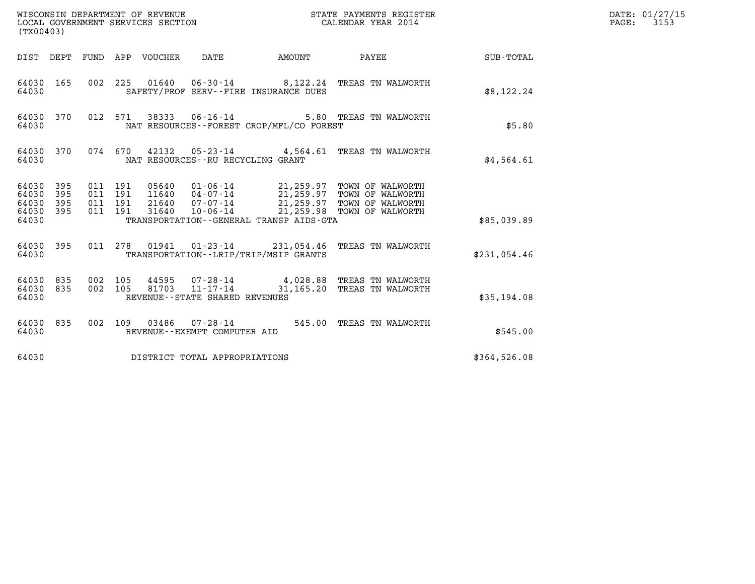WISCONSIN DEPARTMENT OF REVENUE
LOCAL GOVERNMENT SERVICES SECTION
(TX00403)

STATE PAYMENTS REGISTER
CALENDAR YEAR 2014

DATE: 01/27/15
PAGE: 3153

| DIST | DEPT | FUND | APP | VOUCHER | DATE | AMOUNT | PAYEE | SUB-TOTAL |
|---|---|---|---|---|---|---|---|---|
| 64030 | 165 | 002 | 225 | 01640 | 06-30-14 | 8,122.24 | TREAS TN WALWORTH | |
| 64030 | | | | SAFETY/PROF SERV--FIRE INSURANCE DUES | | | | $8,122.24 |
| 64030 | 370 | 012 | 571 | 38333 | 06-16-14 | 5.80 | TREAS TN WALWORTH | |
| 64030 | | | | NAT RESOURCES--FOREST CROP/MFL/CO FOREST | | | | $5.80 |
| 64030 | 370 | 074 | 670 | 42132 | 05-23-14 | 4,564.61 | TREAS TN WALWORTH | |
| 64030 | | | | NAT RESOURCES--RU RECYCLING GRANT | | | | $4,564.61 |
| 64030 | 395 | 011 | 191 | 05640 | 01-06-14 | 21,259.97 | TOWN OF WALWORTH | |
| 64030 | 395 | 011 | 191 | 11640 | 04-07-14 | 21,259.97 | TOWN OF WALWORTH | |
| 64030 | 395 | 011 | 191 | 21640 | 07-07-14 | 21,259.97 | TOWN OF WALWORTH | |
| 64030 | 395 | 011 | 191 | 31640 | 10-06-14 | 21,259.98 | TOWN OF WALWORTH | |
| 64030 | | | | TRANSPORTATION--GENERAL TRANSP AIDS-GTA | | | | $85,039.89 |
| 64030 | 395 | 011 | 278 | 01941 | 01-23-14 | 231,054.46 | TREAS TN WALWORTH | |
| 64030 | | | | TRANSPORTATION--LRIP/TRIP/MSIP GRANTS | | | | $231,054.46 |
| 64030 | 835 | 002 | 105 | 44595 | 07-28-14 | 4,028.88 | TREAS TN WALWORTH | |
| 64030 | 835 | 002 | 105 | 81703 | 11-17-14 | 31,165.20 | TREAS TN WALWORTH | |
| 64030 | | | | REVENUE--STATE SHARED REVENUES | | | | $35,194.08 |
| 64030 | 835 | 002 | 109 | 03486 | 07-28-14 | 545.00 | TREAS TN WALWORTH | |
| 64030 | | | | REVENUE--EXEMPT COMPUTER AID | | | | $545.00 |
| 64030 | | | | DISTRICT TOTAL APPROPRIATIONS | | | | $364,526.08 |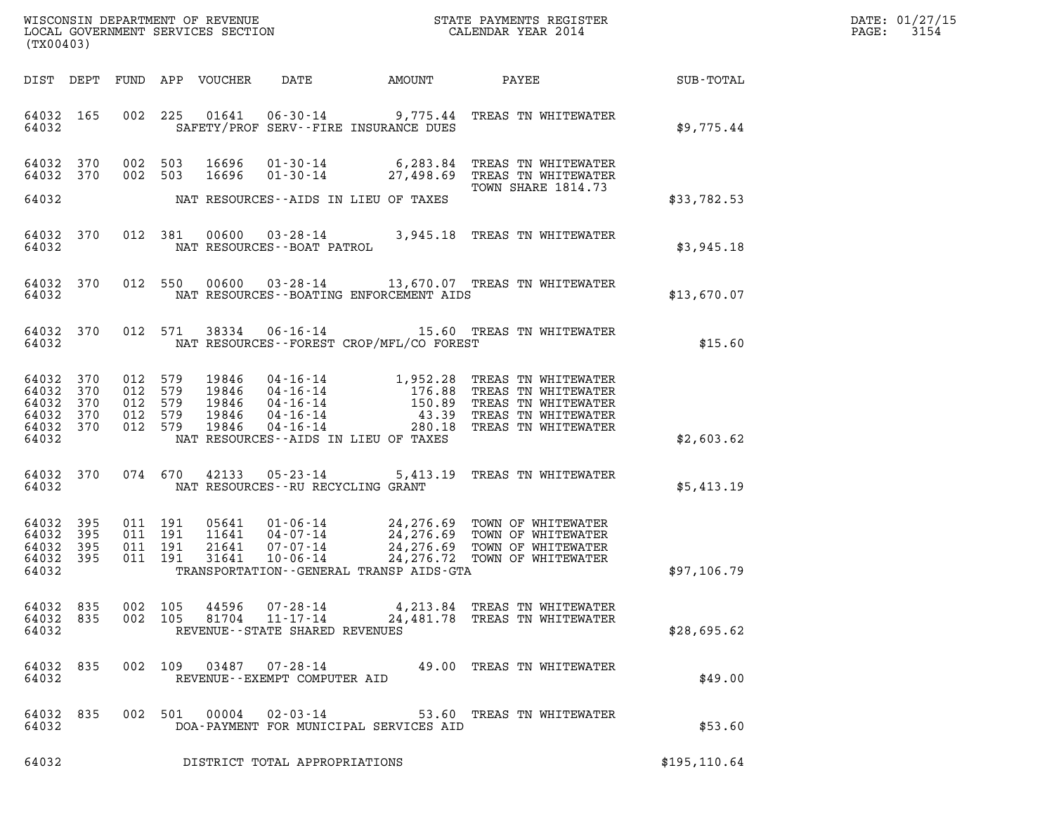WISCONSIN DEPARTMENT OF REVENUE
LOCAL GOVERNMENT SERVICES SECTION
(TX00403)

STATE PAYMENTS REGISTER
CALENDAR YEAR 2014

DATE: 01/27/15
PAGE: 3154

| DIST | DEPT | FUND | APP | VOUCHER | DATE | AMOUNT | PAYEE | SUB-TOTAL |
|---|---|---|---|---|---|---|---|---|
| 64032 | 165 | 002 | 225 | 01641 | 06-30-14 | 9,775.44 | TREAS TN WHITEWATER | |
| 64032 | | | | | SAFETY/PROF SERV--FIRE INSURANCE DUES | | | $9,775.44 |
| 64032 | 370 | 002 | 503 | 16696 | 01-30-14 | 6,283.84 | TREAS TN WHITEWATER | |
| 64032 | 370 | 002 | 503 | 16696 | 01-30-14 | 27,498.69 | TREAS TN WHITEWATER TOWN SHARE 1814.73 | |
| 64032 | | | | | NAT RESOURCES--AIDS IN LIEU OF TAXES | | | $33,782.53 |
| 64032 | 370 | 012 | 381 | 00600 | 03-28-14 | 3,945.18 | TREAS TN WHITEWATER | |
| 64032 | | | | | NAT RESOURCES--BOAT PATROL | | | $3,945.18 |
| 64032 | 370 | 012 | 550 | 00600 | 03-28-14 | 13,670.07 | TREAS TN WHITEWATER | |
| 64032 | | | | | NAT RESOURCES--BOATING ENFORCEMENT AIDS | | | $13,670.07 |
| 64032 | 370 | 012 | 571 | 38334 | 06-16-14 | 15.60 | TREAS TN WHITEWATER | |
| 64032 | | | | | NAT RESOURCES--FOREST CROP/MFL/CO FOREST | | | $15.60 |
| 64032 | 370 | 012 | 579 | 19846 | 04-16-14 | 1,952.28 | TREAS TN WHITEWATER | |
| 64032 | 370 | 012 | 579 | 19846 | 04-16-14 | 176.88 | TREAS TN WHITEWATER | |
| 64032 | 370 | 012 | 579 | 19846 | 04-16-14 | 150.89 | TREAS TN WHITEWATER | |
| 64032 | 370 | 012 | 579 | 19846 | 04-16-14 | 43.39 | TREAS TN WHITEWATER | |
| 64032 | 370 | 012 | 579 | 19846 | 04-16-14 | 280.18 | TREAS TN WHITEWATER | |
| 64032 | | | | | NAT RESOURCES--AIDS IN LIEU OF TAXES | | | $2,603.62 |
| 64032 | 370 | 074 | 670 | 42133 | 05-23-14 | 5,413.19 | TREAS TN WHITEWATER | |
| 64032 | | | | | NAT RESOURCES--RU RECYCLING GRANT | | | $5,413.19 |
| 64032 | 395 | 011 | 191 | 05641 | 01-06-14 | 24,276.69 | TOWN OF WHITEWATER | |
| 64032 | 395 | 011 | 191 | 11641 | 04-07-14 | 24,276.69 | TOWN OF WHITEWATER | |
| 64032 | 395 | 011 | 191 | 21641 | 07-07-14 | 24,276.69 | TOWN OF WHITEWATER | |
| 64032 | 395 | 011 | 191 | 31641 | 10-06-14 | 24,276.72 | TOWN OF WHITEWATER | |
| 64032 | | | | | TRANSPORTATION--GENERAL TRANSP AIDS-GTA | | | $97,106.79 |
| 64032 | 835 | 002 | 105 | 44596 | 07-28-14 | 4,213.84 | TREAS TN WHITEWATER | |
| 64032 | 835 | 002 | 105 | 81704 | 11-17-14 | 24,481.78 | TREAS TN WHITEWATER | |
| 64032 | | | | | REVENUE--STATE SHARED REVENUES | | | $28,695.62 |
| 64032 | 835 | 002 | 109 | 03487 | 07-28-14 | 49.00 | TREAS TN WHITEWATER | |
| 64032 | | | | | REVENUE--EXEMPT COMPUTER AID | | | $49.00 |
| 64032 | 835 | 002 | 501 | 00004 | 02-03-14 | 53.60 | TREAS TN WHITEWATER | |
| 64032 | | | | | DOA-PAYMENT FOR MUNICIPAL SERVICES AID | | | $53.60 |
| 64032 | | | | | DISTRICT TOTAL APPROPRIATIONS | | | $195,110.64 |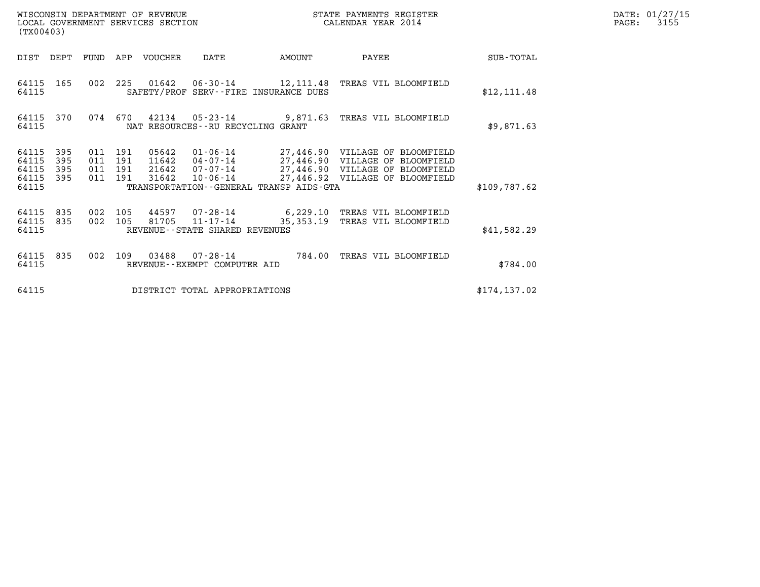WISCONSIN DEPARTMENT OF REVENUE
LOCAL GOVERNMENT SERVICES SECTION
(TX00403)

STATE PAYMENTS REGISTER
CALENDAR YEAR 2014

DATE: 01/27/15

| DIST | DEPT | FUND | APP | VOUCHER | DATE | AMOUNT | PAYEE | SUB-TOTAL |
|---|---|---|---|---|---|---|---|---|
| 64115 | 165 | 002 | 225 | 01642 | 06-30-14 | 12,111.48 | TREAS VIL BLOOMFIELD | |
| 64115 | | | | SAFETY/PROF SERV--FIRE INSURANCE DUES | | | | $12,111.48 |
| 64115 | 370 | 074 | 670 | 42134 | 05-23-14 | 9,871.63 | TREAS VIL BLOOMFIELD | |
| 64115 | | | | NAT RESOURCES--RU RECYCLING GRANT | | | | $9,871.63 |
| 64115 | 395 | 011 | 191 | 05642 | 01-06-14 | 27,446.90 | VILLAGE OF BLOOMFIELD | |
| 64115 | 395 | 011 | 191 | 11642 | 04-07-14 | 27,446.90 | VILLAGE OF BLOOMFIELD | |
| 64115 | 395 | 011 | 191 | 21642 | 07-07-14 | 27,446.90 | VILLAGE OF BLOOMFIELD | |
| 64115 | 395 | 011 | 191 | 31642 | 10-06-14 | 27,446.92 | VILLAGE OF BLOOMFIELD | |
| 64115 | | | | TRANSPORTATION--GENERAL TRANSP AIDS-GTA | | | | $109,787.62 |
| 64115 | 835 | 002 | 105 | 44597 | 07-28-14 | 6,229.10 | TREAS VIL BLOOMFIELD | |
| 64115 | 835 | 002 | 105 | 81705 | 11-17-14 | 35,353.19 | TREAS VIL BLOOMFIELD | |
| 64115 | | | | REVENUE--STATE SHARED REVENUES | | | | $41,582.29 |
| 64115 | 835 | 002 | 109 | 03488 | 07-28-14 | 784.00 | TREAS VIL BLOOMFIELD | |
| 64115 | | | | REVENUE--EXEMPT COMPUTER AID | | | | $784.00 |
| 64115 | | | | DISTRICT TOTAL APPROPRIATIONS | | | | $174,137.02 |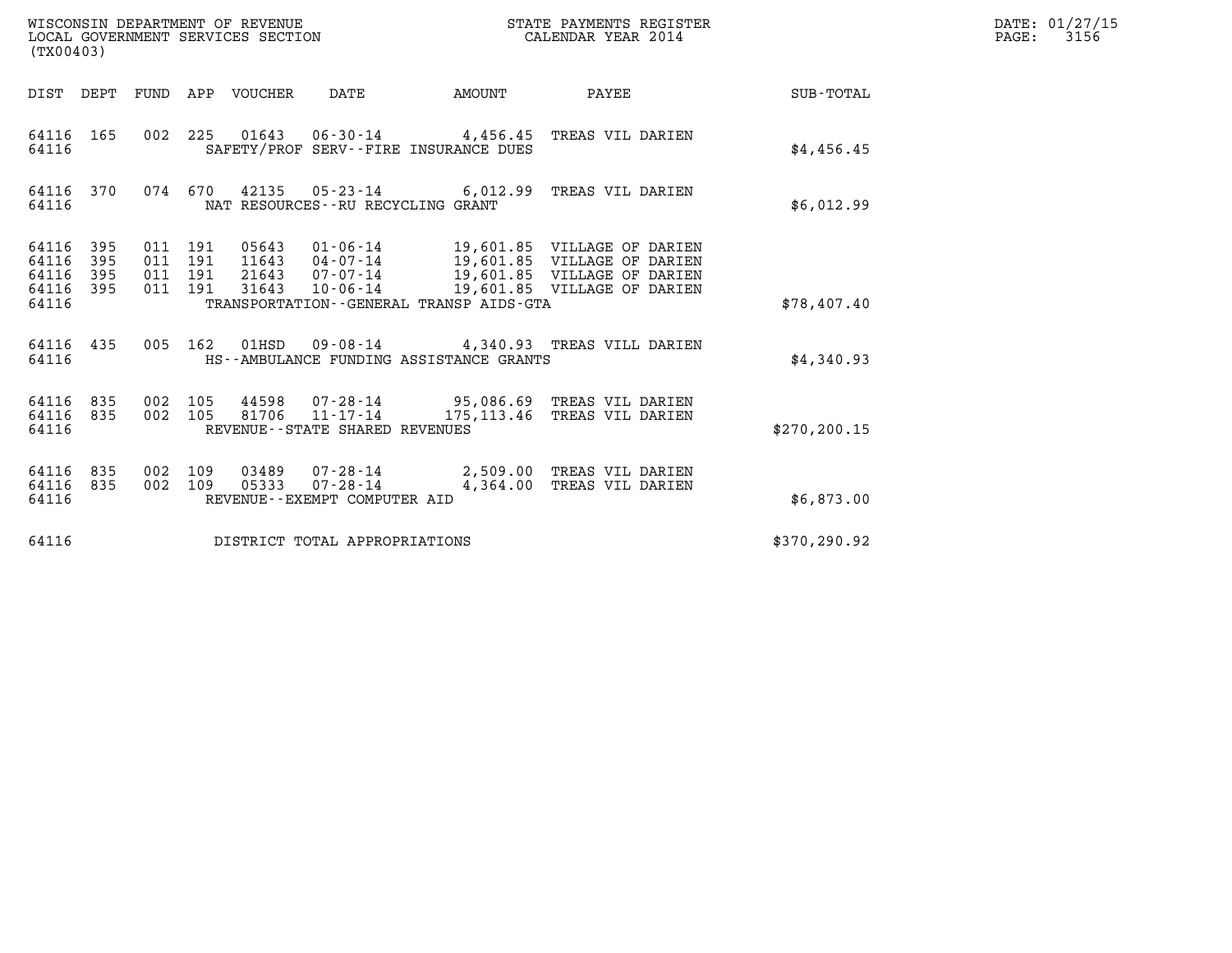WISCONSIN DEPARTMENT OF REVENUE
LOCAL GOVERNMENT SERVICES SECTION
(TX00403)

STATE PAYMENTS REGISTER
CALENDAR YEAR 2014

DATE: 01/27/15
PAGE: 3156

| DIST | DEPT | FUND | APP | VOUCHER | DATE | AMOUNT | PAYEE | SUB-TOTAL |
|---|---|---|---|---|---|---|---|---|
| 64116 | 165 | 002 | 225 | 01643 | 06-30-14 | 4,456.45 | TREAS VIL DARIEN | |
| 64116 | | | | SAFETY/PROF SERV--FIRE INSURANCE DUES | | | | $4,456.45 |
| 64116 | 370 | 074 | 670 | 42135 | 05-23-14 | 6,012.99 | TREAS VIL DARIEN | |
| 64116 | | | | NAT RESOURCES--RU RECYCLING GRANT | | | | $6,012.99 |
| 64116 | 395 | 011 | 191 | 05643 | 01-06-14 | 19,601.85 | VILLAGE OF DARIEN | |
| 64116 | 395 | 011 | 191 | 11643 | 04-07-14 | 19,601.85 | VILLAGE OF DARIEN | |
| 64116 | 395 | 011 | 191 | 21643 | 07-07-14 | 19,601.85 | VILLAGE OF DARIEN | |
| 64116 | 395 | 011 | 191 | 31643 | 10-06-14 | 19,601.85 | VILLAGE OF DARIEN | |
| 64116 | | | | TRANSPORTATION--GENERAL TRANSP AIDS-GTA | | | | $78,407.40 |
| 64116 | 435 | 005 | 162 | 01HSD | 09-08-14 | 4,340.93 | TREAS VILL DARIEN | |
| 64116 | | | | HS--AMBULANCE FUNDING ASSISTANCE GRANTS | | | | $4,340.93 |
| 64116 | 835 | 002 | 105 | 44598 | 07-28-14 | 95,086.69 | TREAS VIL DARIEN | |
| 64116 | 835 | 002 | 105 | 81706 | 11-17-14 | 175,113.46 | TREAS VIL DARIEN | |
| 64116 | | | | REVENUE--STATE SHARED REVENUES | | | | $270,200.15 |
| 64116 | 835 | 002 | 109 | 03489 | 07-28-14 | 2,509.00 | TREAS VIL DARIEN | |
| 64116 | 835 | 002 | 109 | 05333 | 07-28-14 | 4,364.00 | TREAS VIL DARIEN | |
| 64116 | | | | REVENUE--EXEMPT COMPUTER AID | | | | $6,873.00 |
| 64116 | | | | DISTRICT TOTAL APPROPRIATIONS | | | | $370,290.92 |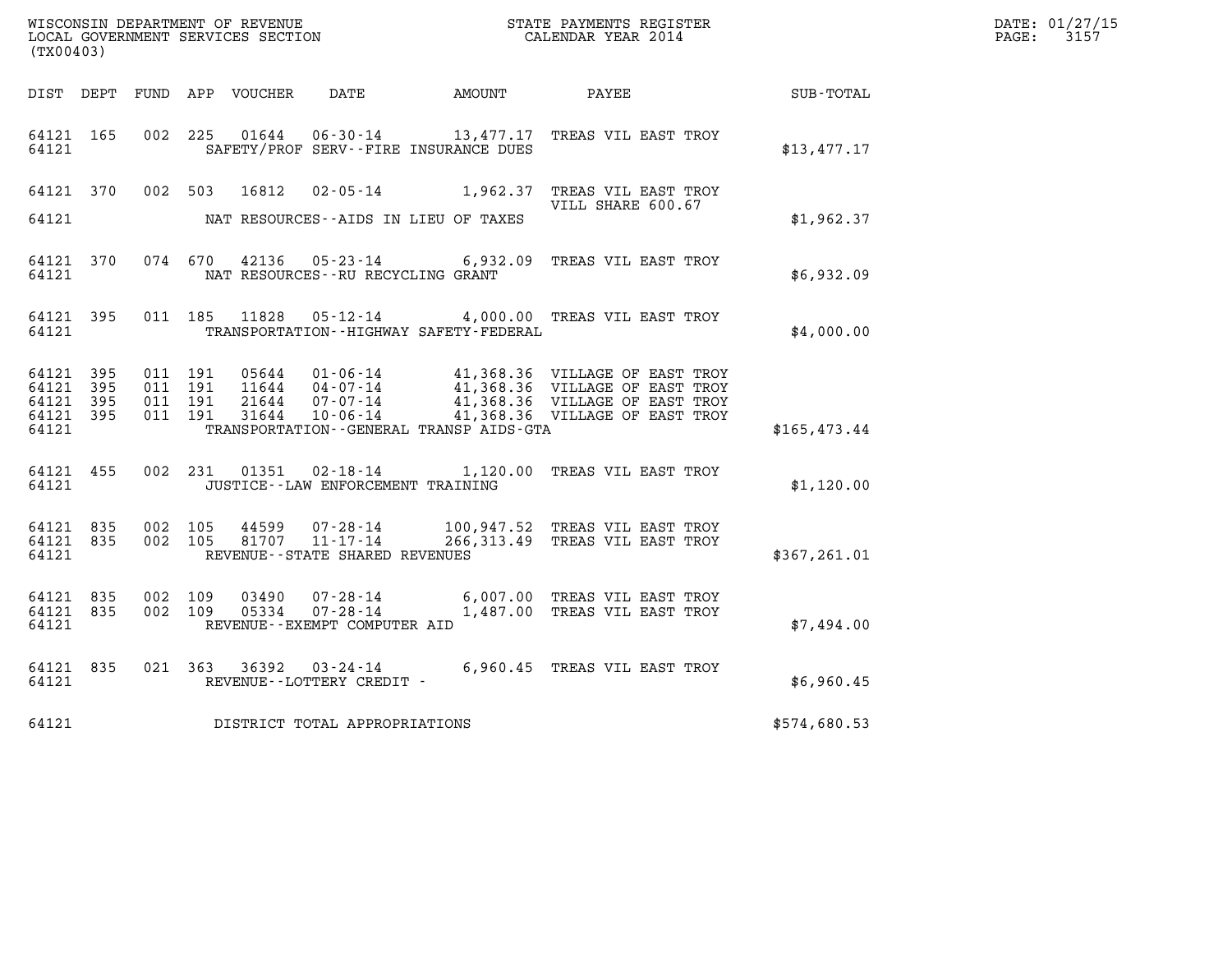WISCONSIN DEPARTMENT OF REVENUE
LOCAL GOVERNMENT SERVICES SECTION
(TX00403)

STATE PAYMENTS REGISTER
CALENDAR YEAR 2014

DATE: 01/27/15
PAGE: 3157

| DIST | DEPT | FUND | APP | VOUCHER | DATE | AMOUNT | PAYEE | SUB-TOTAL |
|---|---|---|---|---|---|---|---|---|
| 64121 | 165 | 002 | 225 | 01644 | 06-30-14 | 13,477.17 | TREAS VIL EAST TROY | |
| 64121 | | | | | SAFETY/PROF SERV--FIRE INSURANCE DUES | | | $13,477.17 |
| 64121 | 370 | 002 | 503 | 16812 | 02-05-14 | 1,962.37 | TREAS VIL EAST TROY VILL SHARE 600.67 | |
| 64121 | | | | | NAT RESOURCES--AIDS IN LIEU OF TAXES | | | $1,962.37 |
| 64121 | 370 | 074 | 670 | 42136 | 05-23-14 | 6,932.09 | TREAS VIL EAST TROY | |
| 64121 | | | | | NAT RESOURCES--RU RECYCLING GRANT | | | $6,932.09 |
| 64121 | 395 | 011 | 185 | 11828 | 05-12-14 | 4,000.00 | TREAS VIL EAST TROY | |
| 64121 | | | | | TRANSPORTATION--HIGHWAY SAFETY-FEDERAL | | | $4,000.00 |
| 64121 | 395 | 011 | 191 | 05644 | 01-06-14 | 41,368.36 | VILLAGE OF EAST TROY | |
| 64121 | 395 | 011 | 191 | 11644 | 04-07-14 | 41,368.36 | VILLAGE OF EAST TROY | |
| 64121 | 395 | 011 | 191 | 21644 | 07-07-14 | 41,368.36 | VILLAGE OF EAST TROY | |
| 64121 | 395 | 011 | 191 | 31644 | 10-06-14 | 41,368.36 | VILLAGE OF EAST TROY | |
| 64121 | | | | | TRANSPORTATION--GENERAL TRANSP AIDS-GTA | | | $165,473.44 |
| 64121 | 455 | 002 | 231 | 01351 | 02-18-14 | 1,120.00 | TREAS VIL EAST TROY | |
| 64121 | | | | | JUSTICE--LAW ENFORCEMENT TRAINING | | | $1,120.00 |
| 64121 | 835 | 002 | 105 | 44599 | 07-28-14 | 100,947.52 | TREAS VIL EAST TROY | |
| 64121 | 835 | 002 | 105 | 81707 | 11-17-14 | 266,313.49 | TREAS VIL EAST TROY | |
| 64121 | | | | | REVENUE--STATE SHARED REVENUES | | | $367,261.01 |
| 64121 | 835 | 002 | 109 | 03490 | 07-28-14 | 6,007.00 | TREAS VIL EAST TROY | |
| 64121 | 835 | 002 | 109 | 05334 | 07-28-14 | 1,487.00 | TREAS VIL EAST TROY | |
| 64121 | | | | | REVENUE--EXEMPT COMPUTER AID | | | $7,494.00 |
| 64121 | 835 | 021 | 363 | 36392 | 03-24-14 | 6,960.45 | TREAS VIL EAST TROY | |
| 64121 | | | | | REVENUE--LOTTERY CREDIT - | | | $6,960.45 |
| 64121 | | | | | DISTRICT TOTAL APPROPRIATIONS | | | $574,680.53 |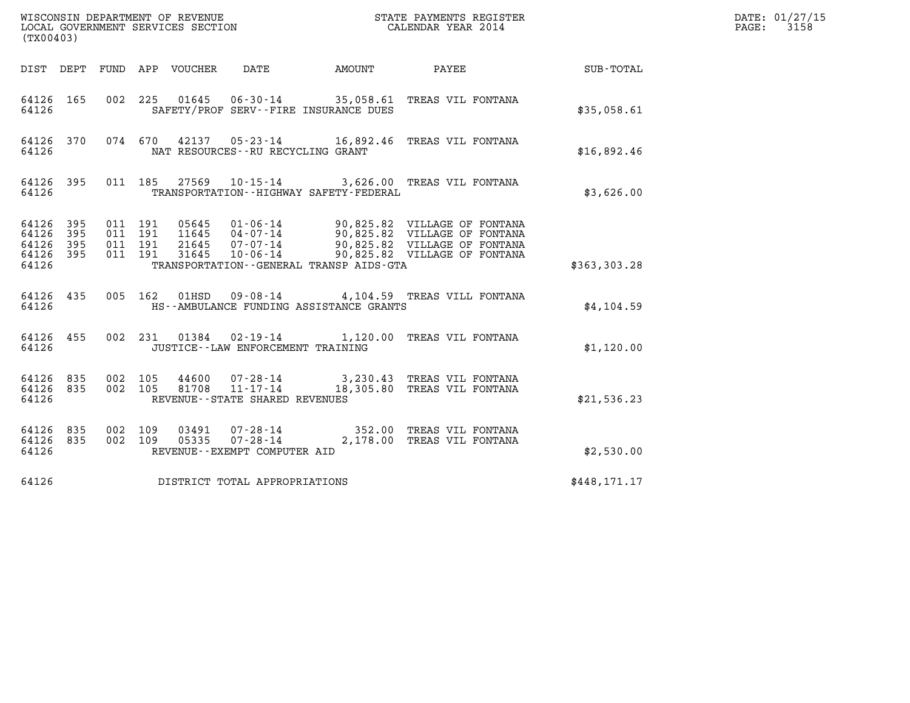WISCONSIN DEPARTMENT OF REVENUE
LOCAL GOVERNMENT SERVICES SECTION
(TX00403)

STATE PAYMENTS REGISTER
CALENDAR YEAR 2014

DATE: 01/27/15
PAGE: 3158

| DIST | DEPT | FUND | APP | VOUCHER | DATE | AMOUNT | PAYEE | SUB-TOTAL |
|---|---|---|---|---|---|---|---|---|
| 64126 | 165 | 002 | 225 | 01645 | 06-30-14 | 35,058.61 | TREAS VIL FONTANA | |
| 64126 | | | | | SAFETY/PROF SERV--FIRE INSURANCE DUES | | | $35,058.61 |
| 64126 | 370 | 074 | 670 | 42137 | 05-23-14 | 16,892.46 | TREAS VIL FONTANA | |
| 64126 | | | | | NAT RESOURCES--RU RECYCLING GRANT | | | $16,892.46 |
| 64126 | 395 | 011 | 185 | 27569 | 10-15-14 | 3,626.00 | TREAS VIL FONTANA | |
| 64126 | | | | | TRANSPORTATION--HIGHWAY SAFETY-FEDERAL | | | $3,626.00 |
| 64126 | 395 | 011 | 191 | 05645 | 01-06-14 | 90,825.82 | VILLAGE OF FONTANA | |
| 64126 | 395 | 011 | 191 | 11645 | 04-07-14 | 90,825.82 | VILLAGE OF FONTANA | |
| 64126 | 395 | 011 | 191 | 21645 | 07-07-14 | 90,825.82 | VILLAGE OF FONTANA | |
| 64126 | 395 | 011 | 191 | 31645 | 10-06-14 | 90,825.82 | VILLAGE OF FONTANA | |
| 64126 | | | | | TRANSPORTATION--GENERAL TRANSP AIDS-GTA | | | $363,303.28 |
| 64126 | 435 | 005 | 162 | 01HSD | 09-08-14 | 4,104.59 | TREAS VILL FONTANA | |
| 64126 | | | | | HS--AMBULANCE FUNDING ASSISTANCE GRANTS | | | $4,104.59 |
| 64126 | 455 | 002 | 231 | 01384 | 02-19-14 | 1,120.00 | TREAS VIL FONTANA | |
| 64126 | | | | | JUSTICE--LAW ENFORCEMENT TRAINING | | | $1,120.00 |
| 64126 | 835 | 002 | 105 | 44600 | 07-28-14 | 3,230.43 | TREAS VIL FONTANA | |
| 64126 | 835 | 002 | 105 | 81708 | 11-17-14 | 18,305.80 | TREAS VIL FONTANA | |
| 64126 | | | | | REVENUE--STATE SHARED REVENUES | | | $21,536.23 |
| 64126 | 835 | 002 | 109 | 03491 | 07-28-14 | 352.00 | TREAS VIL FONTANA | |
| 64126 | 835 | 002 | 109 | 05335 | 07-28-14 | 2,178.00 | TREAS VIL FONTANA | |
| 64126 | | | | | REVENUE--EXEMPT COMPUTER AID | | | $2,530.00 |
| 64126 | | | | | DISTRICT TOTAL APPROPRIATIONS | | | $448,171.17 |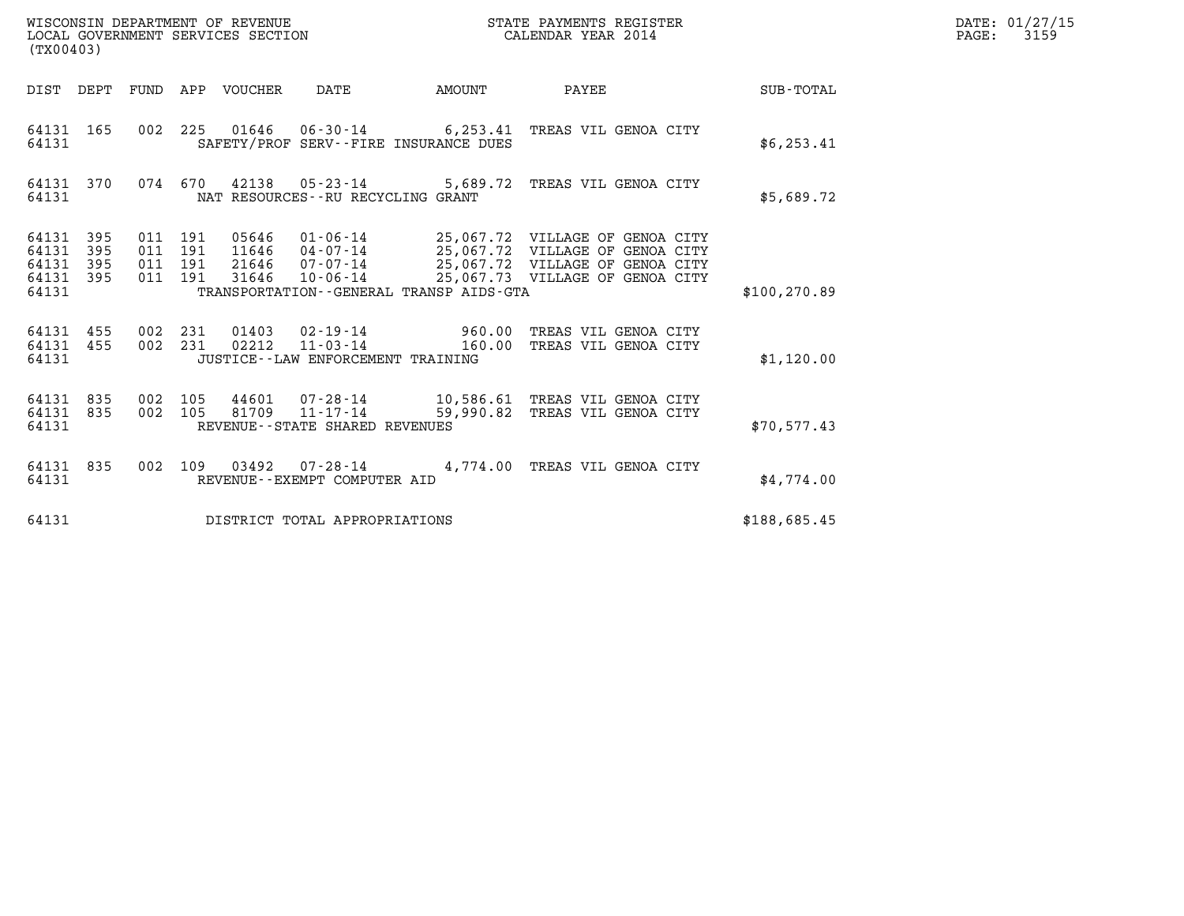WISCONSIN DEPARTMENT OF REVENUE
LOCAL GOVERNMENT SERVICES SECTION
(TX00403)

STATE PAYMENTS REGISTER
CALENDAR YEAR 2014

DATE: 01/27/15
PAGE: 3159

| DIST | DEPT | FUND | APP | VOUCHER | DATE | AMOUNT | PAYEE | SUB-TOTAL |
|---|---|---|---|---|---|---|---|---|
| 64131 | 165 | 002 | 225 | 01646 | 06-30-14 | 6,253.41 | TREAS VIL GENOA CITY | |
| 64131 | | | | | SAFETY/PROF SERV--FIRE INSURANCE DUES | | | $6,253.41 |
| 64131 | 370 | 074 | 670 | 42138 | 05-23-14 | 5,689.72 | TREAS VIL GENOA CITY | |
| 64131 | | | | | NAT RESOURCES--RU RECYCLING GRANT | | | $5,689.72 |
| 64131 | 395 | 011 | 191 | 05646 | 01-06-14 | 25,067.72 | VILLAGE OF GENOA CITY | |
| 64131 | 395 | 011 | 191 | 11646 | 04-07-14 | 25,067.72 | VILLAGE OF GENOA CITY | |
| 64131 | 395 | 011 | 191 | 21646 | 07-07-14 | 25,067.72 | VILLAGE OF GENOA CITY | |
| 64131 | 395 | 011 | 191 | 31646 | 10-06-14 | 25,067.73 | VILLAGE OF GENOA CITY | |
| 64131 | | | | | TRANSPORTATION--GENERAL TRANSP AIDS-GTA | | | $100,270.89 |
| 64131 | 455 | 002 | 231 | 01403 | 02-19-14 | 960.00 | TREAS VIL GENOA CITY | |
| 64131 | 455 | 002 | 231 | 02212 | 11-03-14 | 160.00 | TREAS VIL GENOA CITY | |
| 64131 | | | | | JUSTICE--LAW ENFORCEMENT TRAINING | | | $1,120.00 |
| 64131 | 835 | 002 | 105 | 44601 | 07-28-14 | 10,586.61 | TREAS VIL GENOA CITY | |
| 64131 | 835 | 002 | 105 | 81709 | 11-17-14 | 59,990.82 | TREAS VIL GENOA CITY | |
| 64131 | | | | | REVENUE--STATE SHARED REVENUES | | | $70,577.43 |
| 64131 | 835 | 002 | 109 | 03492 | 07-28-14 | 4,774.00 | TREAS VIL GENOA CITY | |
| 64131 | | | | | REVENUE--EXEMPT COMPUTER AID | | | $4,774.00 |
| 64131 | | | | | DISTRICT TOTAL APPROPRIATIONS | | | $188,685.45 |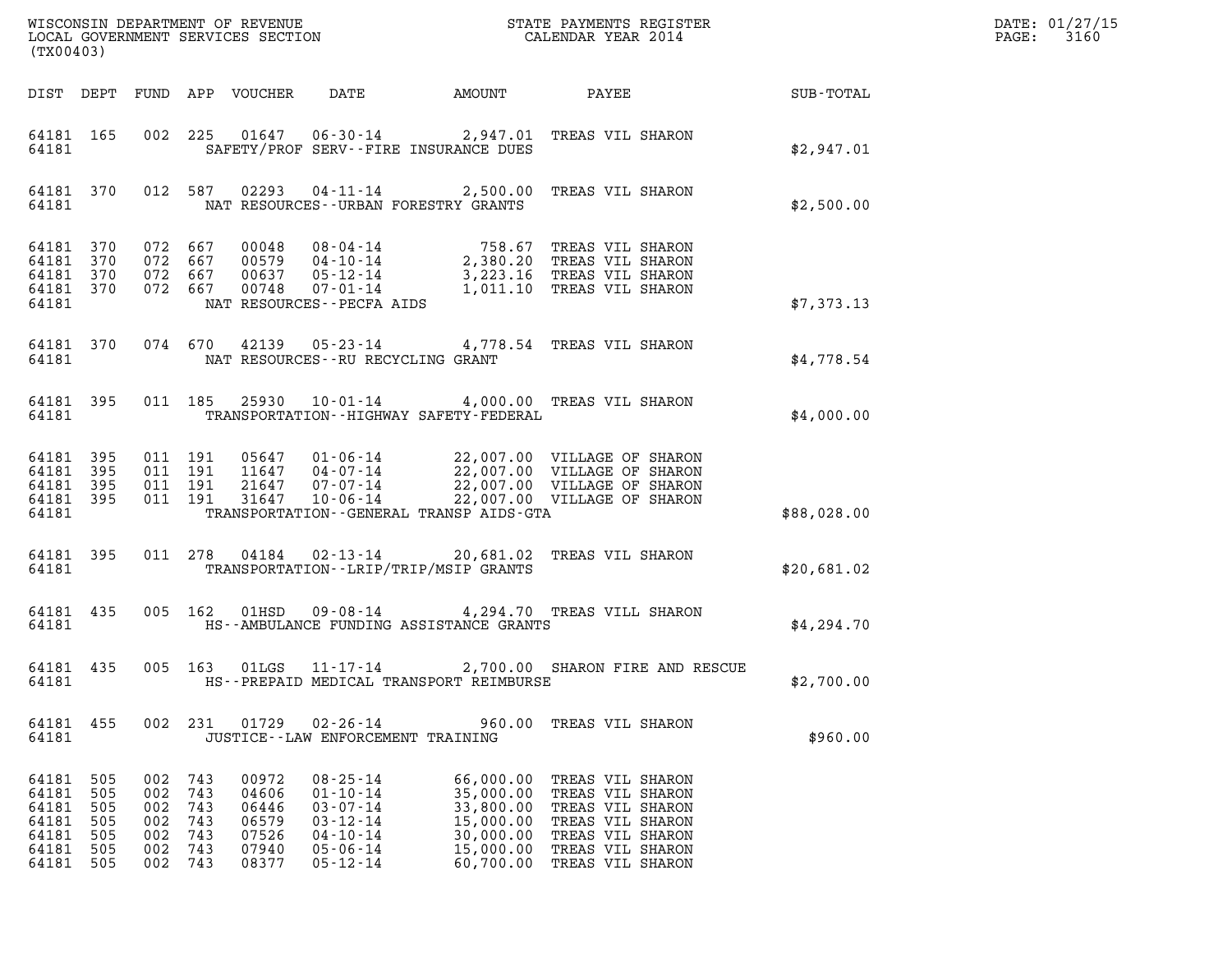WISCONSIN DEPARTMENT OF REVENUE
LOCAL GOVERNMENT SERVICES SECTION
(TX00403)

STATE PAYMENTS REGISTER
CALENDAR YEAR 2014

DATE: 01/27/15
PAGE: 3160

| DIST | DEPT | FUND | APP | VOUCHER | DATE | AMOUNT | PAYEE | SUB-TOTAL |
|---|---|---|---|---|---|---|---|---|
| 64181 | 165 | 002 | 225 | 01647 | 06-30-14 | 2,947.01 | TREAS VIL SHARON | |
| 64181 | | | | | SAFETY/PROF SERV--FIRE INSURANCE DUES | | | $2,947.01 |
| 64181 | 370 | 012 | 587 | 02293 | 04-11-14 | 2,500.00 | TREAS VIL SHARON | |
| 64181 | | | | | NAT RESOURCES--URBAN FORESTRY GRANTS | | | $2,500.00 |
| 64181 | 370 | 072 | 667 | 00048 | 08-04-14 | 758.67 | TREAS VIL SHARON | |
| 64181 | 370 | 072 | 667 | 00579 | 04-10-14 | 2,380.20 | TREAS VIL SHARON | |
| 64181 | 370 | 072 | 667 | 00637 | 05-12-14 | 3,223.16 | TREAS VIL SHARON | |
| 64181 | 370 | 072 | 667 | 00748 | 07-01-14 | 1,011.10 | TREAS VIL SHARON | |
| 64181 | | | | | NAT RESOURCES--PECFA AIDS | | | $7,373.13 |
| 64181 | 370 | 074 | 670 | 42139 | 05-23-14 | 4,778.54 | TREAS VIL SHARON | |
| 64181 | | | | | NAT RESOURCES--RU RECYCLING GRANT | | | $4,778.54 |
| 64181 | 395 | 011 | 185 | 25930 | 10-01-14 | 4,000.00 | TREAS VIL SHARON | |
| 64181 | | | | | TRANSPORTATION--HIGHWAY SAFETY-FEDERAL | | | $4,000.00 |
| 64181 | 395 | 011 | 191 | 05647 | 01-06-14 | 22,007.00 | VILLAGE OF SHARON | |
| 64181 | 395 | 011 | 191 | 11647 | 04-07-14 | 22,007.00 | VILLAGE OF SHARON | |
| 64181 | 395 | 011 | 191 | 21647 | 07-07-14 | 22,007.00 | VILLAGE OF SHARON | |
| 64181 | 395 | 011 | 191 | 31647 | 10-06-14 | 22,007.00 | VILLAGE OF SHARON | |
| 64181 | | | | | TRANSPORTATION--GENERAL TRANSP AIDS-GTA | | | $88,028.00 |
| 64181 | 395 | 011 | 278 | 04184 | 02-13-14 | 20,681.02 | TREAS VIL SHARON | |
| 64181 | | | | | TRANSPORTATION--LRIP/TRIP/MSIP GRANTS | | | $20,681.02 |
| 64181 | 435 | 005 | 162 | 01HSD | 09-08-14 | 4,294.70 | TREAS VILL SHARON | |
| 64181 | | | | | HS--AMBULANCE FUNDING ASSISTANCE GRANTS | | | $4,294.70 |
| 64181 | 435 | 005 | 163 | 01LGS | 11-17-14 | 2,700.00 | SHARON FIRE AND RESCUE | |
| 64181 | | | | | HS--PREPAID MEDICAL TRANSPORT REIMBURSE | | | $2,700.00 |
| 64181 | 455 | 002 | 231 | 01729 | 02-26-14 | 960.00 | TREAS VIL SHARON | |
| 64181 | | | | | JUSTICE--LAW ENFORCEMENT TRAINING | | | $960.00 |
| 64181 | 505 | 002 | 743 | 00972 | 08-25-14 | 66,000.00 | TREAS VIL SHARON | |
| 64181 | 505 | 002 | 743 | 04606 | 01-10-14 | 35,000.00 | TREAS VIL SHARON | |
| 64181 | 505 | 002 | 743 | 06446 | 03-07-14 | 33,800.00 | TREAS VIL SHARON | |
| 64181 | 505 | 002 | 743 | 06579 | 03-12-14 | 15,000.00 | TREAS VIL SHARON | |
| 64181 | 505 | 002 | 743 | 07526 | 04-10-14 | 30,000.00 | TREAS VIL SHARON | |
| 64181 | 505 | 002 | 743 | 07940 | 05-06-14 | 15,000.00 | TREAS VIL SHARON | |
| 64181 | 505 | 002 | 743 | 08377 | 05-12-14 | 60,700.00 | TREAS VIL SHARON | |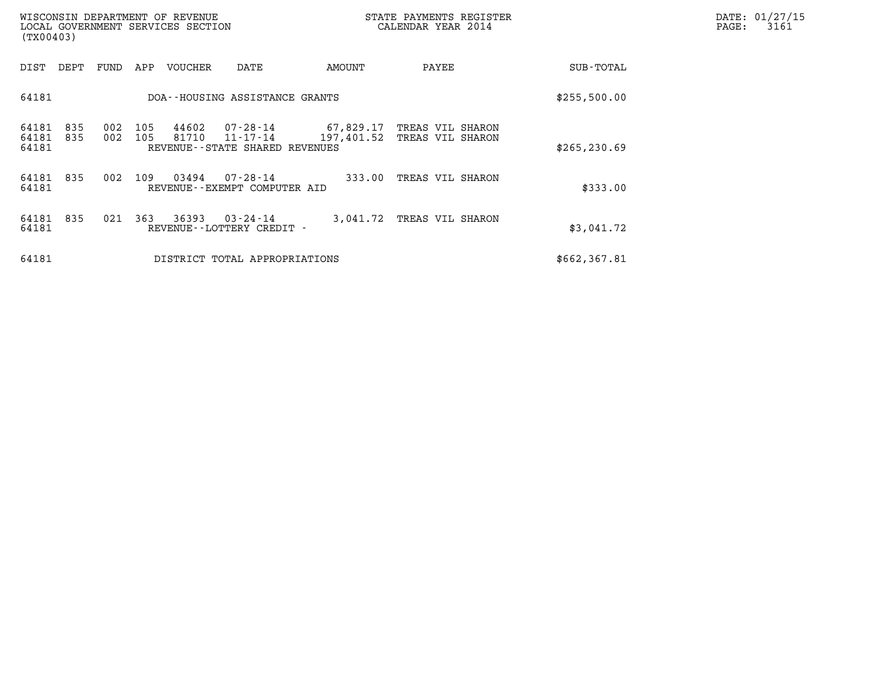| DIST | DEPT | FUND | APP | VOUCHER | DATE | AMOUNT | PAYEE | SUB-TOTAL |
|---|---|---|---|---|---|---|---|---|
| 64181 | | | | DOA--HOUSING ASSISTANCE GRANTS | | | | $255,500.00 |
| 64181 | 835 | 002 | 105 | 44602 | 07-28-14 | 67,829.17 | TREAS VIL SHARON | |
| 64181 | 835 | 002 | 105 | 81710 | 11-17-14 | 197,401.52 | TREAS VIL SHARON | |
| 64181 | | | | REVENUE--STATE SHARED REVENUES | | | | $265,230.69 |
| 64181 | 835 | 002 | 109 | 03494 | 07-28-14 | 333.00 | TREAS VIL SHARON | |
| 64181 | | | | REVENUE--EXEMPT COMPUTER AID | | | | $333.00 |
| 64181 | 835 | 021 | 363 | 36393 | 03-24-14 | 3,041.72 | TREAS VIL SHARON | |
| 64181 | | | | REVENUE--LOTTERY CREDIT - | | | | $3,041.72 |
| 64181 | | | | DISTRICT TOTAL APPROPRIATIONS | | | | $662,367.81 |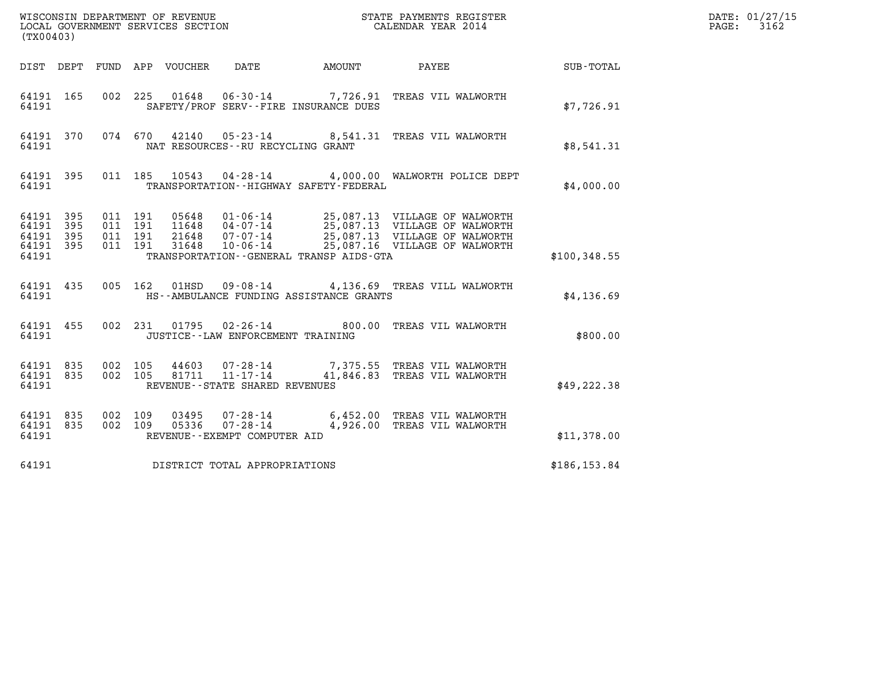WISCONSIN DEPARTMENT OF REVENUE
LOCAL GOVERNMENT SERVICES SECTION
(TX00403)

STATE PAYMENTS REGISTER
CALENDAR YEAR 2014

DATE: 01/27/15
PAGE: 3162

| DIST | DEPT | FUND | APP | VOUCHER | DATE | AMOUNT | PAYEE | SUB-TOTAL |
|---|---|---|---|---|---|---|---|---|
| 64191 | 165 | 002 | 225 | 01648 | 06-30-14 | 7,726.91 | TREAS VIL WALWORTH | |
| 64191 | | | | | SAFETY/PROF SERV--FIRE INSURANCE DUES | | | $7,726.91 |
| 64191 | 370 | 074 | 670 | 42140 | 05-23-14 | 8,541.31 | TREAS VIL WALWORTH | |
| 64191 | | | | | NAT RESOURCES--RU RECYCLING GRANT | | | $8,541.31 |
| 64191 | 395 | 011 | 185 | 10543 | 04-28-14 | 4,000.00 | WALWORTH POLICE DEPT | |
| 64191 | | | | | TRANSPORTATION--HIGHWAY SAFETY-FEDERAL | | | $4,000.00 |
| 64191 | 395 | 011 | 191 | 05648 | 01-06-14 | 25,087.13 | VILLAGE OF WALWORTH | |
| 64191 | 395 | 011 | 191 | 11648 | 04-07-14 | 25,087.13 | VILLAGE OF WALWORTH | |
| 64191 | 395 | 011 | 191 | 21648 | 07-07-14 | 25,087.13 | VILLAGE OF WALWORTH | |
| 64191 | 395 | 011 | 191 | 31648 | 10-06-14 | 25,087.16 | VILLAGE OF WALWORTH | |
| 64191 | | | | | TRANSPORTATION--GENERAL TRANSP AIDS-GTA | | | $100,348.55 |
| 64191 | 435 | 005 | 162 | 01HSD | 09-08-14 | 4,136.69 | TREAS VILL WALWORTH | |
| 64191 | | | | | HS--AMBULANCE FUNDING ASSISTANCE GRANTS | | | $4,136.69 |
| 64191 | 455 | 002 | 231 | 01795 | 02-26-14 | 800.00 | TREAS VIL WALWORTH | |
| 64191 | | | | | JUSTICE--LAW ENFORCEMENT TRAINING | | | $800.00 |
| 64191 | 835 | 002 | 105 | 44603 | 07-28-14 | 7,375.55 | TREAS VIL WALWORTH | |
| 64191 | 835 | 002 | 105 | 81711 | 11-17-14 | 41,846.83 | TREAS VIL WALWORTH | |
| 64191 | | | | | REVENUE--STATE SHARED REVENUES | | | $49,222.38 |
| 64191 | 835 | 002 | 109 | 03495 | 07-28-14 | 6,452.00 | TREAS VIL WALWORTH | |
| 64191 | 835 | 002 | 109 | 05336 | 07-28-14 | 4,926.00 | TREAS VIL WALWORTH | |
| 64191 | | | | | REVENUE--EXEMPT COMPUTER AID | | | $11,378.00 |
| 64191 | | | | | DISTRICT TOTAL APPROPRIATIONS | | | $186,153.84 |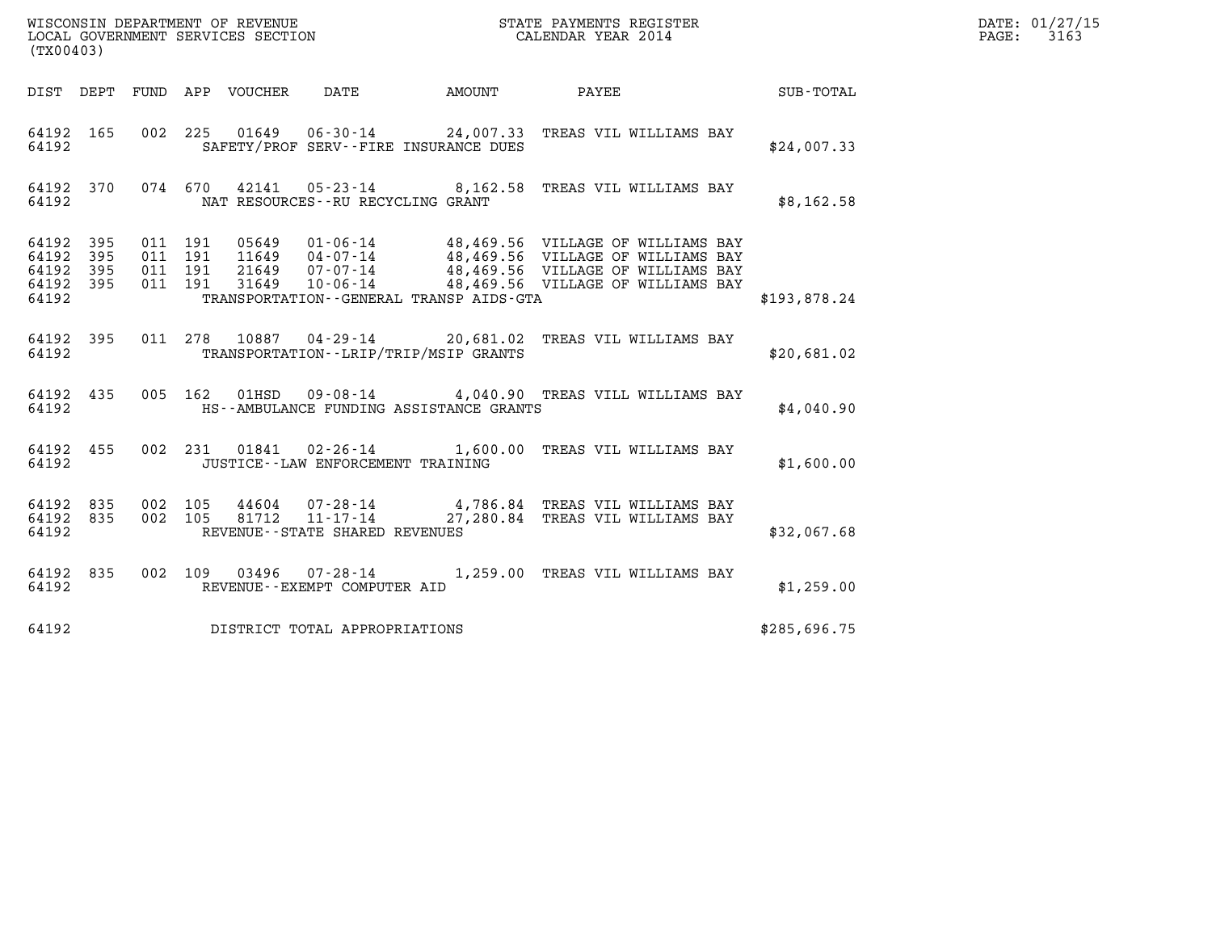WISCONSIN DEPARTMENT OF REVENUE
LOCAL GOVERNMENT SERVICES SECTION
(TX00403)

STATE PAYMENTS REGISTER
CALENDAR YEAR 2014

DATE: 01/27/15
PAGE: 3163

| DIST | DEPT | FUND | APP | VOUCHER | DATE | AMOUNT | PAYEE | SUB-TOTAL |
|---|---|---|---|---|---|---|---|---|
| 64192 | 165 | 002 | 225 | 01649 | 06-30-14 | 24,007.33 | TREAS VIL WILLIAMS BAY | |
| 64192 | | | | | SAFETY/PROF SERV--FIRE INSURANCE DUES | | | $24,007.33 |
| 64192 | 370 | 074 | 670 | 42141 | 05-23-14 | 8,162.58 | TREAS VIL WILLIAMS BAY | |
| 64192 | | | | | NAT RESOURCES--RU RECYCLING GRANT | | | $8,162.58 |
| 64192 | 395 | 011 | 191 | 05649 | 01-06-14 | 48,469.56 | VILLAGE OF WILLIAMS BAY | |
| 64192 | 395 | 011 | 191 | 11649 | 04-07-14 | 48,469.56 | VILLAGE OF WILLIAMS BAY | |
| 64192 | 395 | 011 | 191 | 21649 | 07-07-14 | 48,469.56 | VILLAGE OF WILLIAMS BAY | |
| 64192 | 395 | 011 | 191 | 31649 | 10-06-14 | 48,469.56 | VILLAGE OF WILLIAMS BAY | |
| 64192 | | | | | TRANSPORTATION--GENERAL TRANSP AIDS-GTA | | | $193,878.24 |
| 64192 | 395 | 011 | 278 | 10887 | 04-29-14 | 20,681.02 | TREAS VIL WILLIAMS BAY | |
| 64192 | | | | | TRANSPORTATION--LRIP/TRIP/MSIP GRANTS | | | $20,681.02 |
| 64192 | 435 | 005 | 162 | 01HSD | 09-08-14 | 4,040.90 | TREAS VILL WILLIAMS BAY | |
| 64192 | | | | | HS--AMBULANCE FUNDING ASSISTANCE GRANTS | | | $4,040.90 |
| 64192 | 455 | 002 | 231 | 01841 | 02-26-14 | 1,600.00 | TREAS VIL WILLIAMS BAY | |
| 64192 | | | | | JUSTICE--LAW ENFORCEMENT TRAINING | | | $1,600.00 |
| 64192 | 835 | 002 | 105 | 44604 | 07-28-14 | 4,786.84 | TREAS VIL WILLIAMS BAY | |
| 64192 | 835 | 002 | 105 | 81712 | 11-17-14 | 27,280.84 | TREAS VIL WILLIAMS BAY | |
| 64192 | | | | | REVENUE--STATE SHARED REVENUES | | | $32,067.68 |
| 64192 | 835 | 002 | 109 | 03496 | 07-28-14 | 1,259.00 | TREAS VIL WILLIAMS BAY | |
| 64192 | | | | | REVENUE--EXEMPT COMPUTER AID | | | $1,259.00 |
| 64192 | | | | | DISTRICT TOTAL APPROPRIATIONS | | | $285,696.75 |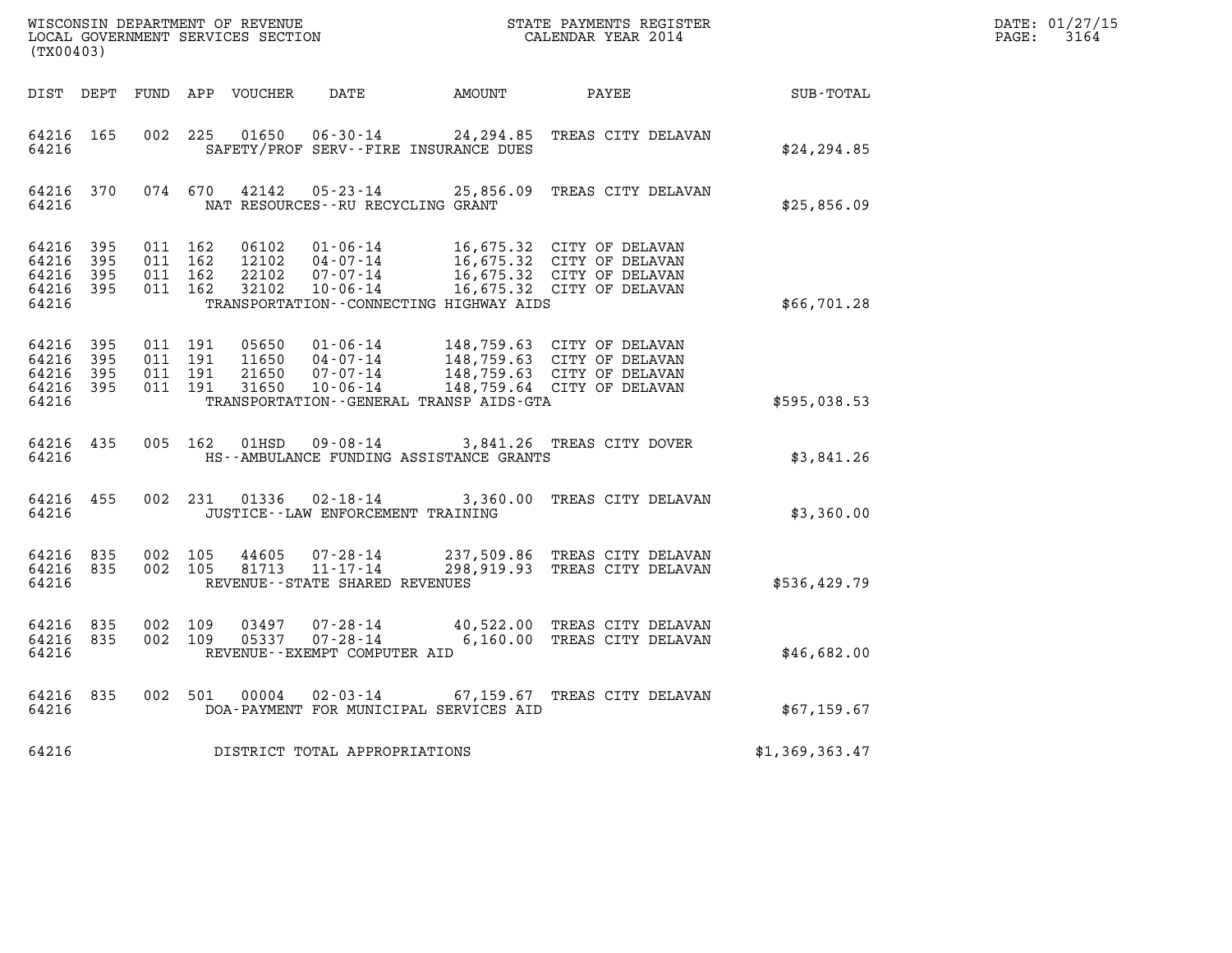WISCONSIN DEPARTMENT OF REVENUE
LOCAL GOVERNMENT SERVICES SECTION
(TX00403)

STATE PAYMENTS REGISTER
CALENDAR YEAR 2014

DATE: 01/27/15

| DIST | DEPT | FUND | APP | VOUCHER | DATE | AMOUNT | PAYEE | SUB-TOTAL |
|---|---|---|---|---|---|---|---|---|
| 64216 | 165 | 002 | 225 | 01650 | 06-30-14 | 24,294.85 | TREAS CITY DELAVAN | |
| 64216 | | | | | SAFETY/PROF SERV--FIRE INSURANCE DUES | | | $24,294.85 |
| 64216 | 370 | 074 | 670 | 42142 | 05-23-14 | 25,856.09 | TREAS CITY DELAVAN | |
| 64216 | | | | | NAT RESOURCES--RU RECYCLING GRANT | | | $25,856.09 |
| 64216 | 395 | 011 | 162 | 06102 | 01-06-14 | 16,675.32 | CITY OF DELAVAN | |
| 64216 | 395 | 011 | 162 | 12102 | 04-07-14 | 16,675.32 | CITY OF DELAVAN | |
| 64216 | 395 | 011 | 162 | 22102 | 07-07-14 | 16,675.32 | CITY OF DELAVAN | |
| 64216 | 395 | 011 | 162 | 32102 | 10-06-14 | 16,675.32 | CITY OF DELAVAN | |
| 64216 | | | | | TRANSPORTATION--CONNECTING HIGHWAY AIDS | | | $66,701.28 |
| 64216 | 395 | 011 | 191 | 05650 | 01-06-14 | 148,759.63 | CITY OF DELAVAN | |
| 64216 | 395 | 011 | 191 | 11650 | 04-07-14 | 148,759.63 | CITY OF DELAVAN | |
| 64216 | 395 | 011 | 191 | 21650 | 07-07-14 | 148,759.63 | CITY OF DELAVAN | |
| 64216 | 395 | 011 | 191 | 31650 | 10-06-14 | 148,759.64 | CITY OF DELAVAN | |
| 64216 | | | | | TRANSPORTATION--GENERAL TRANSP AIDS-GTA | | | $595,038.53 |
| 64216 | 435 | 005 | 162 | 01HSD | 09-08-14 | 3,841.26 | TREAS CITY DOVER | |
| 64216 | | | | | HS--AMBULANCE FUNDING ASSISTANCE GRANTS | | | $3,841.26 |
| 64216 | 455 | 002 | 231 | 01336 | 02-18-14 | 3,360.00 | TREAS CITY DELAVAN | |
| 64216 | | | | | JUSTICE--LAW ENFORCEMENT TRAINING | | | $3,360.00 |
| 64216 | 835 | 002 | 105 | 44605 | 07-28-14 | 237,509.86 | TREAS CITY DELAVAN | |
| 64216 | 835 | 002 | 105 | 81713 | 11-17-14 | 298,919.93 | TREAS CITY DELAVAN | |
| 64216 | | | | | REVENUE--STATE SHARED REVENUES | | | $536,429.79 |
| 64216 | 835 | 002 | 109 | 03497 | 07-28-14 | 40,522.00 | TREAS CITY DELAVAN | |
| 64216 | 835 | 002 | 109 | 05337 | 07-28-14 | 6,160.00 | TREAS CITY DELAVAN | |
| 64216 | | | | | REVENUE--EXEMPT COMPUTER AID | | | $46,682.00 |
| 64216 | 835 | 002 | 501 | 00004 | 02-03-14 | 67,159.67 | TREAS CITY DELAVAN | |
| 64216 | | | | | DOA-PAYMENT FOR MUNICIPAL SERVICES AID | | | $67,159.67 |
| 64216 | | | | | DISTRICT TOTAL APPROPRIATIONS | | | $1,369,363.47 |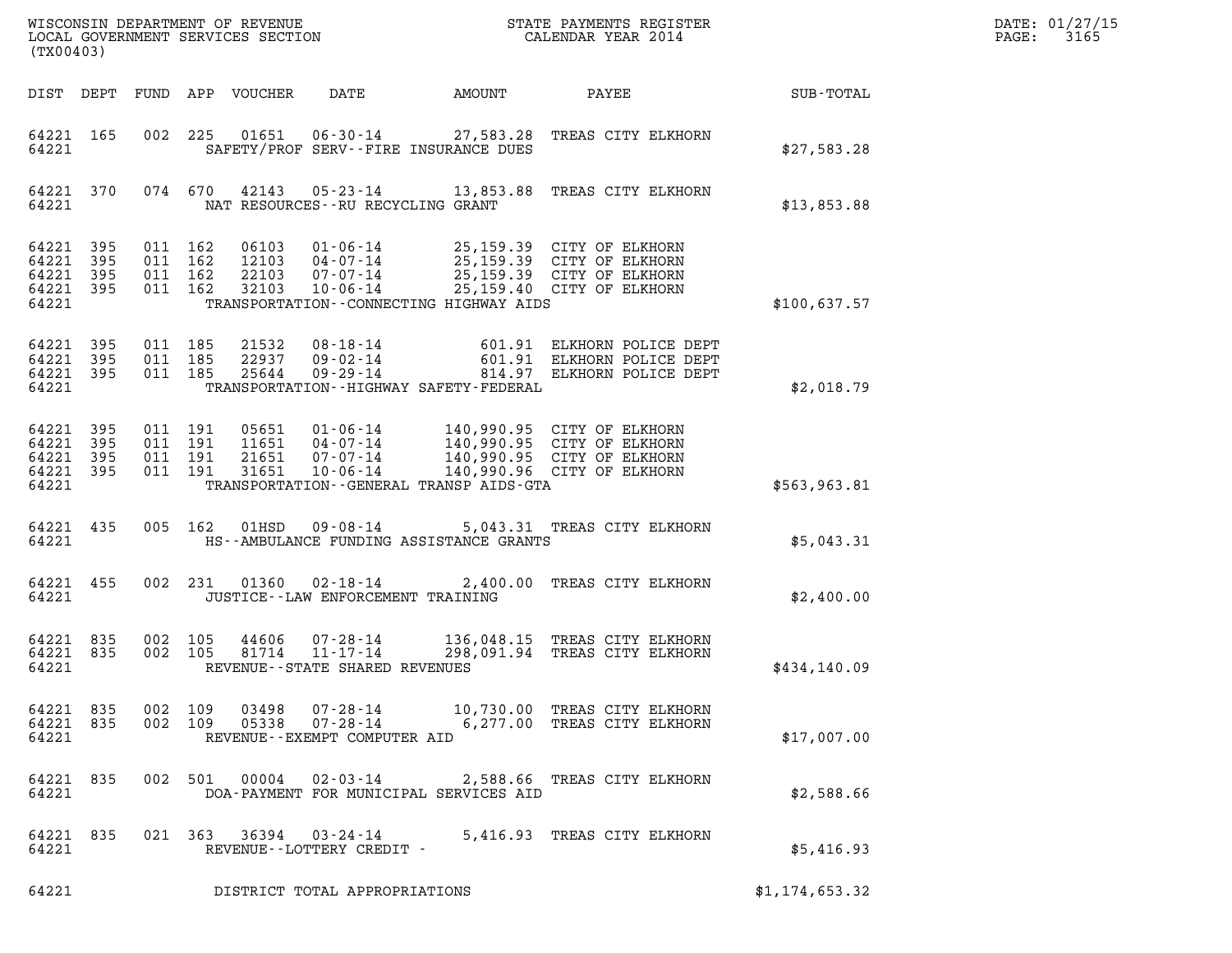WISCONSIN DEPARTMENT OF REVENUE
LOCAL GOVERNMENT SERVICES SECTION
(TX00403)

STATE PAYMENTS REGISTER
CALENDAR YEAR 2014

DATE: 01/27/15

| DIST | DEPT | FUND | APP | VOUCHER | DATE | AMOUNT | PAYEE | SUB-TOTAL |
|---|---|---|---|---|---|---|---|---|
| 64221 | 165 | 002 | 225 | 01651 | 06-30-14 | 27,583.28 | TREAS CITY ELKHORN | |
| 64221 | | | | | SAFETY/PROF SERV--FIRE INSURANCE DUES | | | $27,583.28 |
| 64221 | 370 | 074 | 670 | 42143 | 05-23-14 | 13,853.88 | TREAS CITY ELKHORN | |
| 64221 | | | | | NAT RESOURCES--RU RECYCLING GRANT | | | $13,853.88 |
| 64221 | 395 | 011 | 162 | 06103 | 01-06-14 | 25,159.39 | CITY OF ELKHORN | |
| 64221 | 395 | 011 | 162 | 12103 | 04-07-14 | 25,159.39 | CITY OF ELKHORN | |
| 64221 | 395 | 011 | 162 | 22103 | 07-07-14 | 25,159.39 | CITY OF ELKHORN | |
| 64221 | 395 | 011 | 162 | 32103 | 10-06-14 | 25,159.40 | CITY OF ELKHORN | |
| 64221 | | | | | TRANSPORTATION--CONNECTING HIGHWAY AIDS | | | $100,637.57 |
| 64221 | 395 | 011 | 185 | 21532 | 08-18-14 | 601.91 | ELKHORN POLICE DEPT | |
| 64221 | 395 | 011 | 185 | 22937 | 09-02-14 | 601.91 | ELKHORN POLICE DEPT | |
| 64221 | 395 | 011 | 185 | 25644 | 09-29-14 | 814.97 | ELKHORN POLICE DEPT | |
| 64221 | | | | | TRANSPORTATION--HIGHWAY SAFETY-FEDERAL | | | $2,018.79 |
| 64221 | 395 | 011 | 191 | 05651 | 01-06-14 | 140,990.95 | CITY OF ELKHORN | |
| 64221 | 395 | 011 | 191 | 11651 | 04-07-14 | 140,990.95 | CITY OF ELKHORN | |
| 64221 | 395 | 011 | 191 | 21651 | 07-07-14 | 140,990.95 | CITY OF ELKHORN | |
| 64221 | 395 | 011 | 191 | 31651 | 10-06-14 | 140,990.96 | CITY OF ELKHORN | |
| 64221 | | | | | TRANSPORTATION--GENERAL TRANSP AIDS-GTA | | | $563,963.81 |
| 64221 | 435 | 005 | 162 | 01HSD | 09-08-14 | 5,043.31 | TREAS CITY ELKHORN | |
| 64221 | | | | | HS--AMBULANCE FUNDING ASSISTANCE GRANTS | | | $5,043.31 |
| 64221 | 455 | 002 | 231 | 01360 | 02-18-14 | 2,400.00 | TREAS CITY ELKHORN | |
| 64221 | | | | | JUSTICE--LAW ENFORCEMENT TRAINING | | | $2,400.00 |
| 64221 | 835 | 002 | 105 | 44606 | 07-28-14 | 136,048.15 | TREAS CITY ELKHORN | |
| 64221 | 835 | 002 | 105 | 81714 | 11-17-14 | 298,091.94 | TREAS CITY ELKHORN | |
| 64221 | | | | | REVENUE--STATE SHARED REVENUES | | | $434,140.09 |
| 64221 | 835 | 002 | 109 | 03498 | 07-28-14 | 10,730.00 | TREAS CITY ELKHORN | |
| 64221 | 835 | 002 | 109 | 05338 | 07-28-14 | 6,277.00 | TREAS CITY ELKHORN | |
| 64221 | | | | | REVENUE--EXEMPT COMPUTER AID | | | $17,007.00 |
| 64221 | 835 | 002 | 501 | 00004 | 02-03-14 | 2,588.66 | TREAS CITY ELKHORN | |
| 64221 | | | | | DOA-PAYMENT FOR MUNICIPAL SERVICES AID | | | $2,588.66 |
| 64221 | 835 | 021 | 363 | 36394 | 03-24-14 | 5,416.93 | TREAS CITY ELKHORN | |
| 64221 | | | | | REVENUE--LOTTERY CREDIT - | | | $5,416.93 |
| 64221 | | | | | DISTRICT TOTAL APPROPRIATIONS | | | $1,174,653.32 |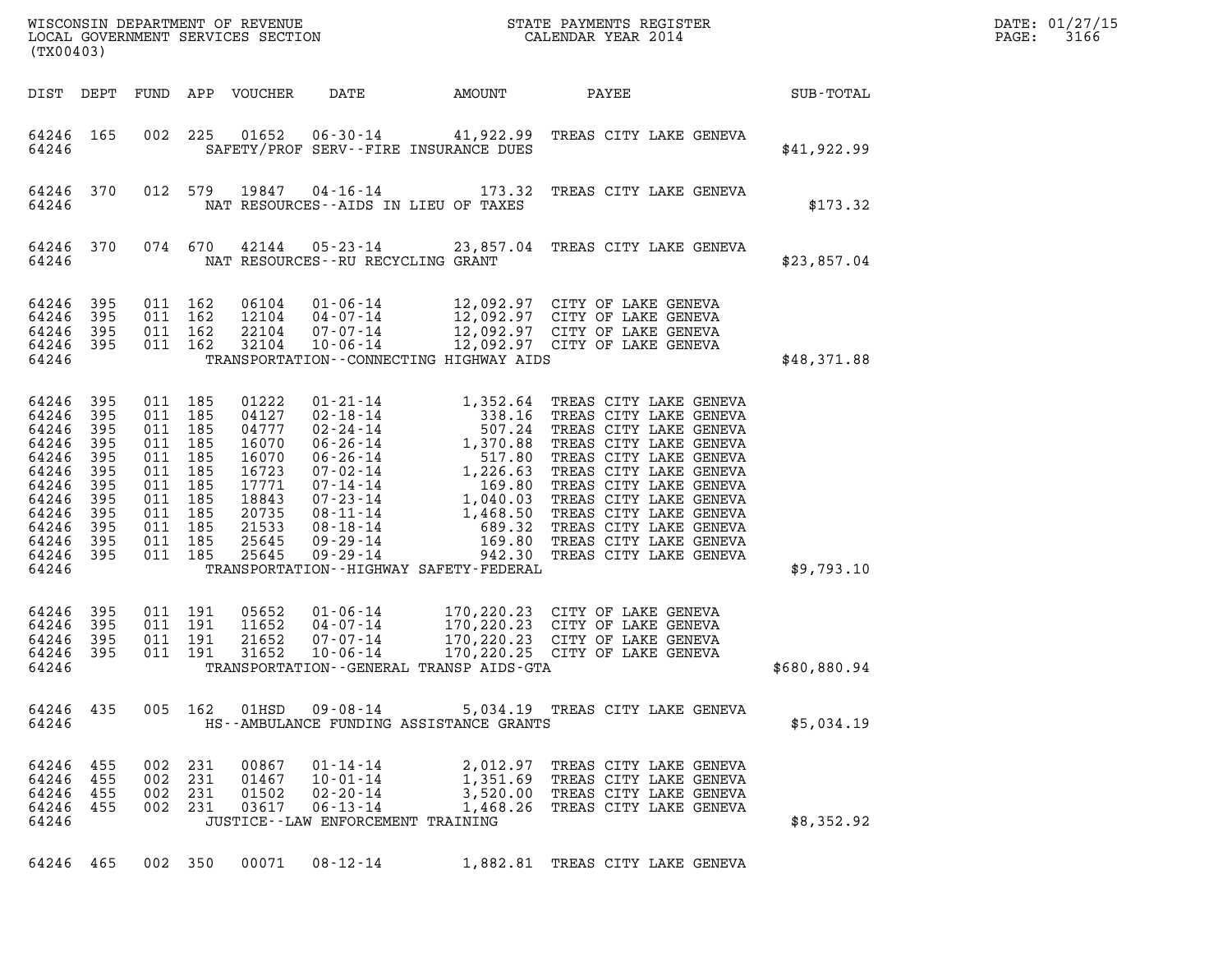WISCONSIN DEPARTMENT OF REVENUE
LOCAL GOVERNMENT SERVICES SECTION
(TX00403)

STATE PAYMENTS REGISTER
CALENDAR YEAR 2014

DATE: 01/27/15
PAGE: 3166

| DIST | DEPT | FUND | APP | VOUCHER | DATE | AMOUNT | PAYEE | SUB-TOTAL |
|---|---|---|---|---|---|---|---|---|
| 64246 | 165 | 002 | 225 | 01652 | 06-30-14 | 41,922.99 | TREAS CITY LAKE GENEVA | |
| 64246 | | | | | SAFETY/PROF SERV--FIRE INSURANCE DUES | | | $41,922.99 |
| 64246 | 370 | 012 | 579 | 19847 | 04-16-14 | 173.32 | TREAS CITY LAKE GENEVA | |
| 64246 | | | | | NAT RESOURCES--AIDS IN LIEU OF TAXES | | | $173.32 |
| 64246 | 370 | 074 | 670 | 42144 | 05-23-14 | 23,857.04 | TREAS CITY LAKE GENEVA | |
| 64246 | | | | | NAT RESOURCES--RU RECYCLING GRANT | | | $23,857.04 |
| 64246 | 395 | 011 | 162 | 06104 | 01-06-14 | 12,092.97 | CITY OF LAKE GENEVA | |
| 64246 | 395 | 011 | 162 | 12104 | 04-07-14 | 12,092.97 | CITY OF LAKE GENEVA | |
| 64246 | 395 | 011 | 162 | 22104 | 07-07-14 | 12,092.97 | CITY OF LAKE GENEVA | |
| 64246 | 395 | 011 | 162 | 32104 | 10-06-14 | 12,092.97 | CITY OF LAKE GENEVA | |
| 64246 | | | | | TRANSPORTATION--CONNECTING HIGHWAY AIDS | | | $48,371.88 |
| 64246 | 395 | 011 | 185 | 01222 | 01-21-14 | 1,352.64 | TREAS CITY LAKE GENEVA | |
| 64246 | 395 | 011 | 185 | 04127 | 02-18-14 | 338.16 | TREAS CITY LAKE GENEVA | |
| 64246 | 395 | 011 | 185 | 04777 | 02-24-14 | 507.24 | TREAS CITY LAKE GENEVA | |
| 64246 | 395 | 011 | 185 | 16070 | 06-26-14 | 1,370.88 | TREAS CITY LAKE GENEVA | |
| 64246 | 395 | 011 | 185 | 16070 | 06-26-14 | 517.80 | TREAS CITY LAKE GENEVA | |
| 64246 | 395 | 011 | 185 | 16723 | 07-02-14 | 1,226.63 | TREAS CITY LAKE GENEVA | |
| 64246 | 395 | 011 | 185 | 17771 | 07-14-14 | 169.80 | TREAS CITY LAKE GENEVA | |
| 64246 | 395 | 011 | 185 | 18843 | 07-23-14 | 1,040.03 | TREAS CITY LAKE GENEVA | |
| 64246 | 395 | 011 | 185 | 20735 | 08-11-14 | 1,468.50 | TREAS CITY LAKE GENEVA | |
| 64246 | 395 | 011 | 185 | 21533 | 08-18-14 | 689.32 | TREAS CITY LAKE GENEVA | |
| 64246 | 395 | 011 | 185 | 25645 | 09-29-14 | 169.80 | TREAS CITY LAKE GENEVA | |
| 64246 | 395 | 011 | 185 | 25645 | 09-29-14 | 942.30 | TREAS CITY LAKE GENEVA | |
| 64246 | | | | | TRANSPORTATION--HIGHWAY SAFETY-FEDERAL | | | $9,793.10 |
| 64246 | 395 | 011 | 191 | 05652 | 01-06-14 | 170,220.23 | CITY OF LAKE GENEVA | |
| 64246 | 395 | 011 | 191 | 11652 | 04-07-14 | 170,220.23 | CITY OF LAKE GENEVA | |
| 64246 | 395 | 011 | 191 | 21652 | 07-07-14 | 170,220.23 | CITY OF LAKE GENEVA | |
| 64246 | 395 | 011 | 191 | 31652 | 10-06-14 | 170,220.25 | CITY OF LAKE GENEVA | |
| 64246 | | | | | TRANSPORTATION--GENERAL TRANSP AIDS-GTA | | | $680,880.94 |
| 64246 | 435 | 005 | 162 | 01HSD | 09-08-14 | 5,034.19 | TREAS CITY LAKE GENEVA | |
| 64246 | | | | | HS--AMBULANCE FUNDING ASSISTANCE GRANTS | | | $5,034.19 |
| 64246 | 455 | 002 | 231 | 00867 | 01-14-14 | 2,012.97 | TREAS CITY LAKE GENEVA | |
| 64246 | 455 | 002 | 231 | 01467 | 10-01-14 | 1,351.69 | TREAS CITY LAKE GENEVA | |
| 64246 | 455 | 002 | 231 | 01502 | 02-20-14 | 3,520.00 | TREAS CITY LAKE GENEVA | |
| 64246 | 455 | 002 | 231 | 03617 | 06-13-14 | 1,468.26 | TREAS CITY LAKE GENEVA | |
| 64246 | | | | | JUSTICE--LAW ENFORCEMENT TRAINING | | | $8,352.92 |
| 64246 | 465 | 002 | 350 | 00071 | 08-12-14 | 1,882.81 | TREAS CITY LAKE GENEVA | |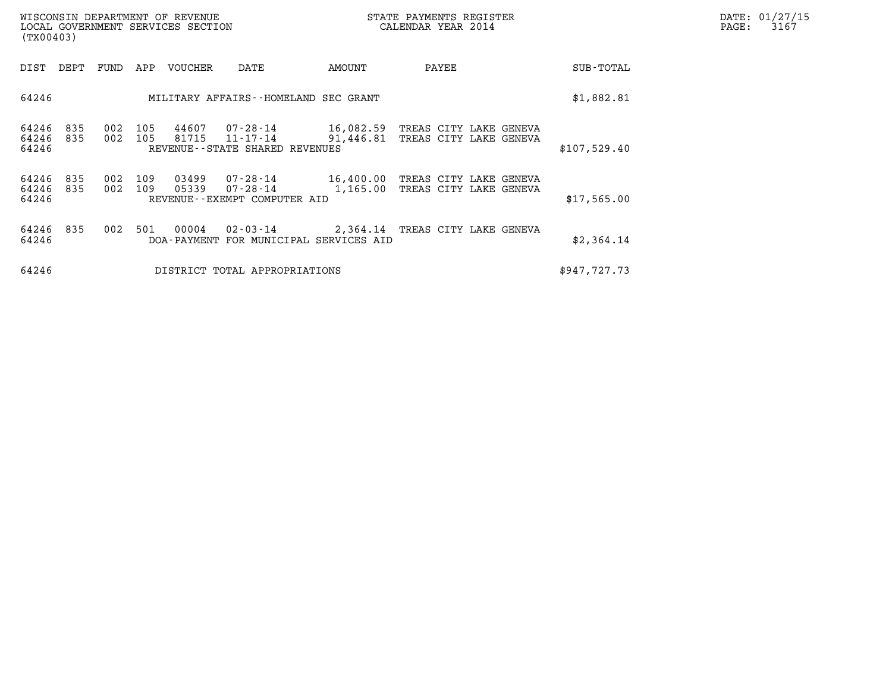| DIST | DEPT | FUND | APP | VOUCHER | DATE | AMOUNT | PAYEE | SUB-TOTAL |
|---|---|---|---|---|---|---|---|---|
| 64246 | | | | MILITARY AFFAIRS--HOMELAND SEC GRANT | | | | $1,882.81 |
| 64246 | 835 | 002 | 105 | 44607 | 07-28-14 | 16,082.59 | TREAS CITY LAKE GENEVA | |
| 64246 | 835 | 002 | 105 | 81715 | 11-17-14 | 91,446.81 | TREAS CITY LAKE GENEVA | |
| 64246 | | | | REVENUE--STATE SHARED REVENUES | | | | $107,529.40 |
| 64246 | 835 | 002 | 109 | 03499 | 07-28-14 | 16,400.00 | TREAS CITY LAKE GENEVA | |
| 64246 | 835 | 002 | 109 | 05339 | 07-28-14 | 1,165.00 | TREAS CITY LAKE GENEVA | |
| 64246 | | | | REVENUE--EXEMPT COMPUTER AID | | | | $17,565.00 |
| 64246 | 835 | 002 | 501 | 00004 | 02-03-14 | 2,364.14 | TREAS CITY LAKE GENEVA | |
| 64246 | | | | DOA-PAYMENT FOR MUNICIPAL SERVICES AID | | | | $2,364.14 |
| 64246 | | | | DISTRICT TOTAL APPROPRIATIONS | | | | $947,727.73 |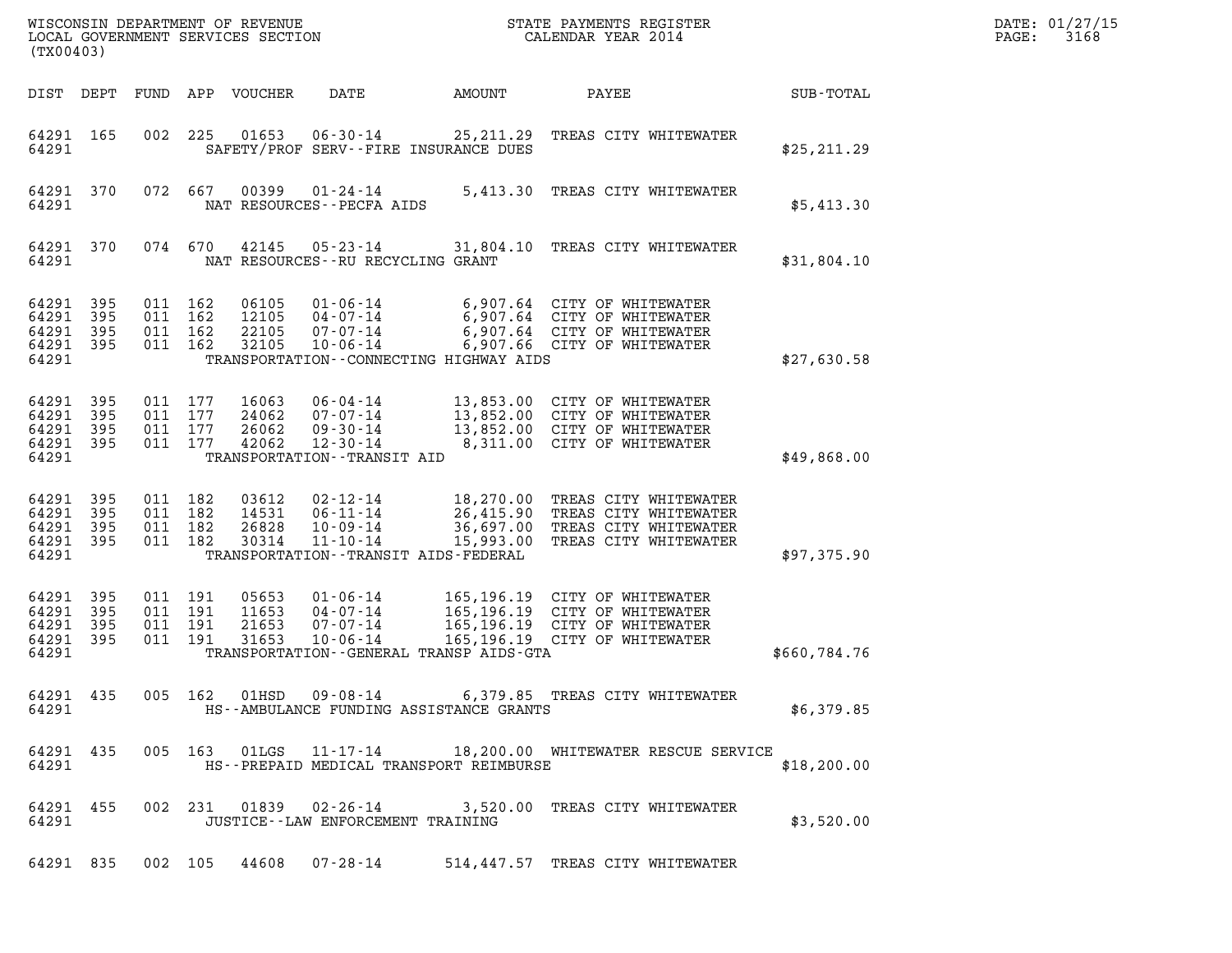WISCONSIN DEPARTMENT OF REVENUE
LOCAL GOVERNMENT SERVICES SECTION
(TX00403)

STATE PAYMENTS REGISTER
CALENDAR YEAR 2014

DATE: 01/27/15
PAGE: 3168

| DIST | DEPT | FUND | APP | VOUCHER | DATE | AMOUNT | PAYEE | SUB-TOTAL |
|---|---|---|---|---|---|---|---|---|
| 64291 | 165 | 002 | 225 | 01653 | 06-30-14 | 25,211.29 | TREAS CITY WHITEWATER | |
| 64291 | | | | | SAFETY/PROF SERV--FIRE INSURANCE DUES | | | $25,211.29 |
| 64291 | 370 | 072 | 667 | 00399 | 01-24-14 | 5,413.30 | TREAS CITY WHITEWATER | |
| 64291 | | | | | NAT RESOURCES--PECFA AIDS | | | $5,413.30 |
| 64291 | 370 | 074 | 670 | 42145 | 05-23-14 | 31,804.10 | TREAS CITY WHITEWATER | |
| 64291 | | | | | NAT RESOURCES--RU RECYCLING GRANT | | | $31,804.10 |
| 64291 | 395 | 011 | 162 | 06105 | 01-06-14 | 6,907.64 | CITY OF WHITEWATER | |
| 64291 | 395 | 011 | 162 | 12105 | 04-07-14 | 6,907.64 | CITY OF WHITEWATER | |
| 64291 | 395 | 011 | 162 | 22105 | 07-07-14 | 6,907.64 | CITY OF WHITEWATER | |
| 64291 | 395 | 011 | 162 | 32105 | 10-06-14 | 6,907.66 | CITY OF WHITEWATER | |
| 64291 | | | | | TRANSPORTATION--CONNECTING HIGHWAY AIDS | | | $27,630.58 |
| 64291 | 395 | 011 | 177 | 16063 | 06-04-14 | 13,853.00 | CITY OF WHITEWATER | |
| 64291 | 395 | 011 | 177 | 24062 | 07-07-14 | 13,852.00 | CITY OF WHITEWATER | |
| 64291 | 395 | 011 | 177 | 26062 | 09-30-14 | 13,852.00 | CITY OF WHITEWATER | |
| 64291 | 395 | 011 | 177 | 42062 | 12-30-14 | 8,311.00 | CITY OF WHITEWATER | |
| 64291 | | | | | TRANSPORTATION--TRANSIT AID | | | $49,868.00 |
| 64291 | 395 | 011 | 182 | 03612 | 02-12-14 | 18,270.00 | TREAS CITY WHITEWATER | |
| 64291 | 395 | 011 | 182 | 14531 | 06-11-14 | 26,415.90 | TREAS CITY WHITEWATER | |
| 64291 | 395 | 011 | 182 | 26828 | 10-09-14 | 36,697.00 | TREAS CITY WHITEWATER | |
| 64291 | 395 | 011 | 182 | 30314 | 11-10-14 | 15,993.00 | TREAS CITY WHITEWATER | |
| 64291 | | | | | TRANSPORTATION--TRANSIT AIDS-FEDERAL | | | $97,375.90 |
| 64291 | 395 | 011 | 191 | 05653 | 01-06-14 | 165,196.19 | CITY OF WHITEWATER | |
| 64291 | 395 | 011 | 191 | 11653 | 04-07-14 | 165,196.19 | CITY OF WHITEWATER | |
| 64291 | 395 | 011 | 191 | 21653 | 07-07-14 | 165,196.19 | CITY OF WHITEWATER | |
| 64291 | 395 | 011 | 191 | 31653 | 10-06-14 | 165,196.19 | CITY OF WHITEWATER | |
| 64291 | | | | | TRANSPORTATION--GENERAL TRANSP AIDS-GTA | | | $660,784.76 |
| 64291 | 435 | 005 | 162 | 01HSD | 09-08-14 | 6,379.85 | TREAS CITY WHITEWATER | |
| 64291 | | | | | HS--AMBULANCE FUNDING ASSISTANCE GRANTS | | | $6,379.85 |
| 64291 | 435 | 005 | 163 | 01LGS | 11-17-14 | 18,200.00 | WHITEWATER RESCUE SERVICE | |
| 64291 | | | | | HS--PREPAID MEDICAL TRANSPORT REIMBURSE | | | $18,200.00 |
| 64291 | 455 | 002 | 231 | 01839 | 02-26-14 | 3,520.00 | TREAS CITY WHITEWATER | |
| 64291 | | | | | JUSTICE--LAW ENFORCEMENT TRAINING | | | $3,520.00 |
| 64291 | 835 | 002 | 105 | 44608 | 07-28-14 | 514,447.57 | TREAS CITY WHITEWATER | |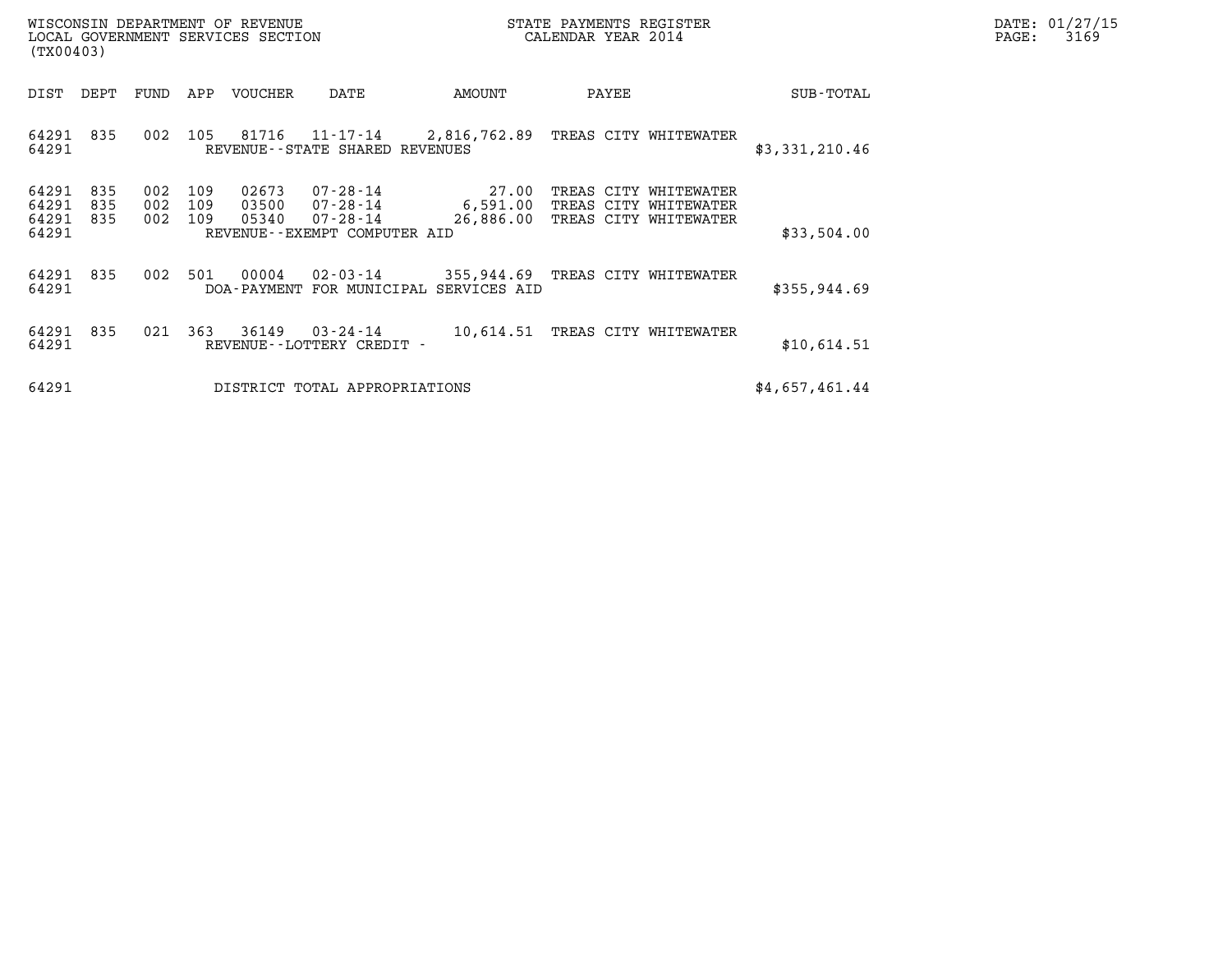WISCONSIN DEPARTMENT OF REVENUE
LOCAL GOVERNMENT SERVICES SECTION
(TX00403)

STATE PAYMENTS REGISTER
CALENDAR YEAR 2014

DATE: 01/27/15
PAGE: 3169

| DIST | DEPT | FUND | APP | VOUCHER | DATE | AMOUNT | PAYEE | SUB-TOTAL |
|---|---|---|---|---|---|---|---|---|
| 64291 | 835 | 002 | 105 | 81716 | 11-17-14 | 2,816,762.89 | TREAS CITY WHITEWATER | |
| 64291 | | | | REVENUE--STATE SHARED REVENUES | | | | $3,331,210.46 |
| 64291 | 835 | 002 | 109 | 02673 | 07-28-14 | 27.00 | TREAS CITY WHITEWATER | |
| 64291 | 835 | 002 | 109 | 03500 | 07-28-14 | 6,591.00 | TREAS CITY WHITEWATER | |
| 64291 | 835 | 002 | 109 | 05340 | 07-28-14 | 26,886.00 | TREAS CITY WHITEWATER | |
| 64291 | | | | REVENUE--EXEMPT COMPUTER AID | | | | $33,504.00 |
| 64291 | 835 | 002 | 501 | 00004 | 02-03-14 | 355,944.69 | TREAS CITY WHITEWATER | |
| 64291 | | | | DOA-PAYMENT FOR MUNICIPAL SERVICES AID | | | | $355,944.69 |
| 64291 | 835 | 021 | 363 | 36149 | 03-24-14 | 10,614.51 | TREAS CITY WHITEWATER | |
| 64291 | | | | REVENUE--LOTTERY CREDIT - | | | | $10,614.51 |
| 64291 | | | | DISTRICT TOTAL APPROPRIATIONS | | | | $4,657,461.44 |